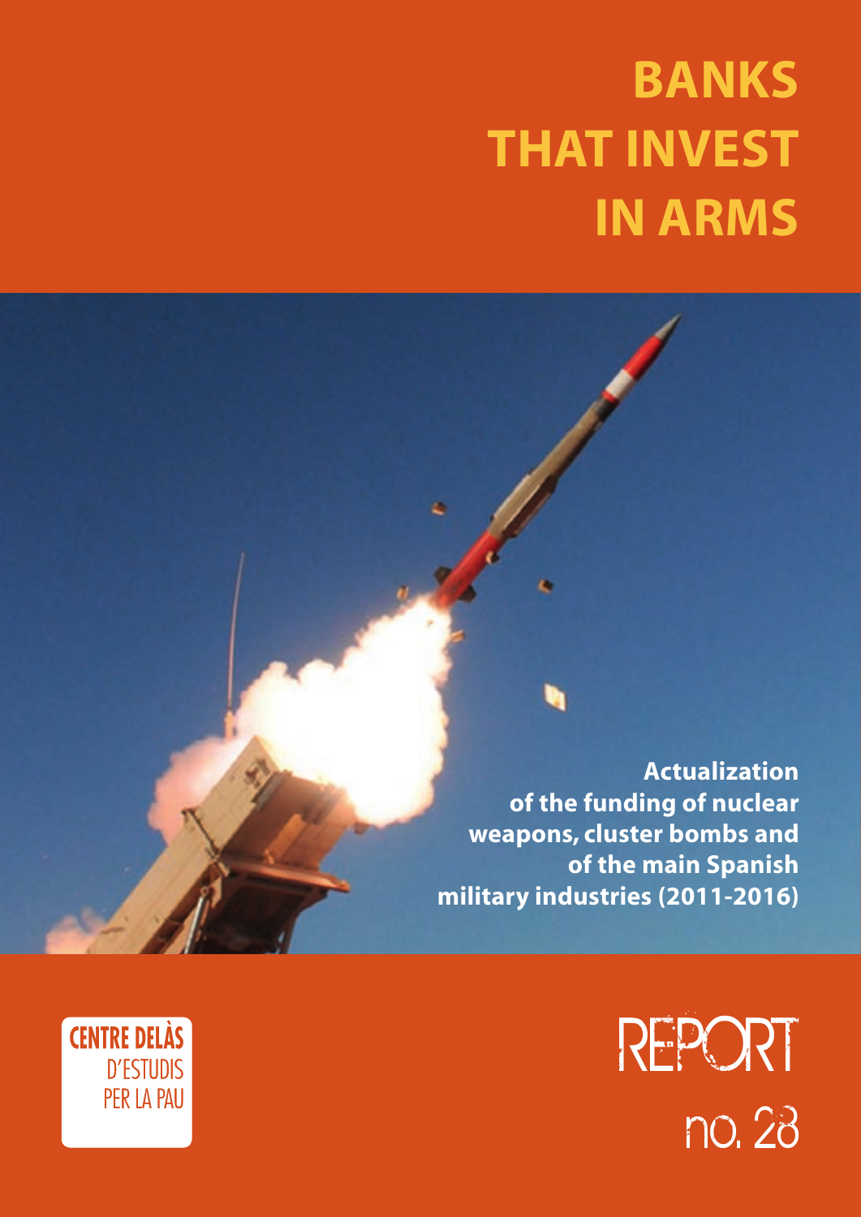# BANKS THAT INVEST IN ARMS

**Actualization of the funding of nuclear weapons, cluster bombs and of the main Spanish military industries (2011-2016)**

CENTRE DELÀS D'ESTUDIS PER LA PAU

REPORT no. 28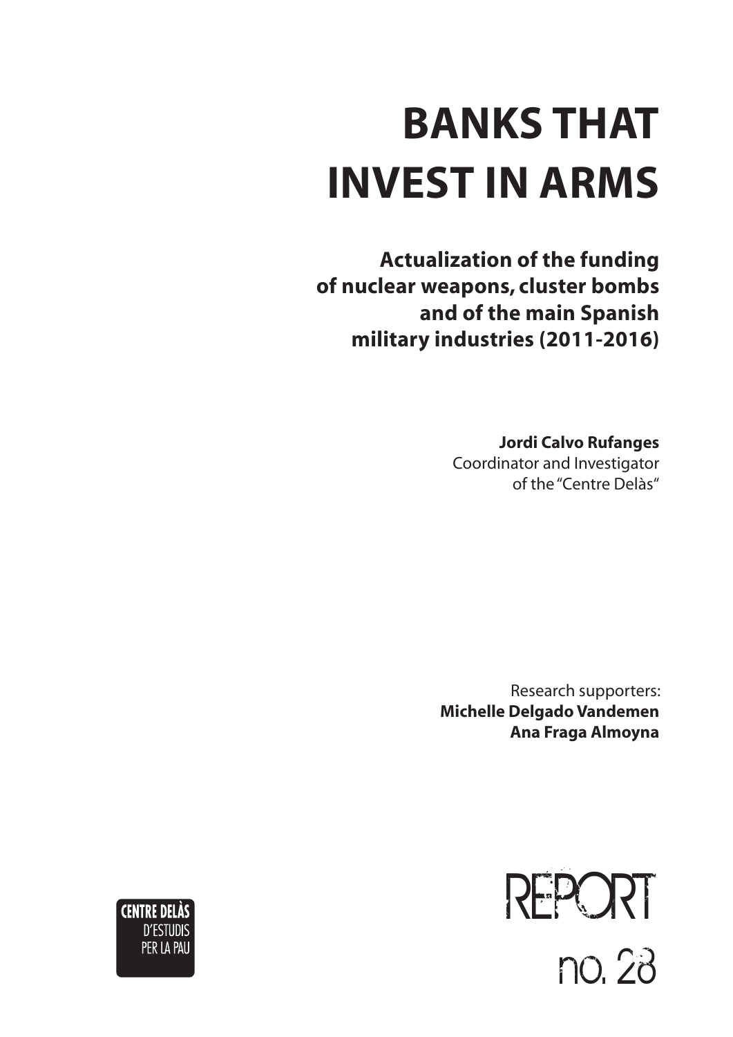# BANKS THAT INVEST IN ARMS

## Actualization of the funding of nuclear weapons, cluster bombs and of the main Spanish military industries (2011-2016)

**Jordi Calvo Rufanges**
Coordinator and Investigator
of the "Centre Delàs"

Research supporters:
**Michelle Delgado Vandemen**
**Ana Fraga Almoyna**

CENTRE DELÀS
D'ESTUDIS
PER LA PAU

REPORT
no. 28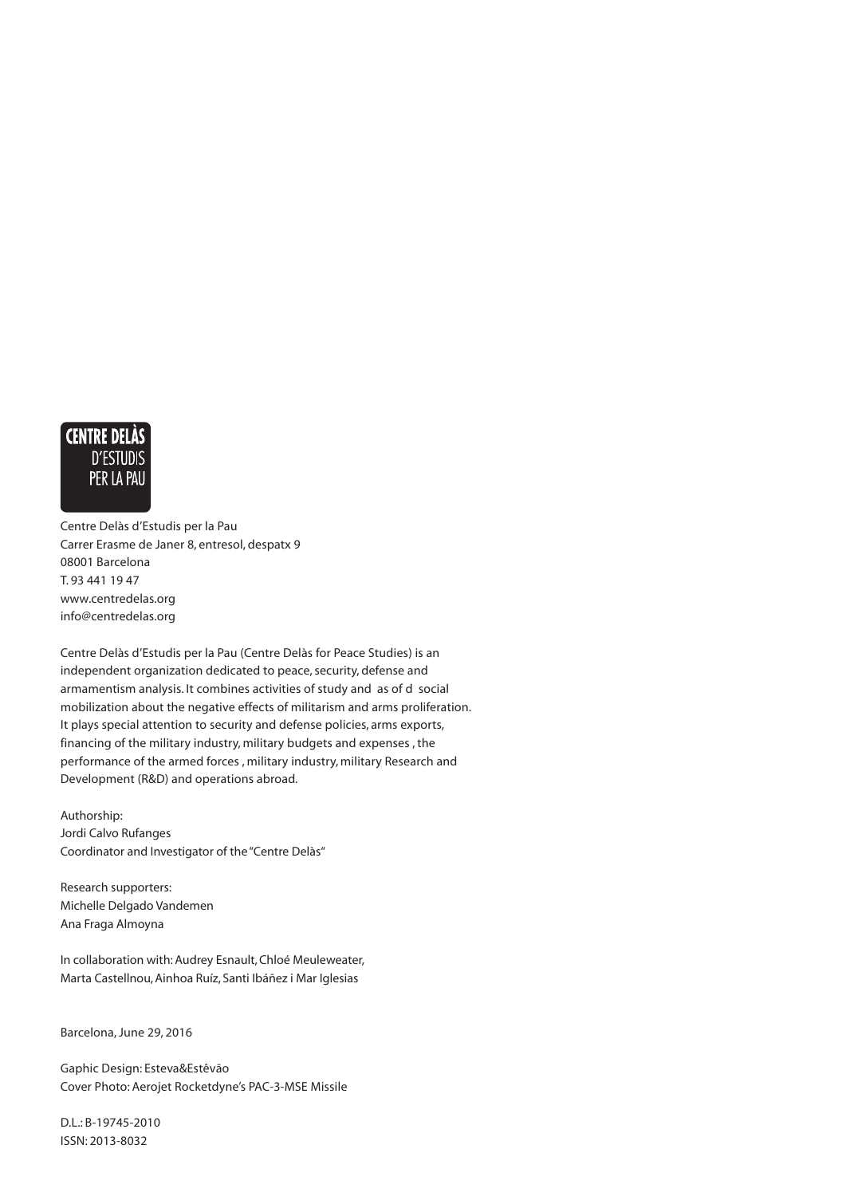CENTRE DELÀS
D'ESTUDIS
PER LA PAU

Centre Delàs d'Estudis per la Pau
Carrer Erasme de Janer 8, entresol, despatx 9
08001 Barcelona
T. 93 441 19 47
www.centredelas.org
info@centredelas.org

Centre Delàs d'Estudis per la Pau (Centre Delàs for Peace Studies) is an independent organization dedicated to peace, security, defense and armamentism analysis. It combines activities of study and as of d social mobilization about the negative effects of militarism and arms proliferation. It plays special attention to security and defense policies, arms exports, financing of the military industry, military budgets and expenses , the performance of the armed forces , military industry, military Research and Development (R&D) and operations abroad.

Authorship:
Jordi Calvo Rufanges
Coordinator and Investigator of the "Centre Delàs"

Research supporters:
Michelle Delgado Vandemen
Ana Fraga Almoyna

In collaboration with: Audrey Esnault, Chloé Meuleweater, Marta Castellnou, Ainhoa Ruíz, Santi Ibáñez i Mar Iglesias

Barcelona, June 29, 2016

Gaphic Design: Esteva&Estêvão
Cover Photo: Aerojet Rocketdyne's PAC-3-MSE Missile

D.L.: B-19745-2010
ISSN: 2013-8032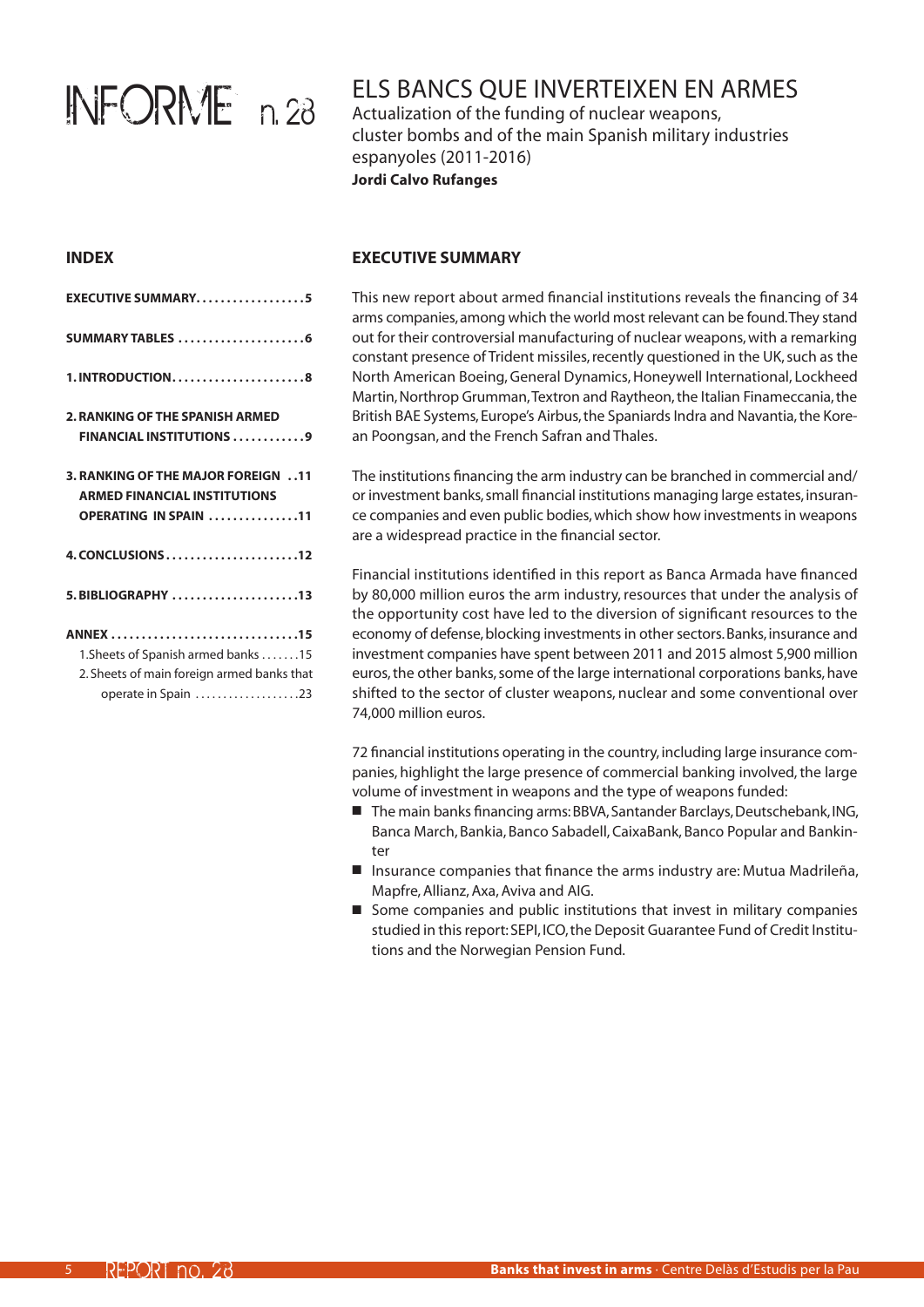# INFORME n. 28

## ELS BANCS QUE INVERTEIXEN EN ARMES

Actualization of the funding of nuclear weapons, cluster bombs and of the main Spanish military industries espanyoles (2011-2016)

**Jordi Calvo Rufanges**

### INDEX

**EXECUTIVE SUMMARY.................5**

**SUMMARY TABLES ....................6**

**1. INTRODUCTION.....................8**

**2. RANKING OF THE SPANISH ARMED FINANCIAL INSTITUTIONS ............9**

**3. RANKING OF THE MAJOR FOREIGN ..11 ARMED FINANCIAL INSTITUTIONS OPERATING IN SPAIN ..............11**

**4. CONCLUSIONS.....................12**

**5. BIBLIOGRAPHY ....................13**

**ANNEX ..............................15**

1.Sheets of Spanish armed banks .......15

2. Sheets of main foreign armed banks that operate in Spain ..................23

### EXECUTIVE SUMMARY

This new report about armed financial institutions reveals the financing of 34 arms companies, among which the world most relevant can be found. They stand out for their controversial manufacturing of nuclear weapons, with a remarking constant presence of Trident missiles, recently questioned in the UK, such as the North American Boeing, General Dynamics, Honeywell International, Lockheed Martin, Northrop Grumman, Textron and Raytheon, the Italian Finameccania, the British BAE Systems, Europe's Airbus, the Spaniards Indra and Navantia, the Korean Poongsan, and the French Safran and Thales.

The institutions financing the arm industry can be branched in commercial and/or investment banks, small financial institutions managing large estates, insurance companies and even public bodies, which show how investments in weapons are a widespread practice in the financial sector.

Financial institutions identified in this report as Banca Armada have financed by 80,000 million euros the arm industry, resources that under the analysis of the opportunity cost have led to the diversion of significant resources to the economy of defense, blocking investments in other sectors. Banks, insurance and investment companies have spent between 2011 and 2015 almost 5,900 million euros, the other banks, some of the large international corporations banks, have shifted to the sector of cluster weapons, nuclear and some conventional over 74,000 million euros.

72 financial institutions operating in the country, including large insurance companies, highlight the large presence of commercial banking involved, the large volume of investment in weapons and the type of weapons funded:

- The main banks financing arms: BBVA, Santander Barclays, Deutschebank, ING, Banca March, Bankia, Banco Sabadell, CaixaBank, Banco Popular and Bankinter
- Insurance companies that finance the arms industry are: Mutua Madrileña, Mapfre, Allianz, Axa, Aviva and AIG.
- Some companies and public institutions that invest in military companies studied in this report: SEPI, ICO, the Deposit Guarantee Fund of Credit Institutions and the Norwegian Pension Fund.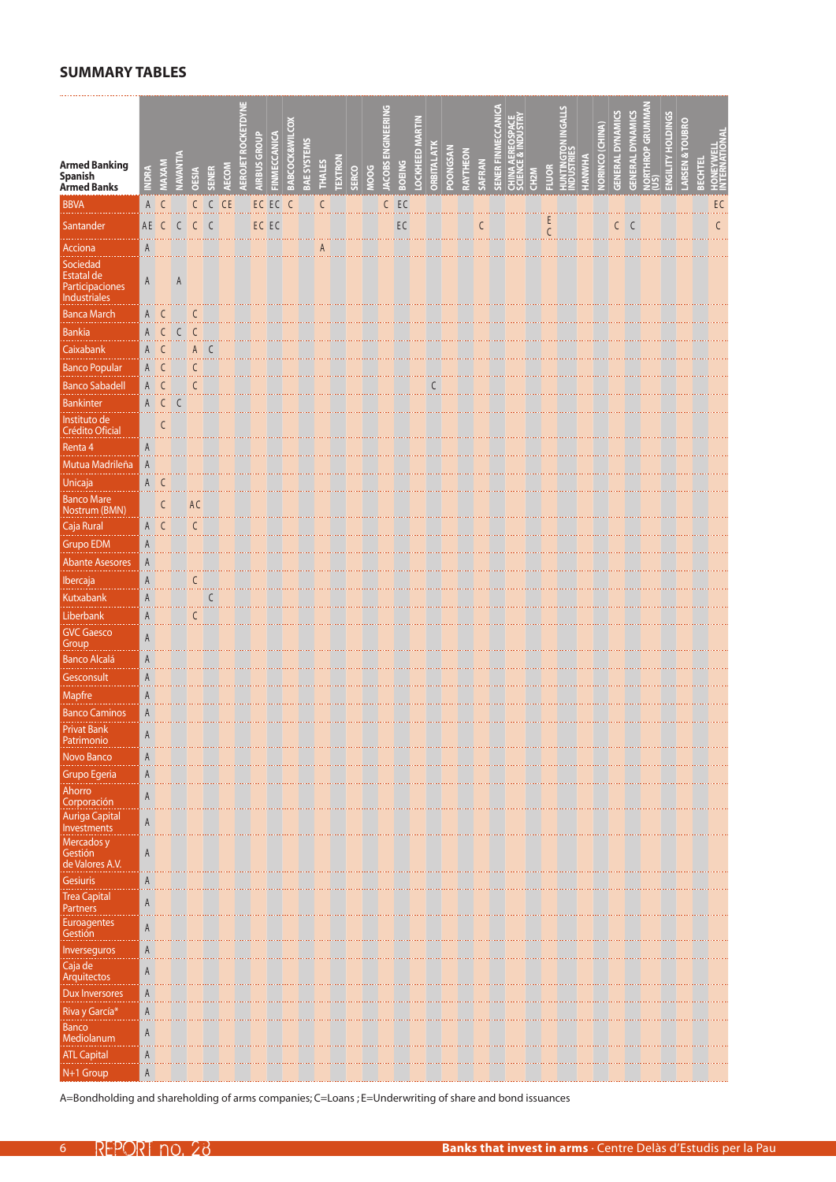## SUMMARY TABLES

| Armed Banking Spanish Armed Banks | INDRA | MAXAM | NAVANTIA | OESIA | SENER | AECOM | AEROJET ROCKETDYNE | AIRBUS GROUP | FINMECCANICA | BABCOCK&WILCOX | BAE SYSTEMS | THALES | TEXTRON | SERCO | MOOG | JACOBS ENGINEERING | BOEING | LOCKHEED MARTIN | ORBITAL ATK | POONGSAN | RAYTHEON | SAFRAN | SENER FINMECCANICA | CHINA AEREOSPACE SCIENCE & INDUSTRY | CH2M | FLUOR | HUNTINGTON INGALLS INDUSTRIES | HANWHA | NORINCO (CHINA) | GENERAL DYNAMICS | GENERAL DYNAMICS | NORTHROP GRUMMAN (US) | ENGILITY HOLDINGS | LARSEN & TOUBRO | BECHTEL | HONEYWELL INTERNATIONAL |
|---|---|---|---|---|---|---|---|---|---|---|---|---|---|---|---|---|---|---|---|---|---|---|---|---|---|---|---|---|---|---|---|---|---|---|---|---|
| BBVA | A | C | | C | C | CE | | EC | EC | C | | C | | | | C | EC | | | | | | | | | | | | | | | | | | | EC |
| Santander | AE | C | C | C | C | | | EC | EC | | | | | | | | EC | | | | | C | | | | E C | | | | C | C | | | | | C |
| Acciona | A | | | | | | | | | | | A | | | | | | | | | | | | | | | | | | | | | | | | |
| Sociedad Estatal de Participaciones Industriales | A | | A | | | | | | | | | | | | | | | | | | | | | | | | | | | | | | | | | |
| Banca March | A | C | | C | | | | | | | | | | | | | | | | | | | | | | | | | | | | | | | | |
| Bankia | A | C | C | C | | | | | | | | | | | | | | | | | | | | | | | | | | | | | | | | |
| Caixabank | A | C | | A | C | | | | | | | | | | | | | | | | | | | | | | | | | | | | | | | |
| Banco Popular | A | C | | C | | | | | | | | | | | | | | | | | | | | | | | | | | | | | | | | |
| Banco Sabadell | A | C | | C | | | | | | | | | | | | | | | C | | | | | | | | | | | | | | | | | |
| Bankinter | A | C | C | | | | | | | | | | | | | | | | | | | | | | | | | | | | | | | | | |
| Instituto de Crédito Oficial | | C | | | | | | | | | | | | | | | | | | | | | | | | | | | | | | | | | | |
| Renta 4 | A | | | | | | | | | | | | | | | | | | | | | | | | | | | | | | | | | | | |
| Mutua Madrileña | A | | | | | | | | | | | | | | | | | | | | | | | | | | | | | | | | | | | |
| Unicaja | A | C | | | | | | | | | | | | | | | | | | | | | | | | | | | | | | | | | | |
| Banco Mare Nostrum (BMN) | | C | | AC | | | | | | | | | | | | | | | | | | | | | | | | | | | | | | | | |
| Caja Rural | A | C | | C | | | | | | | | | | | | | | | | | | | | | | | | | | | | | | | | |
| Grupo EDM | A | | | | | | | | | | | | | | | | | | | | | | | | | | | | | | | | | | | |
| Abante Asesores | A | | | | | | | | | | | | | | | | | | | | | | | | | | | | | | | | | | | |
| Ibercaja | A | | | C | | | | | | | | | | | | | | | | | | | | | | | | | | | | | | | | |
| Kutxabank | A | | | | C | | | | | | | | | | | | | | | | | | | | | | | | | | | | | | | |
| Liberbank | A | | | C | | | | | | | | | | | | | | | | | | | | | | | | | | | | | | | | |
| GVC Gaesco Group | A | | | | | | | | | | | | | | | | | | | | | | | | | | | | | | | | | | | |
| Banco Alcalá | A | | | | | | | | | | | | | | | | | | | | | | | | | | | | | | | | | | | |
| Gesconsult | A | | | | | | | | | | | | | | | | | | | | | | | | | | | | | | | | | | | |
| Mapfre | A | | | | | | | | | | | | | | | | | | | | | | | | | | | | | | | | | | | |
| Banco Caminos | A | | | | | | | | | | | | | | | | | | | | | | | | | | | | | | | | | | | |
| Privat Bank Patrimonio | A | | | | | | | | | | | | | | | | | | | | | | | | | | | | | | | | | | | |
| Novo Banco | A | | | | | | | | | | | | | | | | | | | | | | | | | | | | | | | | | | | |
| Grupo Egeria | A | | | | | | | | | | | | | | | | | | | | | | | | | | | | | | | | | | | |
| Ahorro Corporación | A | | | | | | | | | | | | | | | | | | | | | | | | | | | | | | | | | | | |
| Auriga Capital Investments | A | | | | | | | | | | | | | | | | | | | | | | | | | | | | | | | | | | | |
| Mercados y Gestión de Valores A.V. | A | | | | | | | | | | | | | | | | | | | | | | | | | | | | | | | | | | | |
| Gesiuris | A | | | | | | | | | | | | | | | | | | | | | | | | | | | | | | | | | | | |
| Trea Capital Partners | A | | | | | | | | | | | | | | | | | | | | | | | | | | | | | | | | | | | |
| Euroagentes Gestión | A | | | | | | | | | | | | | | | | | | | | | | | | | | | | | | | | | | | |
| Inverseguros | A | | | | | | | | | | | | | | | | | | | | | | | | | | | | | | | | | | | |
| Caja de Arquitectos | A | | | | | | | | | | | | | | | | | | | | | | | | | | | | | | | | | | | |
| Dux Inversores | A | | | | | | | | | | | | | | | | | | | | | | | | | | | | | | | | | | | |
| Riva y García* | A | | | | | | | | | | | | | | | | | | | | | | | | | | | | | | | | | | | |
| Banco Mediolanum | A | | | | | | | | | | | | | | | | | | | | | | | | | | | | | | | | | | | |
| ATL Capital | A | | | | | | | | | | | | | | | | | | | | | | | | | | | | | | | | | | | |
| N+1 Group | A | | | | | | | | | | | | | | | | | | | | | | | | | | | | | | | | | | | |

A=Bondholding and shareholding of arms companies; C=Loans ; E=Underwriting of share and bond issuances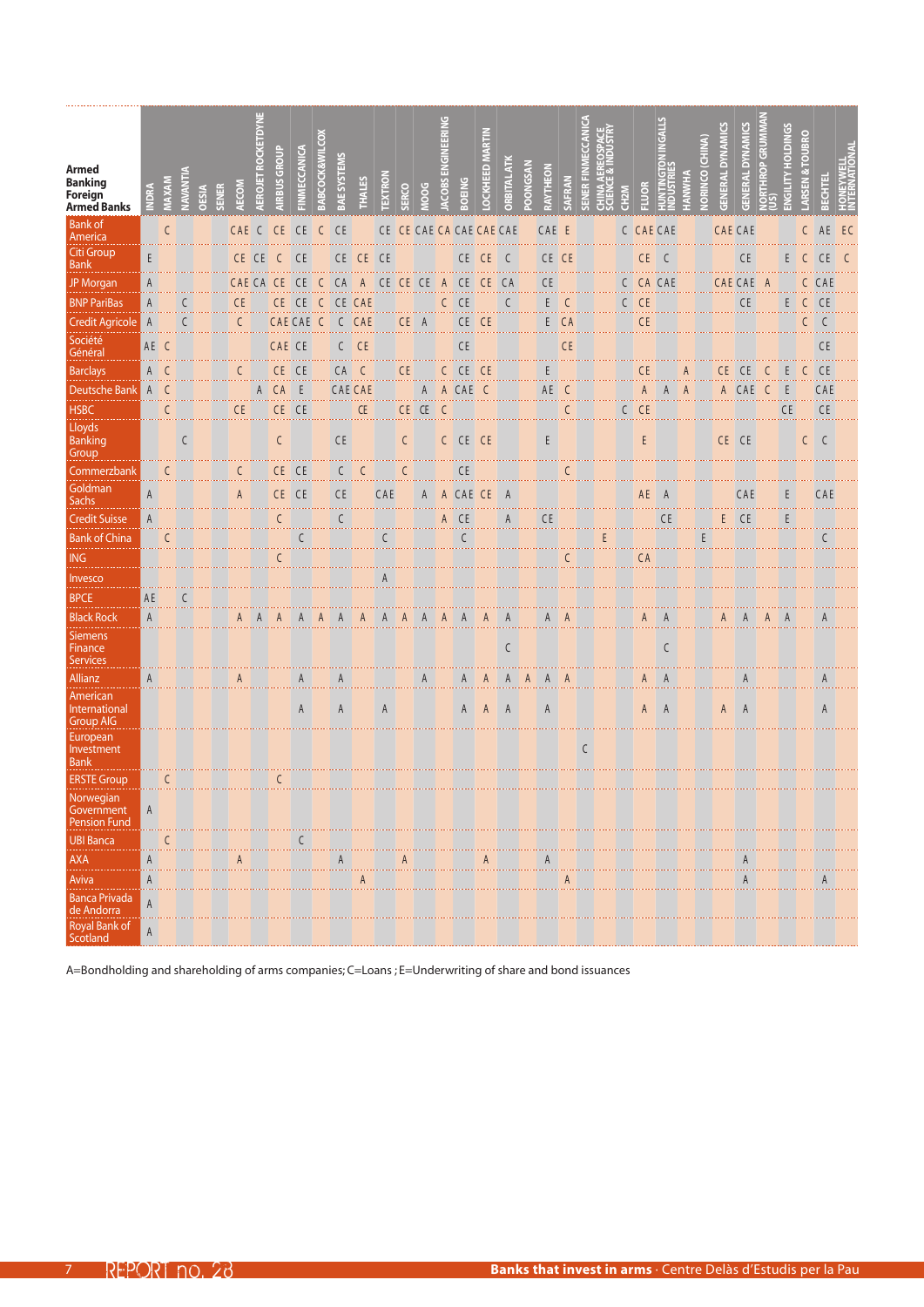| Armed Banking Foreign Armed Banks | INDRA | MAXAM | NAVANTIA | OESIA | SENER | AECOM | AEROJET ROCKETDYNE | AIRBUS GROUP | FINMECCANICA | BABCOCK&WILCOX | BAE SYSTEMS | THALES | TEXTRON | SERCO | MOOG | JACOBS ENGINEERING | BOEING | LOCKHEED MARTIN | ORBITAL ATK | POONGSAN | RAYTHEON | SAFRAN | SENER FINMECCANICA | CHINA AEROSPACE SCIENCE & INDUSTRY | CH2M | FLUOR | HUNTINGTON INGALLS INDUSTRIES | HANWHA | NORINCO (CHINA) | GENERAL DYNAMICS | GENERAL DYNAMICS | NORTHROP GRUMMAN (US) | ENGILITY HOLDINGS | LARSEN & TOUBRO | BECHTEL | HONEYWELL INTERNATIONAL |
|---|---|---|---|---|---|---|---|---|---|---|---|---|---|---|---|---|---|---|---|---|---|---|---|---|---|---|---|---|---|---|---|---|---|---|---|---|
| Bank of America | | C | | | | CAE | C | CE | CE | C | CE | | CE | CE | CAE | CA | CAE | CAE | CAE | | CAE | E | | | C | CAE | CAE | | | CAE | CAE | | | C | AE | EC |
| Citi Group Bank | E | | | | | CE | CE | C | CE | | CE | CE | CE | | | | CE | CE | C | | CE | CE | | | | CE | C | | | | CE | | E | C | CE | C |
| JP Morgan | A | | | | | CAE | CA | CE | CE | C | CA | A | CE | CE | CE | A | CE | CE | CA | | CE | | | | C | CA | CAE | | | CAE | CAE | A | | C | CAE | |
| BNP PariBas | A | | C | | | CE | | CE | CE | C | CE | CAE | | | | C | CE | | C | | E | C | | | C | CE | | | | | CE | | E | C | CE | |
| Credit Agricole | A | | C | | | C | | CAE | CAE | C | C | CAE | | CE | A | | CE | CE | | | E | CA | | | | CE | | | | | | | | C | C | |
| Société Général | AE | C | | | | | | CAE | CE | | C | CE | | | | | CE | | | | | CE | | | | | | | | | | | | | CE | |
| Barclays | A | C | | | | C | | CE | CE | | CA | C | | CE | | C | CE | CE | | | E | | | | | CE | | A | | CE | CE | C | E | C | CE | |
| Deutsche Bank | A | C | | | | | A | CA | E | | CAE | CAE | | | A | A | CAE | C | | | AE | C | | | | A | A | A | | A | CAE | C | E | | CAE | |
| HSBC | | C | | | | CE | | CE | CE | | | CE | | CE | CE | C | | | | | | C | | | C | CE | | | | | | | CE | | CE | |
| Lloyds Banking Group | | | C | | | | | C | | | CE | | | C | | C | CE | CE | | | E | | | | | E | | | | CE | CE | | | C | C | |
| Commerzbank | | C | | | | C | | CE | CE | | C | C | | C | | | CE | | | | | C | | | | | | | | | | | | | | |
| Goldman Sachs | A | | | | | A | | CE | CE | | CE | | CAE | | A | A | CAE | CE | A | | | | | | | AE | A | | | | CAE | | E | | CAE | |
| Credit Suisse | A | | | | | | | C | | | C | | | | | A | CE | | A | | CE | | | | | | CE | | | E | CE | | E | | | |
| Bank of China | | C | | | | | | | C | | | | C | | | | C | | | | | | | E | | | | | E | | | | | | C | |
| ING | | | | | | | | C | | | | | | | | | | | | | | C | | | | CA | | | | | | | | | | |
| Invesco | | | | | | | | | | | | | A | | | | | | | | | | | | | | | | | | | | | | | |
| BPCE | AE | | C | | | | | | | | | | | | | | | | | | | | | | | | | | | | | | | | | |
| Black Rock | A | | | | | A | A | A | A | A | A | A | A | A | A | A | A | A | A | | A | A | | | | A | A | | | A | A | A | A | | A | |
| Siemens Finance Services | | | | | | | | | | | | | | | | | | | C | | | | | | | | C | | | | | | | | | |
| Allianz | A | | | | | A | | | A | | A | | | | A | | A | A | A | A | A | A | | | | A | A | | | | A | | | | A | |
| American International Group AIG | | | | | | | | | A | | A | | A | | | | A | A | A | | A | | | | | A | A | | | A | A | | | | A | |
| European Investment Bank | | | | | | | | | | | | | | | | | | | | | | | C | | | | | | | | | | | | | |
| ERSTE Group | | C | | | | | | C | | | | | | | | | | | | | | | | | | | | | | | | | | | | |
| Norwegian Government Pension Fund | A | | | | | | | | | | | | | | | | | | | | | | | | | | | | | | | | | | | |
| UBI Banca | | C | | | | | | | C | | | | | | | | | | | | | | | | | | | | | | | | | | | |
| AXA | A | | | | | A | | | | | A | | | A | | | | A | | | A | | | | | | | | | | A | | | | | |
| Aviva | A | | | | | | | | | | | A | | | | | | | | | | A | | | | | | | | | A | | | | A | |
| Banca Privada de Andorra | A | | | | | | | | | | | | | | | | | | | | | | | | | | | | | | | | | | | |
| Royal Bank of Scotland | A | | | | | | | | | | | | | | | | | | | | | | | | | | | | | | | | | | | |

A=Bondholding and shareholding of arms companies; C=Loans ; E=Underwriting of share and bond issuances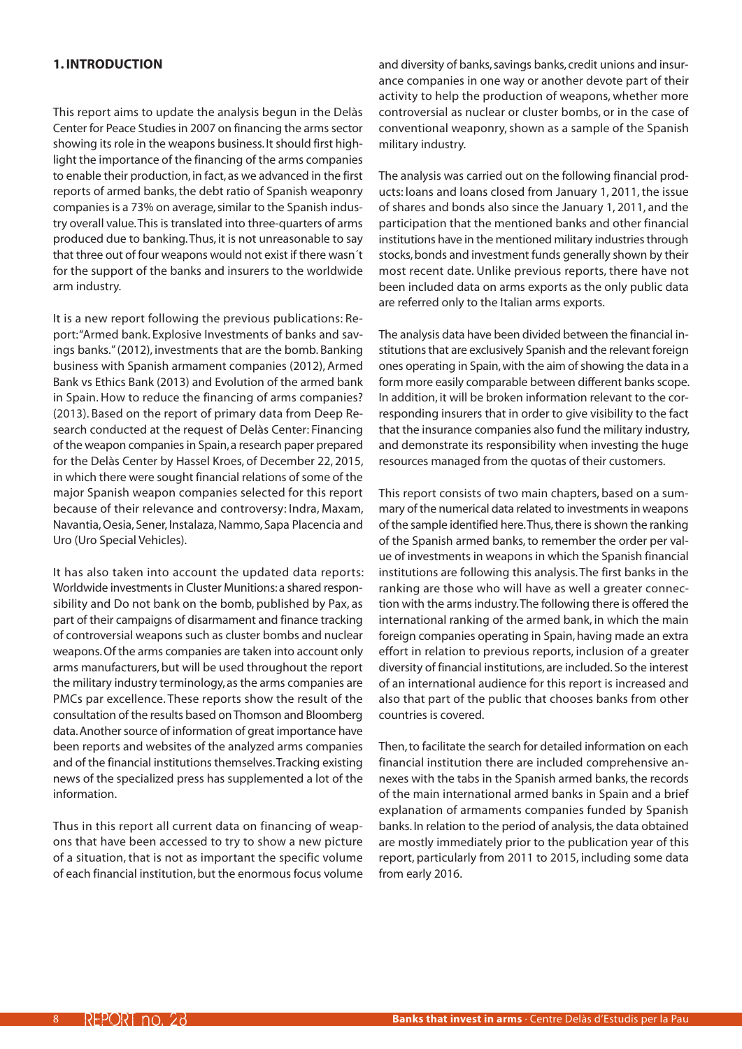## 1. INTRODUCTION

This report aims to update the analysis begun in the Delàs Center for Peace Studies in 2007 on financing the arms sector showing its role in the weapons business. It should first highlight the importance of the financing of the arms companies to enable their production, in fact, as we advanced in the first reports of armed banks, the debt ratio of Spanish weaponry companies is a 73% on average, similar to the Spanish industry overall value. This is translated into three-quarters of arms produced due to banking. Thus, it is not unreasonable to say that three out of four weapons would not exist if there wasn´t for the support of the banks and insurers to the worldwide arm industry.

It is a new report following the previous publications: Report: "Armed bank. Explosive Investments of banks and savings banks." (2012), investments that are the bomb. Banking business with Spanish armament companies (2012), Armed Bank vs Ethics Bank (2013) and Evolution of the armed bank in Spain. How to reduce the financing of arms companies? (2013). Based on the report of primary data from Deep Research conducted at the request of Delàs Center: Financing of the weapon companies in Spain, a research paper prepared for the Delàs Center by Hassel Kroes, of December 22, 2015, in which there were sought financial relations of some of the major Spanish weapon companies selected for this report because of their relevance and controversy: Indra, Maxam, Navantia, Oesia, Sener, Instalaza, Nammo, Sapa Placencia and Uro (Uro Special Vehicles).

It has also taken into account the updated data reports: Worldwide investments in Cluster Munitions: a shared responsibility and Do not bank on the bomb, published by Pax, as part of their campaigns of disarmament and finance tracking of controversial weapons such as cluster bombs and nuclear weapons. Of the arms companies are taken into account only arms manufacturers, but will be used throughout the report the military industry terminology, as the arms companies are PMCs par excellence. These reports show the result of the consultation of the results based on Thomson and Bloomberg data. Another source of information of great importance have been reports and websites of the analyzed arms companies and of the financial institutions themselves. Tracking existing news of the specialized press has supplemented a lot of the information.

Thus in this report all current data on financing of weapons that have been accessed to try to show a new picture of a situation, that is not as important the specific volume of each financial institution, but the enormous focus volume and diversity of banks, savings banks, credit unions and insurance companies in one way or another devote part of their activity to help the production of weapons, whether more controversial as nuclear or cluster bombs, or in the case of conventional weaponry, shown as a sample of the Spanish military industry.

The analysis was carried out on the following financial products: loans and loans closed from January 1, 2011, the issue of shares and bonds also since the January 1, 2011, and the participation that the mentioned banks and other financial institutions have in the mentioned military industries through stocks, bonds and investment funds generally shown by their most recent date. Unlike previous reports, there have not been included data on arms exports as the only public data are referred only to the Italian arms exports.

The analysis data have been divided between the financial institutions that are exclusively Spanish and the relevant foreign ones operating in Spain, with the aim of showing the data in a form more easily comparable between different banks scope. In addition, it will be broken information relevant to the corresponding insurers that in order to give visibility to the fact that the insurance companies also fund the military industry, and demonstrate its responsibility when investing the huge resources managed from the quotas of their customers.

This report consists of two main chapters, based on a summary of the numerical data related to investments in weapons of the sample identified here. Thus, there is shown the ranking of the Spanish armed banks, to remember the order per value of investments in weapons in which the Spanish financial institutions are following this analysis. The first banks in the ranking are those who will have as well a greater connection with the arms industry. The following there is offered the international ranking of the armed bank, in which the main foreign companies operating in Spain, having made an extra effort in relation to previous reports, inclusion of a greater diversity of financial institutions, are included. So the interest of an international audience for this report is increased and also that part of the public that chooses banks from other countries is covered.

Then, to facilitate the search for detailed information on each financial institution there are included comprehensive annexes with the tabs in the Spanish armed banks, the records of the main international armed banks in Spain and a brief explanation of armaments companies funded by Spanish banks. In relation to the period of analysis, the data obtained are mostly immediately prior to the publication year of this report, particularly from 2011 to 2015, including some data from early 2016.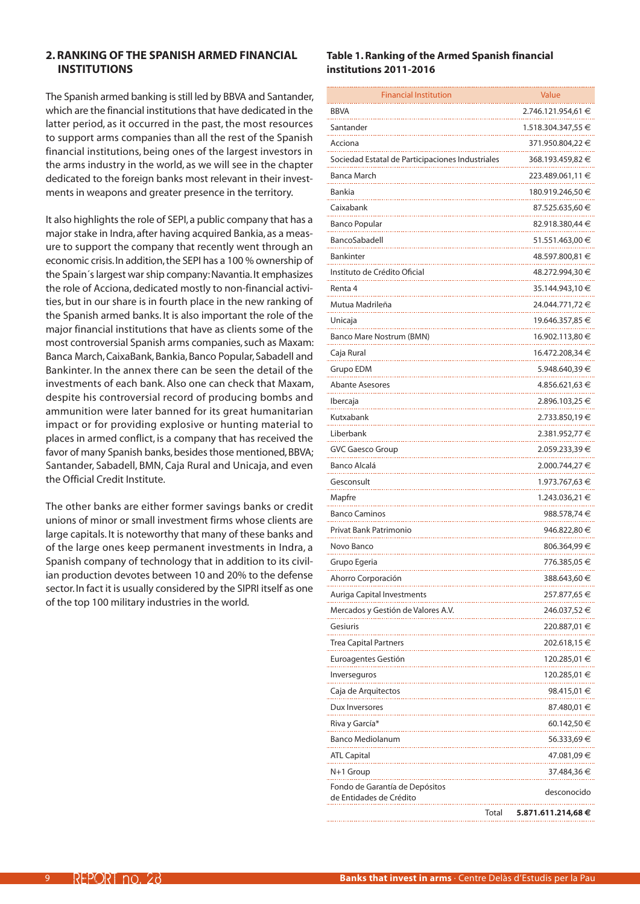## 2. RANKING OF THE SPANISH ARMED FINANCIAL INSTITUTIONS

The Spanish armed banking is still led by BBVA and Santander, which are the financial institutions that have dedicated in the latter period, as it occurred in the past, the most resources to support arms companies than all the rest of the Spanish financial institutions, being ones of the largest investors in the arms industry in the world, as we will see in the chapter dedicated to the foreign banks most relevant in their investments in weapons and greater presence in the territory.

It also highlights the role of SEPI, a public company that has a major stake in Indra, after having acquired Bankia, as a measure to support the company that recently went through an economic crisis. In addition, the SEPI has a 100 % ownership of the Spain´s largest war ship company: Navantia. It emphasizes the role of Acciona, dedicated mostly to non-financial activities, but in our share is in fourth place in the new ranking of the Spanish armed banks. It is also important the role of the major financial institutions that have as clients some of the most controversial Spanish arms companies, such as Maxam: Banca March, CaixaBank, Bankia, Banco Popular, Sabadell and Bankinter. In the annex there can be seen the detail of the investments of each bank. Also one can check that Maxam, despite his controversial record of producing bombs and ammunition were later banned for its great humanitarian impact or for providing explosive or hunting material to places in armed conflict, is a company that has received the favor of many Spanish banks, besides those mentioned, BBVA; Santander, Sabadell, BMN, Caja Rural and Unicaja, and even the Official Credit Institute.

The other banks are either former savings banks or credit unions of minor or small investment firms whose clients are large capitals. It is noteworthy that many of these banks and of the large ones keep permanent investments in Indra, a Spanish company of technology that in addition to its civilian production devotes between 10 and 20% to the defense sector. In fact it is usually considered by the SIPRI itself as one of the top 100 military industries in the world.

**Table 1. Ranking of the Armed Spanish financial institutions 2011-2016**

| Financial Institution | Value |
|---|---|
| BBVA | 2.746.121.954,61 € |
| Santander | 1.518.304.347,55 € |
| Acciona | 371.950.804,22 € |
| Sociedad Estatal de Participaciones Industriales | 368.193.459,82 € |
| Banca March | 223.489.061,11 € |
| Bankia | 180.919.246,50 € |
| Caixabank | 87.525.635,60 € |
| Banco Popular | 82.918.380,44 € |
| BancoSabadell | 51.551.463,00 € |
| Bankinter | 48.597.800,81 € |
| Instituto de Crédito Oficial | 48.272.994,30 € |
| Renta 4 | 35.144.943,10 € |
| Mutua Madrileña | 24.044.771,72 € |
| Unicaja | 19.646.357,85 € |
| Banco Mare Nostrum (BMN) | 16.902.113,80 € |
| Caja Rural | 16.472.208,34 € |
| Grupo EDM | 5.948.640,39 € |
| Abante Asesores | 4.856.621,63 € |
| Ibercaja | 2.896.103,25 € |
| Kutxabank | 2.733.850,19 € |
| Liberbank | 2.381.952,77 € |
| GVC Gaesco Group | 2.059.233,39 € |
| Banco Alcalá | 2.000.744,27 € |
| Gesconsult | 1.973.767,63 € |
| Mapfre | 1.243.036,21 € |
| Banco Caminos | 988.578,74 € |
| Privat Bank Patrimonio | 946.822,80 € |
| Novo Banco | 806.364,99 € |
| Grupo Egeria | 776.385,05 € |
| Ahorro Corporación | 388.643,60 € |
| Auriga Capital Investments | 257.877,65 € |
| Mercados y Gestión de Valores A.V. | 246.037,52 € |
| Gesiuris | 220.887,01 € |
| Trea Capital Partners | 202.618,15 € |
| Euroagentes Gestión | 120.285,01 € |
| Inverseguros | 120.285,01 € |
| Caja de Arquitectos | 98.415,01 € |
| Dux Inversores | 87.480,01 € |
| Riva y García* | 60.142,50 € |
| Banco Mediolanum | 56.333,69 € |
| ATL Capital | 47.081,09 € |
| N+1 Group | 37.484,36 € |
| Fondo de Garantía de Depósitos de Entidades de Crédito | desconocido |
| Total | **5.871.611.214,68 €** |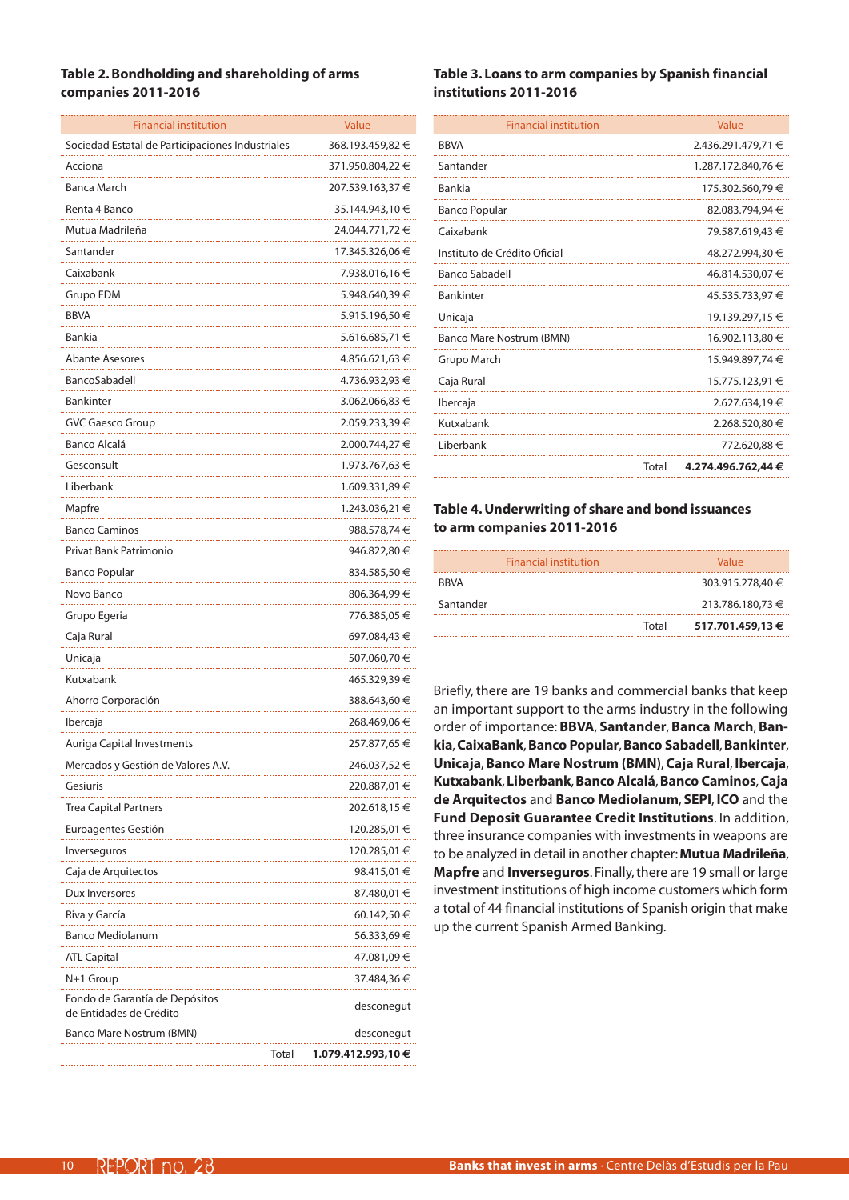### Table 2. Bondholding and shareholding of arms companies 2011-2016

| Financial institution | Value |
|---|---|
| Sociedad Estatal de Participaciones Industriales | 368.193.459,82 € |
| Acciona | 371.950.804,22 € |
| Banca March | 207.539.163,37 € |
| Renta 4 Banco | 35.144.943,10 € |
| Mutua Madrileña | 24.044.771,72 € |
| Santander | 17.345.326,06 € |
| Caixabank | 7.938.016,16 € |
| Grupo EDM | 5.948.640,39 € |
| BBVA | 5.915.196,50 € |
| Bankia | 5.616.685,71 € |
| Abante Asesores | 4.856.621,63 € |
| BancoSabadell | 4.736.932,93 € |
| Bankinter | 3.062.066,83 € |
| GVC Gaesco Group | 2.059.233,39 € |
| Banco Alcalá | 2.000.744,27 € |
| Gesconsult | 1.973.767,63 € |
| Liberbank | 1.609.331,89 € |
| Mapfre | 1.243.036,21 € |
| Banco Caminos | 988.578,74 € |
| Privat Bank Patrimonio | 946.822,80 € |
| Banco Popular | 834.585,50 € |
| Novo Banco | 806.364,99 € |
| Grupo Egeria | 776.385,05 € |
| Caja Rural | 697.084,43 € |
| Unicaja | 507.060,70 € |
| Kutxabank | 465.329,39 € |
| Ahorro Corporación | 388.643,60 € |
| Ibercaja | 268.469,06 € |
| Auriga Capital Investments | 257.877,65 € |
| Mercados y Gestión de Valores A.V. | 246.037,52 € |
| Gesiuris | 220.887,01 € |
| Trea Capital Partners | 202.618,15 € |
| Euroagentes Gestión | 120.285,01 € |
| Inverseguros | 120.285,01 € |
| Caja de Arquitectos | 98.415,01 € |
| Dux Inversores | 87.480,01 € |
| Riva y García | 60.142,50 € |
| Banco Mediolanum | 56.333,69 € |
| ATL Capital | 47.081,09 € |
| N+1 Group | 37.484,36 € |
| Fondo de Garantía de Depósitos de Entidades de Crédito | desconegut |
| Banco Mare Nostrum (BMN) | desconegut |
| Total | **1.079.412.993,10 €** |

### Table 3. Loans to arm companies by Spanish financial institutions 2011-2016

| Financial institution | Value |
|---|---|
| BBVA | 2.436.291.479,71 € |
| Santander | 1.287.172.840,76 € |
| Bankia | 175.302.560,79 € |
| Banco Popular | 82.083.794,94 € |
| Caixabank | 79.587.619,43 € |
| Instituto de Crédito Oficial | 48.272.994,30 € |
| Banco Sabadell | 46.814.530,07 € |
| Bankinter | 45.535.733,97 € |
| Unicaja | 19.139.297,15 € |
| Banco Mare Nostrum (BMN) | 16.902.113,80 € |
| Grupo March | 15.949.897,74 € |
| Caja Rural | 15.775.123,91 € |
| Ibercaja | 2.627.634,19 € |
| Kutxabank | 2.268.520,80 € |
| Liberbank | 772.620,88 € |
| Total | **4.274.496.762,44 €** |

### Table 4. Underwriting of share and bond issuances to arm companies 2011-2016

| Financial institution | Value |
|---|---|
| BBVA | 303.915.278,40 € |
| Santander | 213.786.180,73 € |
| Total | **517.701.459,13 €** |

Briefly, there are 19 banks and commercial banks that keep an important support to the arms industry in the following order of importance: **BBVA**, **Santander**, **Banca March**, **Bankia**, **CaixaBank**, **Banco Popular**, **Banco Sabadell**, **Bankinter**, **Unicaja**, **Banco Mare Nostrum (BMN)**, **Caja Rural**, **Ibercaja**, **Kutxabank**, **Liberbank**, **Banco Alcalá**, **Banco Caminos**, **Caja de Arquitectos** and **Banco Mediolanum**, **SEPI**, **ICO** and the **Fund Deposit Guarantee Credit Institutions**. In addition, three insurance companies with investments in weapons are to be analyzed in detail in another chapter: **Mutua Madrileña**, **Mapfre** and **Inverseguros**. Finally, there are 19 small or large investment institutions of high income customers which form a total of 44 financial institutions of Spanish origin that make up the current Spanish Armed Banking.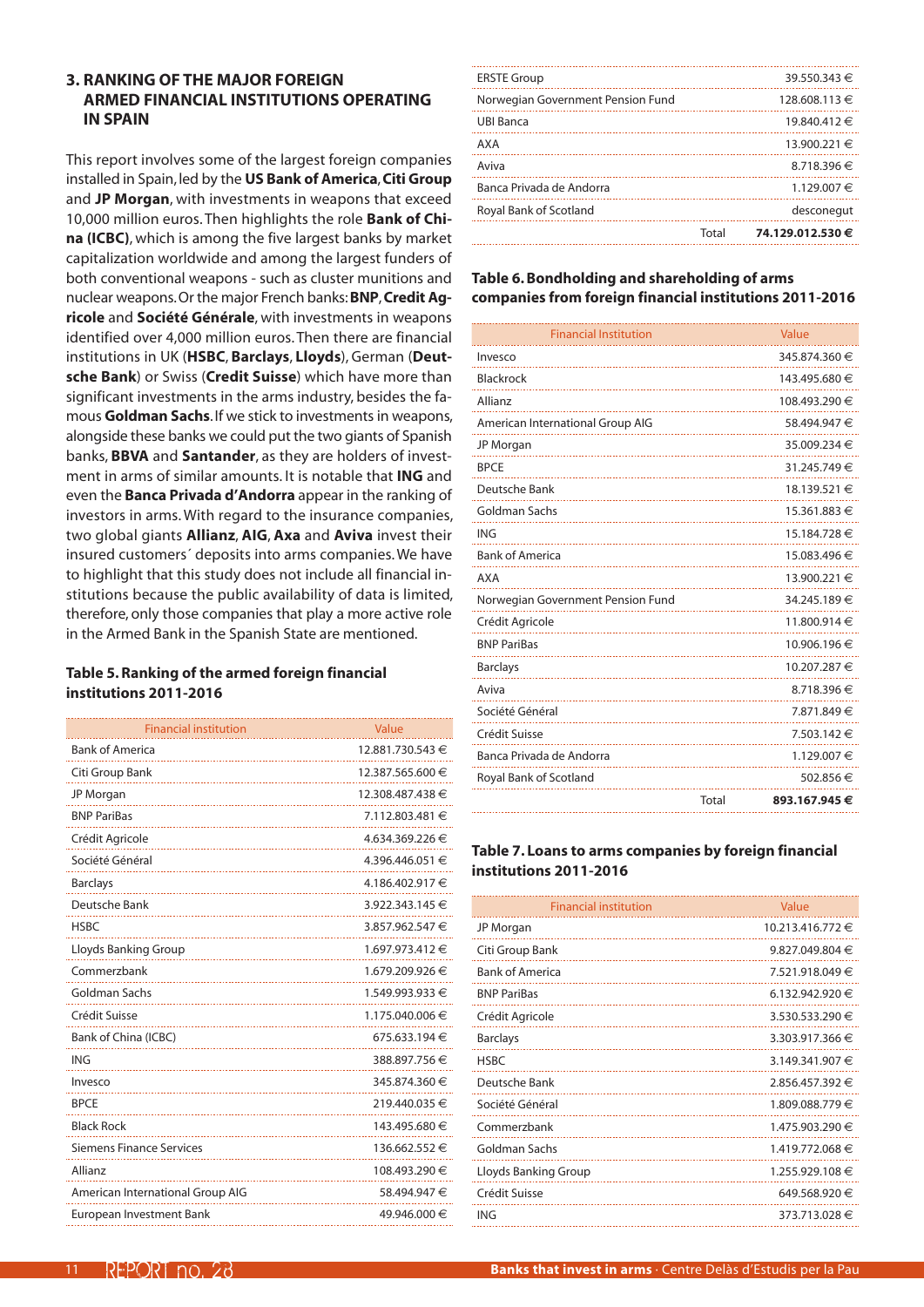## 3. RANKING OF THE MAJOR FOREIGN ARMED FINANCIAL INSTITUTIONS OPERATING IN SPAIN

This report involves some of the largest foreign companies installed in Spain, led by the **US Bank of America**, **Citi Group** and **JP Morgan**, with investments in weapons that exceed 10,000 million euros. Then highlights the role **Bank of China (ICBC)**, which is among the five largest banks by market capitalization worldwide and among the largest funders of both conventional weapons - such as cluster munitions and nuclear weapons. Or the major French banks: **BNP**, **Credit Agricole** and **Société Générale**, with investments in weapons identified over 4,000 million euros. Then there are financial institutions in UK (**HSBC**, **Barclays**, **Lloyds**), German (**Deutsche Bank**) or Swiss (**Credit Suisse**) which have more than significant investments in the arms industry, besides the famous **Goldman Sachs**. If we stick to investments in weapons, alongside these banks we could put the two giants of Spanish banks, **BBVA** and **Santander**, as they are holders of investment in arms of similar amounts. It is notable that **ING** and even the **Banca Privada d'Andorra** appear in the ranking of investors in arms. With regard to the insurance companies, two global giants **Allianz**, **AIG**, **Axa** and **Aviva** invest their insured customers´ deposits into arms companies. We have to highlight that this study does not include all financial institutions because the public availability of data is limited, therefore, only those companies that play a more active role in the Armed Bank in the Spanish State are mentioned.

**Table 5. Ranking of the armed foreign financial institutions 2011-2016**

| Financial institution | Value |
|---|---|
| Bank of America | 12.881.730.543 € |
| Citi Group Bank | 12.387.565.600 € |
| JP Morgan | 12.308.487.438 € |
| BNP PariBas | 7.112.803.481 € |
| Crédit Agricole | 4.634.369.226 € |
| Société Général | 4.396.446.051 € |
| Barclays | 4.186.402.917 € |
| Deutsche Bank | 3.922.343.145 € |
| HSBC | 3.857.962.547 € |
| Lloyds Banking Group | 1.697.973.412 € |
| Commerzbank | 1.679.209.926 € |
| Goldman Sachs | 1.549.993.933 € |
| Crédit Suisse | 1.175.040.006 € |
| Bank of China (ICBC) | 675.633.194 € |
| ING | 388.897.756 € |
| Invesco | 345.874.360 € |
| BPCE | 219.440.035 € |
| Black Rock | 143.495.680 € |
| Siemens Finance Services | 136.662.552 € |
| Allianz | 108.493.290 € |
| American International Group AIG | 58.494.947 € |
| European Investment Bank | 49.946.000 € |
| ERSTE Group | 39.550.343 € |
| Norwegian Government Pension Fund | 128.608.113 € |
| UBI Banca | 19.840.412 € |
| AXA | 13.900.221 € |
| Aviva | 8.718.396 € |
| Banca Privada de Andorra | 1.129.007 € |
| Royal Bank of Scotland | desconegut |
| Total | **74.129.012.530 €** |

**Table 6. Bondholding and shareholding of arms companies from foreign financial institutions 2011-2016**

| Financial Institution | Value |
|---|---|
| Invesco | 345.874.360 € |
| Blackrock | 143.495.680 € |
| Allianz | 108.493.290 € |
| American International Group AIG | 58.494.947 € |
| JP Morgan | 35.009.234 € |
| BPCE | 31.245.749 € |
| Deutsche Bank | 18.139.521 € |
| Goldman Sachs | 15.361.883 € |
| ING | 15.184.728 € |
| Bank of America | 15.083.496 € |
| AXA | 13.900.221 € |
| Norwegian Government Pension Fund | 34.245.189 € |
| Crédit Agricole | 11.800.914 € |
| BNP PariBas | 10.906.196 € |
| Barclays | 10.207.287 € |
| Aviva | 8.718.396 € |
| Société Général | 7.871.849 € |
| Crédit Suisse | 7.503.142 € |
| Banca Privada de Andorra | 1.129.007 € |
| Royal Bank of Scotland | 502.856 € |
| Total | **893.167.945 €** |

**Table 7. Loans to arms companies by foreign financial institutions 2011-2016**

| Financial institution | Value |
|---|---|
| JP Morgan | 10.213.416.772 € |
| Citi Group Bank | 9.827.049.804 € |
| Bank of America | 7.521.918.049 € |
| BNP PariBas | 6.132.942.920 € |
| Crédit Agricole | 3.530.533.290 € |
| Barclays | 3.303.917.366 € |
| HSBC | 3.149.341.907 € |
| Deutsche Bank | 2.856.457.392 € |
| Société Général | 1.809.088.779 € |
| Commerzbank | 1.475.903.290 € |
| Goldman Sachs | 1.419.772.068 € |
| Lloyds Banking Group | 1.255.929.108 € |
| Crédit Suisse | 649.568.920 € |
| ING | 373.713.028 € |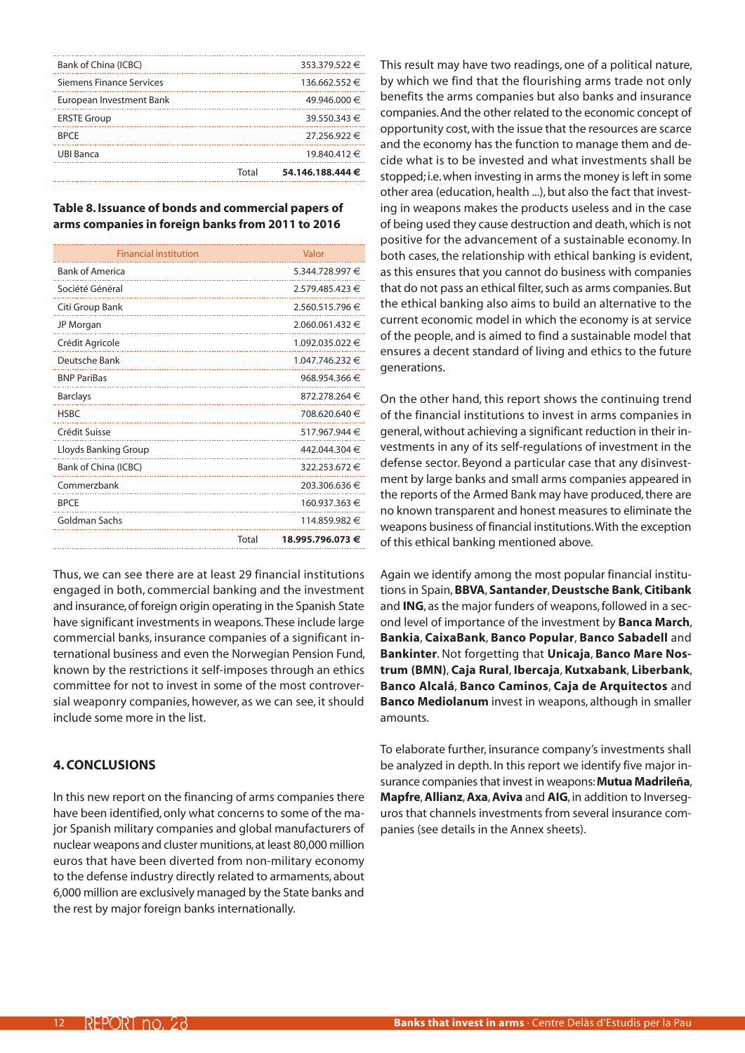| | |
|---|---|
| Bank of China (ICBC) | 353.379.522 € |
| Siemens Finance Services | 136.662.552 € |
| European Investment Bank | 49.946.000 € |
| ERSTE Group | 39.550.343 € |
| BPCE | 27.256.922 € |
| UBI Banca | 19.840.412 € |
| Total | **54.146.188.444 €** |

**Table 8. Issuance of bonds and commercial papers of arms companies in foreign banks from 2011 to 2016**

| Financial institution | Valor |
|---|---|
| Bank of America | 5.344.728.997 € |
| Société Général | 2.579.485.423 € |
| Citi Group Bank | 2.560.515.796 € |
| JP Morgan | 2.060.061.432 € |
| Crédit Agricole | 1.092.035.022 € |
| Deutsche Bank | 1.047.746.232 € |
| BNP PariBas | 968.954.366 € |
| Barclays | 872.278.264 € |
| HSBC | 708.620.640 € |
| Crédit Suisse | 517.967.944 € |
| Lloyds Banking Group | 442.044.304 € |
| Bank of China (ICBC) | 322.253.672 € |
| Commerzbank | 203.306.636 € |
| BPCE | 160.937.363 € |
| Goldman Sachs | 114.859.982 € |
| Total | **18.995.796.073 €** |

Thus, we can see there are at least 29 financial institutions engaged in both, commercial banking and the investment and insurance, of foreign origin operating in the Spanish State have significant investments in weapons. These include large commercial banks, insurance companies of a significant international business and even the Norwegian Pension Fund, known by the restrictions it self-imposes through an ethics committee for not to invest in some of the most controversial weaponry companies, however, as we can see, it should include some more in the list.

## 4. CONCLUSIONS

In this new report on the financing of arms companies there have been identified, only what concerns to some of the major Spanish military companies and global manufacturers of nuclear weapons and cluster munitions, at least 80,000 million euros that have been diverted from non-military economy to the defense industry directly related to armaments, about 6,000 million are exclusively managed by the State banks and the rest by major foreign banks internationally.

This result may have two readings, one of a political nature, by which we find that the flourishing arms trade not only benefits the arms companies but also banks and insurance companies. And the other related to the economic concept of opportunity cost, with the issue that the resources are scarce and the economy has the function to manage them and decide what is to be invested and what investments shall be stopped; i.e. when investing in arms the money is left in some other area (education, health ...), but also the fact that investing in weapons makes the products useless and in the case of being used they cause destruction and death, which is not positive for the advancement of a sustainable economy. In both cases, the relationship with ethical banking is evident, as this ensures that you cannot do business with companies that do not pass an ethical filter, such as arms companies. But the ethical banking also aims to build an alternative to the current economic model in which the economy is at service of the people, and is aimed to find a sustainable model that ensures a decent standard of living and ethics to the future generations.

On the other hand, this report shows the continuing trend of the financial institutions to invest in arms companies in general, without achieving a significant reduction in their investments in any of its self-regulations of investment in the defense sector. Beyond a particular case that any disinvestment by large banks and small arms companies appeared in the reports of the Armed Bank may have produced, there are no known transparent and honest measures to eliminate the weapons business of financial institutions. With the exception of this ethical banking mentioned above.

Again we identify among the most popular financial institutions in Spain, **BBVA**, **Santander**, **Deustsche Bank**, **Citibank** and **ING**, as the major funders of weapons, followed in a second level of importance of the investment by **Banca March**, **Bankia**, **CaixaBank**, **Banco Popular**, **Banco Sabadell** and **Bankinter**. Not forgetting that **Unicaja**, **Banco Mare Nostrum (BMN)**, **Caja Rural**, **Ibercaja**, **Kutxabank**, **Liberbank**, **Banco Alcalá**, **Banco Caminos**, **Caja de Arquitectos** and **Banco Mediolanum** invest in weapons, although in smaller amounts.

To elaborate further, insurance company's investments shall be analyzed in depth. In this report we identify five major insurance companies that invest in weapons: **Mutua Madrileña**, **Mapfre**, **Allianz**, **Axa**, **Aviva** and **AIG**, in addition to Inverseguros that channels investments from several insurance companies (see details in the Annex sheets).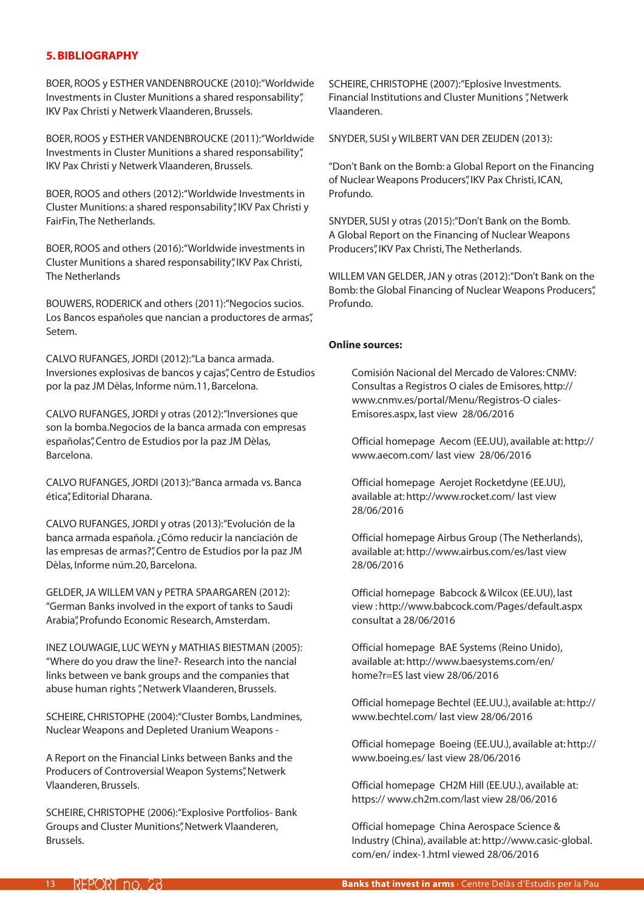## 5. BIBLIOGRAPHY

BOER, ROOS y ESTHER VANDENBROUCKE (2010):"Worldwide Investments in Cluster Munitions a shared responsability", IKV Pax Christi y Netwerk Vlaanderen, Brussels.

BOER, ROOS y ESTHER VANDENBROUCKE (2011):"Worldwide Investments in Cluster Munitions a shared responsability", IKV Pax Christi y Netwerk Vlaanderen, Brussels.

BOER, ROOS and others (2012):"Worldwide Investments in Cluster Munitions: a shared responsability", IKV Pax Christi y FairFin, The Netherlands.

BOER, ROOS and others (2016):"Worldwide investments in Cluster Munitions a shared responsability", IKV Pax Christi, The Netherlands

BOUWERS, RODERICK and others (2011):"Negocios sucios. Los Bancos españoles que nancian a productores de armas", Setem.

CALVO RUFANGES, JORDI (2012):"La banca armada. Inversiones explosivas de bancos y cajas", Centro de Estudios por la paz JM Dèlas, Informe núm.11, Barcelona.

CALVO RUFANGES, JORDI y otras (2012):"Inversiones que son la bomba.Negocios de la banca armada con empresas españolas", Centro de Estudios por la paz JM Dèlas, Barcelona.

CALVO RUFANGES, JORDI (2013):"Banca armada vs. Banca ética", Editorial Dharana.

CALVO RUFANGES, JORDI y otras (2013):"Evolución de la banca armada española. ¿Cómo reducir la nanciación de las empresas de armas?", Centro de Estudios por la paz JM Dèlas, Informe núm.20, Barcelona.

GELDER, JA WILLEM VAN y PETRA SPAARGAREN (2012): "German Banks involved in the export of tanks to Saudi Arabia", Profundo Economic Research, Amsterdam.

INEZ LOUWAGIE, LUC WEYN y MATHIAS BIESTMAN (2005): "Where do you draw the line?- Research into the nancial links between ve bank groups and the companies that abuse human rights ", Netwerk Vlaanderen, Brussels.

SCHEIRE, CHRISTOPHE (2004):"Cluster Bombs, Landmines, Nuclear Weapons and Depleted Uranium Weapons -

A Report on the Financial Links between Banks and the Producers of Controversial Weapon Systems", Netwerk Vlaanderen, Brussels.

SCHEIRE, CHRISTOPHE (2006):"Explosive Portfolios- Bank Groups and Cluster Munitions", Netwerk Vlaanderen, Brussels.

SCHEIRE, CHRISTOPHE (2007):"Eplosive Investments. Financial Institutions and Cluster Munitions ", Netwerk Vlaanderen.

SNYDER, SUSI y WILBERT VAN DER ZEIJDEN (2013):

"Don't Bank on the Bomb: a Global Report on the Financing of Nuclear Weapons Producers", IKV Pax Christi, ICAN, Profundo.

SNYDER, SUSI y otras (2015):"Don't Bank on the Bomb. A Global Report on the Financing of Nuclear Weapons Producers", IKV Pax Christi, The Netherlands.

WILLEM VAN GELDER, JAN y otras (2012):"Don't Bank on the Bomb: the Global Financing of Nuclear Weapons Producers", Profundo.

**Online sources:**

Comisión Nacional del Mercado de Valores: CNMV: Consultas a Registros O ciales de Emisores, http://www.cnmv.es/portal/Menu/Registros-O ciales-Emisores.aspx, last view 28/06/2016

Official homepage Aecom (EE.UU), available at: http://www.aecom.com/ last view 28/06/2016

Official homepage Aerojet Rocketdyne (EE.UU), available at: http://www.rocket.com/ last view 28/06/2016

Official homepage Airbus Group (The Netherlands), available at: http://www.airbus.com/es/last view 28/06/2016

Official homepage Babcock & Wilcox (EE.UU), last view : http://www.babcock.com/Pages/default.aspx consultat a 28/06/2016

Official homepage BAE Systems (Reino Unido), available at: http://www.baesystems.com/en/home?r=ES last view 28/06/2016

Official homepage Bechtel (EE.UU.), available at: http://www.bechtel.com/ last view 28/06/2016

Official homepage Boeing (EE.UU.), available at: http://www.boeing.es/ last view 28/06/2016

Official homepage CH2M Hill (EE.UU.), available at: https:// www.ch2m.com/last view 28/06/2016

Official homepage China Aerospace Science & Industry (China), available at: http://www.casic-global.com/en/ index-1.html viewed 28/06/2016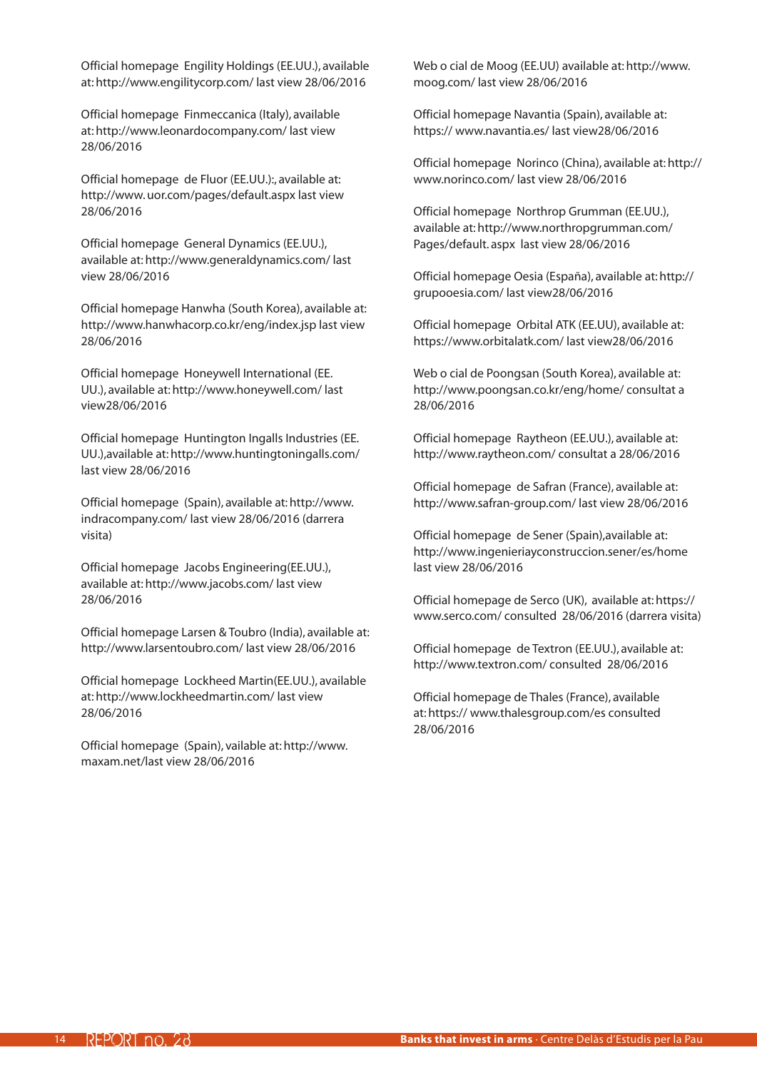Official homepage Engility Holdings (EE.UU.), available at: http://www.engilitycorp.com/ last view 28/06/2016

Official homepage Finmeccanica (Italy), available at: http://www.leonardocompany.com/ last view 28/06/2016

Official homepage de Fluor (EE.UU.):, available at: http://www. uor.com/pages/default.aspx last view 28/06/2016

Official homepage General Dynamics (EE.UU.), available at: http://www.generaldynamics.com/ last view 28/06/2016

Official homepage Hanwha (South Korea), available at: http://www.hanwhacorp.co.kr/eng/index.jsp last view 28/06/2016

Official homepage Honeywell International (EE. UU.), available at: http://www.honeywell.com/ last view28/06/2016

Official homepage Huntington Ingalls Industries (EE. UU.),available at: http://www.huntingtoningalls.com/ last view 28/06/2016

Official homepage (Spain), available at: http://www. indracompany.com/ last view 28/06/2016 (darrera visita)

Official homepage Jacobs Engineering(EE.UU.), available at: http://www.jacobs.com/ last view 28/06/2016

Official homepage Larsen & Toubro (India), available at: http://www.larsentoubro.com/ last view 28/06/2016

Official homepage Lockheed Martin(EE.UU.), available at: http://www.lockheedmartin.com/ last view 28/06/2016

Official homepage (Spain), vailable at: http://www. maxam.net/last view 28/06/2016

Web o cial de Moog (EE.UU) available at: http://www. moog.com/ last view 28/06/2016

Official homepage Navantia (Spain), available at: https:// www.navantia.es/ last view28/06/2016

Official homepage Norinco (China), available at: http:// www.norinco.com/ last view 28/06/2016

Official homepage Northrop Grumman (EE.UU.), available at: http://www.northropgrumman.com/ Pages/default. aspx last view 28/06/2016

Official homepage Oesia (España), available at: http:// grupooesia.com/ last view28/06/2016

Official homepage Orbital ATK (EE.UU), available at: https://www.orbitalatk.com/ last view28/06/2016

Web o cial de Poongsan (South Korea), available at: http://www.poongsan.co.kr/eng/home/ consultat a 28/06/2016

Official homepage Raytheon (EE.UU.), available at: http://www.raytheon.com/ consultat a 28/06/2016

Official homepage de Safran (France), available at: http://www.safran-group.com/ last view 28/06/2016

Official homepage de Sener (Spain),available at: http://www.ingenieriayconstruccion.sener/es/home last view 28/06/2016

Official homepage de Serco (UK), available at: https:// www.serco.com/ consulted 28/06/2016 (darrera visita)

Official homepage de Textron (EE.UU.), available at: http://www.textron.com/ consulted 28/06/2016

Official homepage de Thales (France), available at: https:// www.thalesgroup.com/es consulted 28/06/2016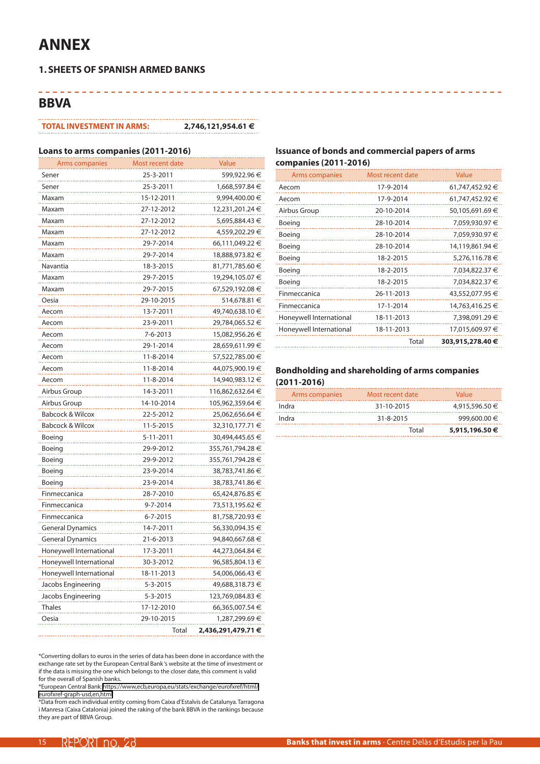# ANNEX

## 1. SHEETS OF SPANISH ARMED BANKS

## BBVA

**TOTAL INVESTMENT IN ARMS: 2,746,121,954.61 €**

### Loans to arms companies (2011-2016)

| Arms companies | Most recent date | Value |
|---|---|---|
| Sener | 25-3-2011 | 599,922.96 € |
| Sener | 25-3-2011 | 1,668,597.84 € |
| Maxam | 15-12-2011 | 9,994,400.00 € |
| Maxam | 27-12-2012 | 12,231,201.24 € |
| Maxam | 27-12-2012 | 5,695,884.43 € |
| Maxam | 27-12-2012 | 4,559,202.29 € |
| Maxam | 29-7-2014 | 66,111,049.22 € |
| Maxam | 29-7-2014 | 18,888,973.82 € |
| Navantia | 18-3-2015 | 81,771,785.60 € |
| Maxam | 29-7-2015 | 19,294,105.07 € |
| Maxam | 29-7-2015 | 67,529,192.08 € |
| Oesia | 29-10-2015 | 514,678.81 € |
| Aecom | 13-7-2011 | 49,740,638.10 € |
| Aecom | 23-9-2011 | 29,784,065.52 € |
| Aecom | 7-6-2013 | 15,082,956.26 € |
| Aecom | 29-1-2014 | 28,659,611.99 € |
| Aecom | 11-8-2014 | 57,522,785.00 € |
| Aecom | 11-8-2014 | 44,075,900.19 € |
| Aecom | 11-8-2014 | 14,940,983.12 € |
| Airbus Group | 14-3-2011 | 116,862,632.64 € |
| Airbus Group | 14-10-2014 | 105,962,359.64 € |
| Babcock & Wilcox | 22-5-2012 | 25,062,656.64 € |
| Babcock & Wilcox | 11-5-2015 | 32,310,177.71 € |
| Boeing | 5-11-2011 | 30,494,445.65 € |
| Boeing | 29-9-2012 | 355,761,794.28 € |
| Boeing | 29-9-2012 | 355,761,794.28 € |
| Boeing | 23-9-2014 | 38,783,741.86 € |
| Boeing | 23-9-2014 | 38,783,741.86 € |
| Finmeccanica | 28-7-2010 | 65,424,876.85 € |
| Finmeccanica | 9-7-2014 | 73,513,195.62 € |
| Finmeccanica | 6-7-2015 | 81,758,720.93 € |
| General Dynamics | 14-7-2011 | 56,330,094.35 € |
| General Dynamics | 21-6-2013 | 94,840,667.68 € |
| Honeywell International | 17-3-2011 | 44,273,064.84 € |
| Honeywell International | 30-3-2012 | 96,585,804.13 € |
| Honeywell International | 18-11-2013 | 54,006,066.43 € |
| Jacobs Engineering | 5-3-2015 | 49,688,318.73 € |
| Jacobs Engineering | 5-3-2015 | 123,769,084.83 € |
| Thales | 17-12-2010 | 66,365,007.54 € |
| Oesia | 29-10-2015 | 1,287,299.69 € |
| | Total | **2,436,291,479.71 €** |

### Issuance of bonds and commercial papers of arms companies (2011-2016)

| Arms companies | Most recent date | Value |
|---|---|---|
| Aecom | 17-9-2014 | 61,747,452.92 € |
| Aecom | 17-9-2014 | 61,747,452.92 € |
| Airbus Group | 20-10-2014 | 50,105,691.69 € |
| Boeing | 28-10-2014 | 7,059,930.97 € |
| Boeing | 28-10-2014 | 7,059,930.97 € |
| Boeing | 28-10-2014 | 14,119,861.94 € |
| Boeing | 18-2-2015 | 5,276,116.78 € |
| Boeing | 18-2-2015 | 7,034,822.37 € |
| Boeing | 18-2-2015 | 7,034,822.37 € |
| Finmeccanica | 26-11-2013 | 43,552,077.95 € |
| Finmeccanica | 17-1-2014 | 14,763,416.25 € |
| Honeywell International | 18-11-2013 | 7,398,091.29 € |
| Honeywell International | 18-11-2013 | 17,015,609.97 € |
| | Total | **303,915,278.40 €** |

### Bondholding and shareholding of arms companies (2011-2016)

| Arms companies | Most recent date | Value |
|---|---|---|
| Indra | 31-10-2015 | 4,915,596.50 € |
| Indra | 31-8-2015 | 999,600.00 € |
| | Total | **5,915,196.50 €** |

*Converting dollars to euros in the series of data has been done in accordance with the exchange rate set by the European Central Bank's website at the time of investment or if the data is missing the one which belongs to the closer date, this comment is valid for the overall of Spanish banks.

*European Central Bank: https://www.ecb.europa.eu/stats/exchange/eurofxref/html/eurofxref-graph-usd.en.html

*Data from each individual entity coming from Caixa d'Estalvis de Catalunya. Tarragona i Manresa (Caixa Catalonia) joined the raking of the bank BBVA in the rankings because they are part of BBVA Group.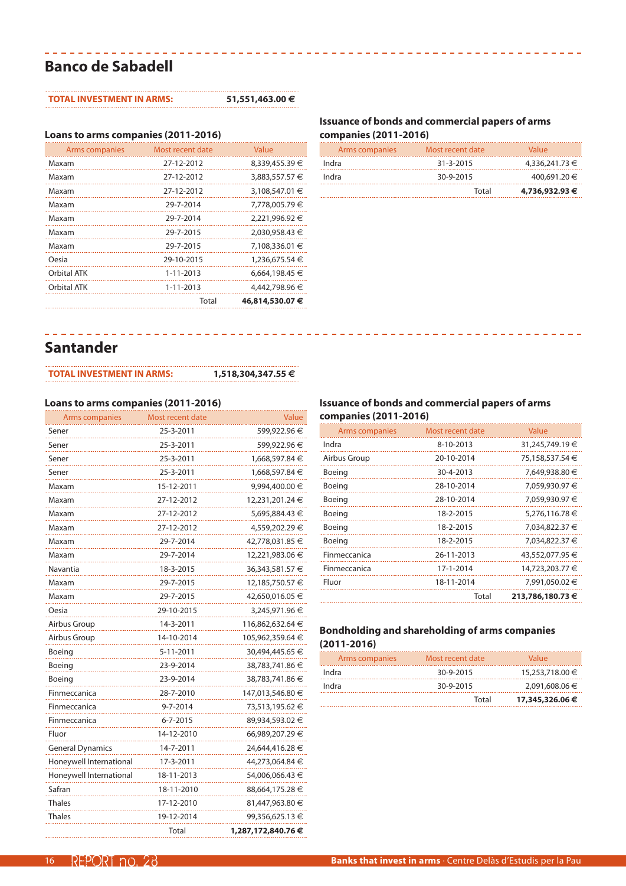## Banco de Sabadell

**TOTAL INVESTMENT IN ARMS:** **51,551,463.00 €**

### Loans to arms companies (2011-2016)

| Arms companies | Most recent date | Value |
|---|---|---|
| Maxam | 27-12-2012 | 8,339,455.39 € |
| Maxam | 27-12-2012 | 3,883,557.57 € |
| Maxam | 27-12-2012 | 3,108,547.01 € |
| Maxam | 29-7-2014 | 7,778,005.79 € |
| Maxam | 29-7-2014 | 2,221,996.92 € |
| Maxam | 29-7-2015 | 2,030,958.43 € |
| Maxam | 29-7-2015 | 7,108,336.01 € |
| Oesia | 29-10-2015 | 1,236,675.54 € |
| Orbital ATK | 1-11-2013 | 6,664,198.45 € |
| Orbital ATK | 1-11-2013 | 4,442,798.96 € |
| | Total | **46,814,530.07 €** |

### Issuance of bonds and commercial papers of arms companies (2011-2016)

| Arms companies | Most recent date | Value |
|---|---|---|
| Indra | 31-3-2015 | 4,336,241.73 € |
| Indra | 30-9-2015 | 400,691.20 € |
| | Total | **4,736,932.93 €** |

## Santander

**TOTAL INVESTMENT IN ARMS:** **1,518,304,347.55 €**

### Loans to arms companies (2011-2016)

| Arms companies | Most recent date | Value |
|---|---|---|
| Sener | 25-3-2011 | 599,922.96 € |
| Sener | 25-3-2011 | 599,922.96 € |
| Sener | 25-3-2011 | 1,668,597.84 € |
| Sener | 25-3-2011 | 1,668,597.84 € |
| Maxam | 15-12-2011 | 9,994,400.00 € |
| Maxam | 27-12-2012 | 12,231,201.24 € |
| Maxam | 27-12-2012 | 5,695,884.43 € |
| Maxam | 27-12-2012 | 4,559,202.29 € |
| Maxam | 29-7-2014 | 42,778,031.85 € |
| Maxam | 29-7-2014 | 12,221,983.06 € |
| Navantia | 18-3-2015 | 36,343,581.57 € |
| Maxam | 29-7-2015 | 12,185,750.57 € |
| Maxam | 29-7-2015 | 42,650,016.05 € |
| Oesia | 29-10-2015 | 3,245,971.96 € |
| Airbus Group | 14-3-2011 | 116,862,632.64 € |
| Airbus Group | 14-10-2014 | 105,962,359.64 € |
| Boeing | 5-11-2011 | 30,494,445.65 € |
| Boeing | 23-9-2014 | 38,783,741.86 € |
| Boeing | 23-9-2014 | 38,783,741.86 € |
| Finmeccanica | 28-7-2010 | 147,013,546.80 € |
| Finmeccanica | 9-7-2014 | 73,513,195.62 € |
| Finmeccanica | 6-7-2015 | 89,934,593.02 € |
| Fluor | 14-12-2010 | 66,989,207.29 € |
| General Dynamics | 14-7-2011 | 24,644,416.28 € |
| Honeywell International | 17-3-2011 | 44,273,064.84 € |
| Honeywell International | 18-11-2013 | 54,006,066.43 € |
| Safran | 18-11-2010 | 88,664,175.28 € |
| Thales | 17-12-2010 | 81,447,963.80 € |
| Thales | 19-12-2014 | 99,356,625.13 € |
| | Total | **1,287,172,840.76 €** |

### Issuance of bonds and commercial papers of arms companies (2011-2016)

| Arms companies | Most recent date | Value |
|---|---|---|
| Indra | 8-10-2013 | 31,245,749.19 € |
| Airbus Group | 20-10-2014 | 75,158,537.54 € |
| Boeing | 30-4-2013 | 7,649,938.80 € |
| Boeing | 28-10-2014 | 7,059,930.97 € |
| Boeing | 28-10-2014 | 7,059,930.97 € |
| Boeing | 18-2-2015 | 5,276,116.78 € |
| Boeing | 18-2-2015 | 7,034,822.37 € |
| Boeing | 18-2-2015 | 7,034,822.37 € |
| Finmeccanica | 26-11-2013 | 43,552,077.95 € |
| Finmeccanica | 17-1-2014 | 14,723,203.77 € |
| Fluor | 18-11-2014 | 7,991,050.02 € |
| | Total | **213,786,180.73 €** |

### Bondholding and shareholding of arms companies (2011-2016)

| Arms companies | Most recent date | Value |
|---|---|---|
| Indra | 30-9-2015 | 15,253,718.00 € |
| Indra | 30-9-2015 | 2,091,608.06 € |
| | Total | **17,345,326.06 €** |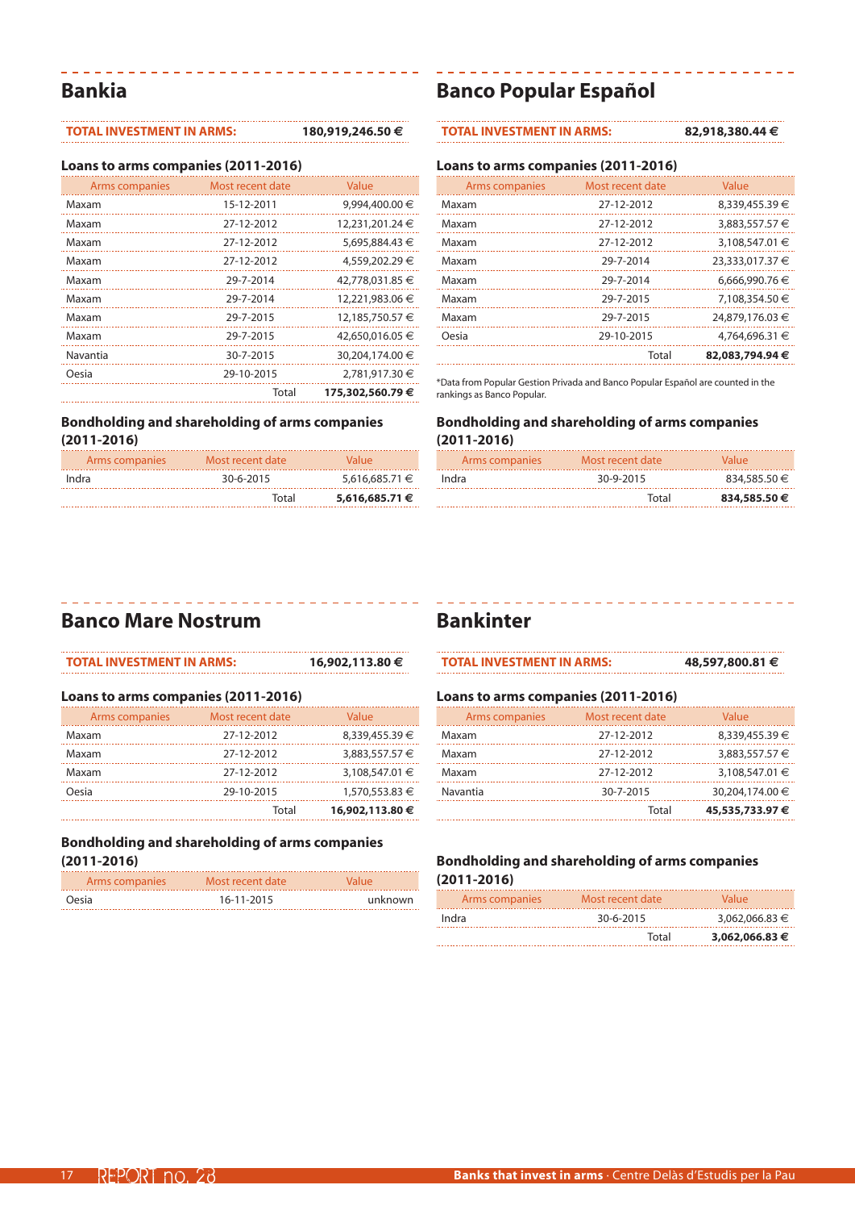## Bankia

**TOTAL INVESTMENT IN ARMS: 180,919,246.50 €**

### Loans to arms companies (2011-2016)

| Arms companies | Most recent date | Value |
|---|---|---|
| Maxam | 15-12-2011 | 9,994,400.00 € |
| Maxam | 27-12-2012 | 12,231,201.24 € |
| Maxam | 27-12-2012 | 5,695,884.43 € |
| Maxam | 27-12-2012 | 4,559,202.29 € |
| Maxam | 29-7-2014 | 42,778,031.85 € |
| Maxam | 29-7-2014 | 12,221,983.06 € |
| Maxam | 29-7-2015 | 12,185,750.57 € |
| Maxam | 29-7-2015 | 42,650,016.05 € |
| Navantia | 30-7-2015 | 30,204,174.00 € |
| Oesia | 29-10-2015 | 2,781,917.30 € |
| | Total | **175,302,560.79 €** |

### Bondholding and shareholding of arms companies (2011-2016)

| Arms companies | Most recent date | Value |
|---|---|---|
| Indra | 30-6-2015 | 5,616,685.71 € |
| | Total | **5,616,685.71 €** |

## Banco Popular Español

**TOTAL INVESTMENT IN ARMS: 82,918,380.44 €**

### Loans to arms companies (2011-2016)

| Arms companies | Most recent date | Value |
|---|---|---|
| Maxam | 27-12-2012 | 8,339,455.39 € |
| Maxam | 27-12-2012 | 3,883,557.57 € |
| Maxam | 27-12-2012 | 3,108,547.01 € |
| Maxam | 29-7-2014 | 23,333,017.37 € |
| Maxam | 29-7-2014 | 6,666,990.76 € |
| Maxam | 29-7-2015 | 7,108,354.50 € |
| Maxam | 29-7-2015 | 24,879,176.03 € |
| Oesia | 29-10-2015 | 4,764,696.31 € |
| | Total | **82,083,794.94 €** |

*Data from Popular Gestion Privada and Banco Popular Español are counted in the rankings as Banco Popular.

### Bondholding and shareholding of arms companies (2011-2016)

| Arms companies | Most recent date | Value |
|---|---|---|
| Indra | 30-9-2015 | 834,585.50 € |
| | Total | **834,585.50 €** |

## Banco Mare Nostrum

**TOTAL INVESTMENT IN ARMS: 16,902,113.80 €**

### Loans to arms companies (2011-2016)

| Arms companies | Most recent date | Value |
|---|---|---|
| Maxam | 27-12-2012 | 8,339,455.39 € |
| Maxam | 27-12-2012 | 3,883,557.57 € |
| Maxam | 27-12-2012 | 3,108,547.01 € |
| Oesia | 29-10-2015 | 1,570,553.83 € |
| | Total | **16,902,113.80 €** |

### Bondholding and shareholding of arms companies (2011-2016)

| Arms companies | Most recent date | Value |
|---|---|---|
| Oesia | 16-11-2015 | unknown |

## Bankinter

**TOTAL INVESTMENT IN ARMS: 48,597,800.81 €**

### Loans to arms companies (2011-2016)

| Arms companies | Most recent date | Value |
|---|---|---|
| Maxam | 27-12-2012 | 8,339,455.39 € |
| Maxam | 27-12-2012 | 3,883,557.57 € |
| Maxam | 27-12-2012 | 3,108,547.01 € |
| Navantia | 30-7-2015 | 30,204,174.00 € |
| | Total | **45,535,733.97 €** |

### Bondholding and shareholding of arms companies (2011-2016)

| Arms companies | Most recent date | Value |
|---|---|---|
| Indra | 30-6-2015 | 3,062,066.83 € |
| | Total | **3,062,066.83 €** |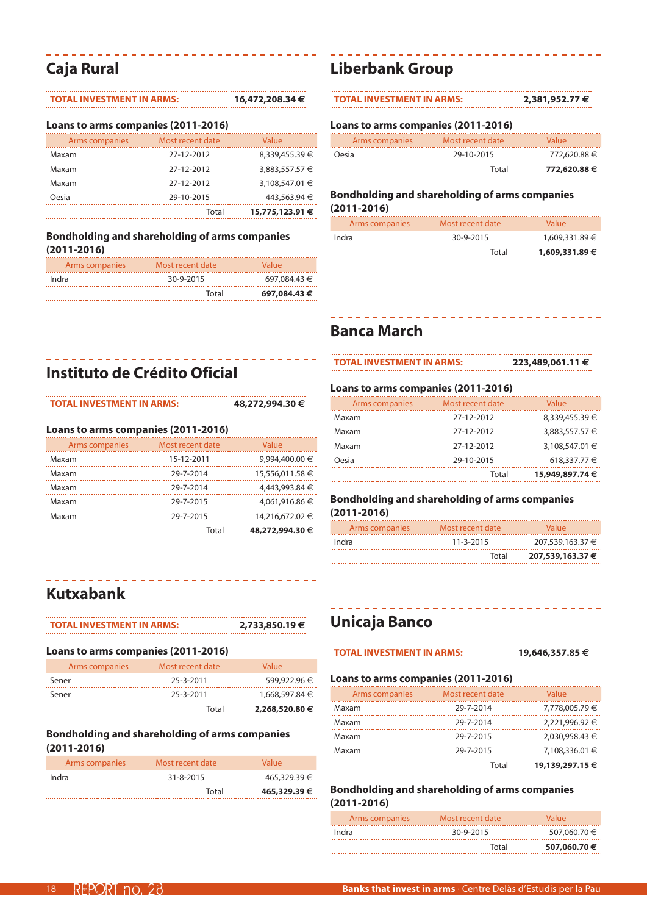## Caja Rural

**TOTAL INVESTMENT IN ARMS: 16,472,208.34 €**

### Loans to arms companies (2011-2016)

| Arms companies | Most recent date | Value |
|---|---|---|
| Maxam | 27-12-2012 | 8,339,455.39 € |
| Maxam | 27-12-2012 | 3,883,557.57 € |
| Maxam | 27-12-2012 | 3,108,547.01 € |
| Oesia | 29-10-2015 | 443,563.94 € |
| | Total | **15,775,123.91 €** |

### Bondholding and shareholding of arms companies (2011-2016)

| Arms companies | Most recent date | Value |
|---|---|---|
| Indra | 30-9-2015 | 697,084.43 € |
| | Total | **697,084.43 €** |

## Instituto de Crédito Oficial

**TOTAL INVESTMENT IN ARMS: 48,272,994.30 €**

### Loans to arms companies (2011-2016)

| Arms companies | Most recent date | Value |
|---|---|---|
| Maxam | 15-12-2011 | 9,994,400.00 € |
| Maxam | 29-7-2014 | 15,556,011.58 € |
| Maxam | 29-7-2014 | 4,443,993.84 € |
| Maxam | 29-7-2015 | 4,061,916.86 € |
| Maxam | 29-7-2015 | 14,216,672.02 € |
| | Total | **48,272,994.30 €** |

## Kutxabank

**TOTAL INVESTMENT IN ARMS: 2,733,850.19 €**

### Loans to arms companies (2011-2016)

| Arms companies | Most recent date | Value |
|---|---|---|
| Sener | 25-3-2011 | 599,922.96 € |
| Sener | 25-3-2011 | 1,668,597.84 € |
| | Total | **2,268,520.80 €** |

### Bondholding and shareholding of arms companies (2011-2016)

| Arms companies | Most recent date | Value |
|---|---|---|
| Indra | 31-8-2015 | 465,329.39 € |
| | Total | **465,329.39 €** |

## Liberbank Group

**TOTAL INVESTMENT IN ARMS: 2,381,952.77 €**

### Loans to arms companies (2011-2016)

| Arms companies | Most recent date | Value |
|---|---|---|
| Oesia | 29-10-2015 | 772,620.88 € |
| | Total | **772,620.88 €** |

### Bondholding and shareholding of arms companies (2011-2016)

| Arms companies | Most recent date | Value |
|---|---|---|
| Indra | 30-9-2015 | 1,609,331.89 € |
| | Total | **1,609,331.89 €** |

## Banca March

**TOTAL INVESTMENT IN ARMS: 223,489,061.11 €**

### Loans to arms companies (2011-2016)

| Arms companies | Most recent date | Value |
|---|---|---|
| Maxam | 27-12-2012 | 8,339,455.39 € |
| Maxam | 27-12-2012 | 3,883,557.57 € |
| Maxam | 27-12-2012 | 3,108,547.01 € |
| Oesia | 29-10-2015 | 618,337.77 € |
| | Total | **15,949,897.74 €** |

### Bondholding and shareholding of arms companies (2011-2016)

| Arms companies | Most recent date | Value |
|---|---|---|
| Indra | 11-3-2015 | 207,539,163.37 € |
| | Total | **207,539,163.37 €** |

## Unicaja Banco

**TOTAL INVESTMENT IN ARMS: 19,646,357.85 €**

### Loans to arms companies (2011-2016)

| Arms companies | Most recent date | Value |
|---|---|---|
| Maxam | 29-7-2014 | 7,778,005.79 € |
| Maxam | 29-7-2014 | 2,221,996.92 € |
| Maxam | 29-7-2015 | 2,030,958.43 € |
| Maxam | 29-7-2015 | 7,108,336.01 € |
| | Total | **19,139,297.15 €** |

### Bondholding and shareholding of arms companies (2011-2016)

| Arms companies | Most recent date | Value |
|---|---|---|
| Indra | 30-9-2015 | 507,060.70 € |
| | Total | **507,060.70 €** |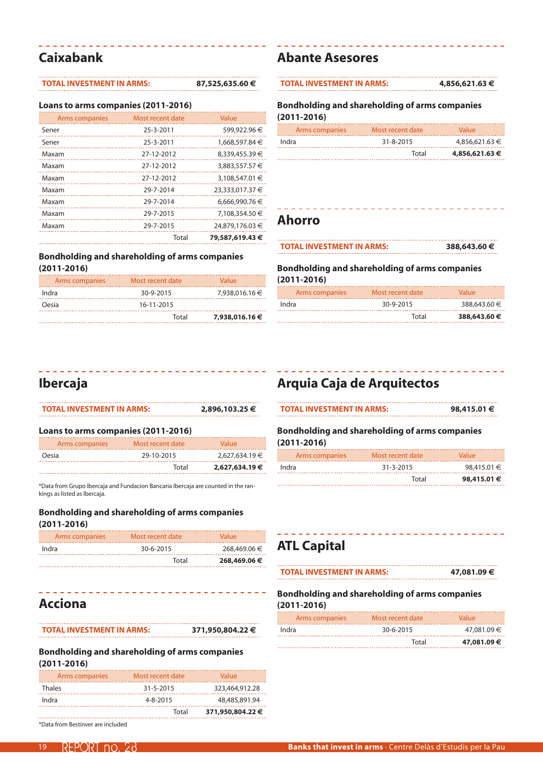## Caixabank

**TOTAL INVESTMENT IN ARMS:** **87,525,635.60 €**

### Loans to arms companies (2011-2016)

| Arms companies | Most recent date | Value |
|---|---|---|
| Sener | 25-3-2011 | 599,922.96 € |
| Sener | 25-3-2011 | 1,668,597.84 € |
| Maxam | 27-12-2012 | 8,339,455.39 € |
| Maxam | 27-12-2012 | 3,883,557.57 € |
| Maxam | 27-12-2012 | 3,108,547.01 € |
| Maxam | 29-7-2014 | 23,333,017.37 € |
| Maxam | 29-7-2014 | 6,666,990.76 € |
| Maxam | 29-7-2015 | 7,108,354.50 € |
| Maxam | 29-7-2015 | 24,879,176.03 € |
| | Total | **79,587,619.43 €** |

### Bondholding and shareholding of arms companies (2011-2016)

| Arms companies | Most recent date | Value |
|---|---|---|
| Indra | 30-9-2015 | 7,938,016.16 € |
| Oesia | 16-11-2015 | |
| | Total | **7,938,016.16 €** |

## Abante Asesores

**TOTAL INVESTMENT IN ARMS:** **4,856,621.63 €**

### Bondholding and shareholding of arms companies (2011-2016)

| Arms companies | Most recent date | Value |
|---|---|---|
| Indra | 31-8-2015 | 4,856,621.63 € |
| | Total | **4,856,621.63 €** |

## Ahorro

**TOTAL INVESTMENT IN ARMS:** **388,643.60 €**

### Bondholding and shareholding of arms companies (2011-2016)

| Arms companies | Most recent date | Value |
|---|---|---|
| Indra | 30-9-2015 | 388,643.60 € |
| | Total | **388,643.60 €** |

## Ibercaja

**TOTAL INVESTMENT IN ARMS:** **2,896,103.25 €**

### Loans to arms companies (2011-2016)

| Arms companies | Most recent date | Value |
|---|---|---|
| Oesia | 29-10-2015 | 2,627,634.19 € |
| | Total | **2,627,634.19 €** |

*Data from Grupo Ibercaja and Fundacion Bancaria Ibercaja are counted in the rankings as listed as Ibercaja.

### Bondholding and shareholding of arms companies (2011-2016)

| Arms companies | Most recent date | Value |
|---|---|---|
| Indra | 30-6-2015 | 268,469.06 € |
| | Total | **268,469.06 €** |

## Acciona

**TOTAL INVESTMENT IN ARMS:** **371,950,804.22 €**

### Bondholding and shareholding of arms companies (2011-2016)

| Arms companies | Most recent date | Value |
|---|---|---|
| Thales | 31-5-2015 | 323,464,912.28 |
| Indra | 4-8-2015 | 48,485,891.94 |
| | Total | **371,950,804.22 €** |

*Data from Bestinver are included

## Arquia Caja de Arquitectos

**TOTAL INVESTMENT IN ARMS:** **98,415.01 €**

### Bondholding and shareholding of arms companies (2011-2016)

| Arms companies | Most recent date | Value |
|---|---|---|
| Indra | 31-3-2015 | 98,415.01 € |
| | Total | **98,415.01 €** |

## ATL Capital

**TOTAL INVESTMENT IN ARMS:** **47,081.09 €**

### Bondholding and shareholding of arms companies (2011-2016)

| Arms companies | Most recent date | Value |
|---|---|---|
| Indra | 30-6-2015 | 47,081.09 € |
| | Total | **47,081.09 €** |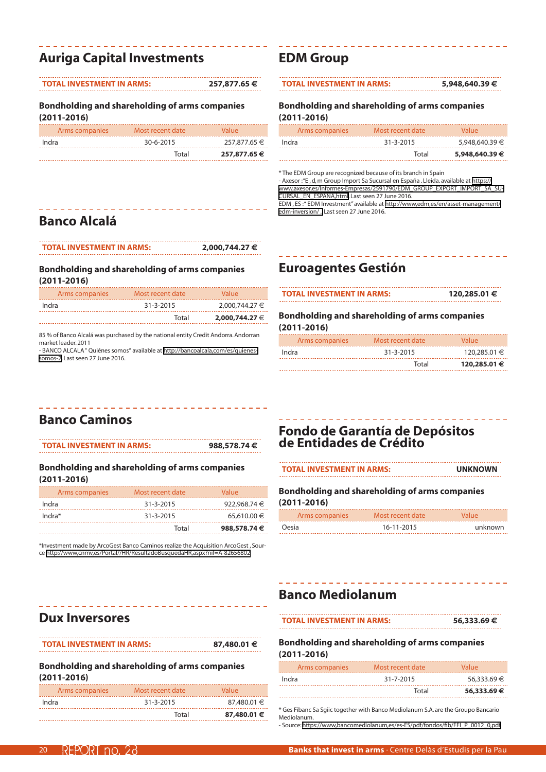## Auriga Capital Investments

**TOTAL INVESTMENT IN ARMS: 257,877.65 €**

### Bondholding and shareholding of arms companies (2011-2016)

| Arms companies | Most recent date | Value |
|---|---|---|
| Indra | 30-6-2015 | 257,877.65 € |
| | Total | **257,877.65 €** |

## Banco Alcalá

**TOTAL INVESTMENT IN ARMS: 2,000,744.27 €**

### Bondholding and shareholding of arms companies (2011-2016)

| Arms companies | Most recent date | Value |
|---|---|---|
| Indra | 31-3-2015 | 2,000,744.27 € |
| | Total | **2,000,744.27 €** |

85 % of Banco Alcalá was purchased by the national entity Credit Andorra. Andorran market leader. 2011
- BANCO ALCALA " Quiénes somos" available at http://bancoalcala,com/es/quienes-somos-2. Last seen 27 June 2016.

## Banco Caminos

**TOTAL INVESTMENT IN ARMS: 988,578.74 €**

### Bondholding and shareholding of arms companies (2011-2016)

| Arms companies | Most recent date | Value |
|---|---|---|
| Indra | 31-3-2015 | 922,968.74 € |
| Indra* | 31-3-2015 | 65,610.00 € |
| | Total | **988,578.74 €** |

*Investment made by ArcoGest Banco Caminos realize the Acquisition ArcoGest , Source http://www,cnmv,es/Portal//HR/ResultadoBusquedaHR,aspx?nif=A-82656802

## Dux Inversores

**TOTAL INVESTMENT IN ARMS: 87,480.01 €**

### Bondholding and shareholding of arms companies (2011-2016)

| Arms companies | Most recent date | Value |
|---|---|---|
| Indra | 31-3-2015 | 87,480.01 € |
| | Total | **87,480.01 €** |

## EDM Group

**TOTAL INVESTMENT IN ARMS: 5,948,640.39 €**

### Bondholding and shareholding of arms companies (2011-2016)

| Arms companies | Most recent date | Value |
|---|---|---|
| Indra | 31-3-2015 | 5,948,640.39 € |
| | Total | **5,948,640.39 €** |

* The EDM Group are recognized because of its branch in Spain
- Axesor :"E , d, m Group Import Sa Sucursal en España . Lleida. available at https://www,axesor,es/Informes-Empresas/2591790/EDM_GROUP_EXPORT_IMPORT_SA_SUCURSAL_EN_ESPANA,html. Last seen 27 June 2016.
EDM , ES :" EDM Investment" available at http://www,edm,es/en/asset-management/edm-inversion/ . Last seen 27 June 2016.

## Euroagentes Gestión

**TOTAL INVESTMENT IN ARMS: 120,285.01 €**

### Bondholding and shareholding of arms companies (2011-2016)

| Arms companies | Most recent date | Value |
|---|---|---|
| Indra | 31-3-2015 | 120,285.01 € |
| | Total | **120,285.01 €** |

## Fondo de Garantía de Depósitos de Entidades de Crédito

**TOTAL INVESTMENT IN ARMS: UNKNOWN**

### Bondholding and shareholding of arms companies (2011-2016)

| Arms companies | Most recent date | Value |
|---|---|---|
| Oesia | 16-11-2015 | unknown |

## Banco Mediolanum

**TOTAL INVESTMENT IN ARMS: 56,333.69 €**

### Bondholding and shareholding of arms companies (2011-2016)

| Arms companies | Most recent date | Value |
|---|---|---|
| Indra | 31-7-2015 | 56,333.69 € |
| | Total | **56,333.69 €** |

* Ges Fibanc Sa Sgiic together with Banco Mediolanum S.A. are the Groupo Bancario Mediolanum.
- Source: https://www,bancomediolanum,es/es-ES/pdf/fondos/fib/FFI_P_0012_0,pdf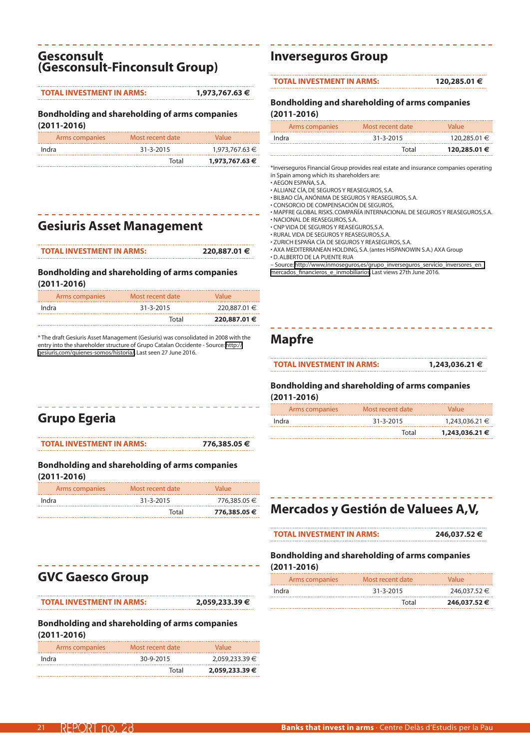## Gesconsult (Gesconsult-Finconsult Group)

**TOTAL INVESTMENT IN ARMS:** **1,973,767.63 €**

### Bondholding and shareholding of arms companies (2011-2016)

| Arms companies | Most recent date | Value |
|---|---|---|
| Indra | 31-3-2015 | 1,973,767.63 € |
| | Total | **1,973,767.63 €** |

## Gesiuris Asset Management

**TOTAL INVESTMENT IN ARMS:** **220,887.01 €**

### Bondholding and shareholding of arms companies (2011-2016)

| Arms companies | Most recent date | Value |
|---|---|---|
| Indra | 31-3-2015 | 220,887.01 € |
| | Total | **220,887.01 €** |

* The draft Gesiuris Asset Management (Gesiuris) was consolidated in 2008 with the entry into the shareholder structure of Grupo Catalan Occidente - Source: http://gesiuris.com/quienes-somos/historia/ Last seen 27 June 2016.

## Grupo Egeria

**TOTAL INVESTMENT IN ARMS:** **776,385.05 €**

### Bondholding and shareholding of arms companies (2011-2016)

| Arms companies | Most recent date | Value |
|---|---|---|
| Indra | 31-3-2015 | 776,385.05 € |
| | Total | **776,385.05 €** |

## GVC Gaesco Group

**TOTAL INVESTMENT IN ARMS:** **2,059,233.39 €**

### Bondholding and shareholding of arms companies (2011-2016)

| Arms companies | Most recent date | Value |
|---|---|---|
| Indra | 30-9-2015 | 2,059,233.39 € |
| | Total | **2,059,233.39 €** |

## Inverseguros Group

**TOTAL INVESTMENT IN ARMS:** **120,285.01 €**

### Bondholding and shareholding of arms companies (2011-2016)

| Arms companies | Most recent date | Value |
|---|---|---|
| Indra | 31-3-2015 | 120,285.01 € |
| | Total | **120,285.01 €** |

*Inverseguros Financial Group provides real estate and insurance companies operating in Spain among which its shareholders are:

- AEGON ESPAÑA, S.A.
- ALLIANZ CÍA, DE SEGUROS Y REASEGUROS, S.A.
- BILBAO CÍA, ANÓNIMA DE SEGUROS Y REASEGUROS, S.A.
- CONSORCIO DE COMPENSACIÓN DE SEGUROS,
- MAPFRE GLOBAL RISKS. COMPAÑÍA INTERNACIONAL DE SEGUROS Y REASEGUROS,S.A.
- NACIONAL DE REASEGUROS, S.A.
- CNP VIDA DE SEGUROS Y REASEGUROS,S.A.
- RURAL VIDA DE SEGUROS Y REASEGUROS,S.A.
- ZURICH ESPAÑA CÍA DE SEGUROS Y REASEGUROS, S.A.
- AXA MEDITERRANEAN HOLDING, S.A. (antes HISPANOWIN S.A.) AXA Group
- D. ALBERTO DE LA PUENTE RUA

– Source: http://www,inmoseguros,es/grupo_inverseguros_servicio_inversores_en_mercados_financieros_e_inmobiliarios Last views 27th June 2016.

## Mapfre

**TOTAL INVESTMENT IN ARMS:** **1,243,036.21 €**

### Bondholding and shareholding of arms companies (2011-2016)

| Arms companies | Most recent date | Value |
|---|---|---|
| Indra | 31-3-2015 | 1,243,036.21 € |
| | Total | **1,243,036.21 €** |

## Mercados y Gestión de Valuees A,V,

**TOTAL INVESTMENT IN ARMS:** **246,037.52 €**

### Bondholding and shareholding of arms companies (2011-2016)

| Arms companies | Most recent date | Value |
|---|---|---|
| Indra | 31-3-2015 | 246,037.52 € |
| | Total | **246,037.52 €** |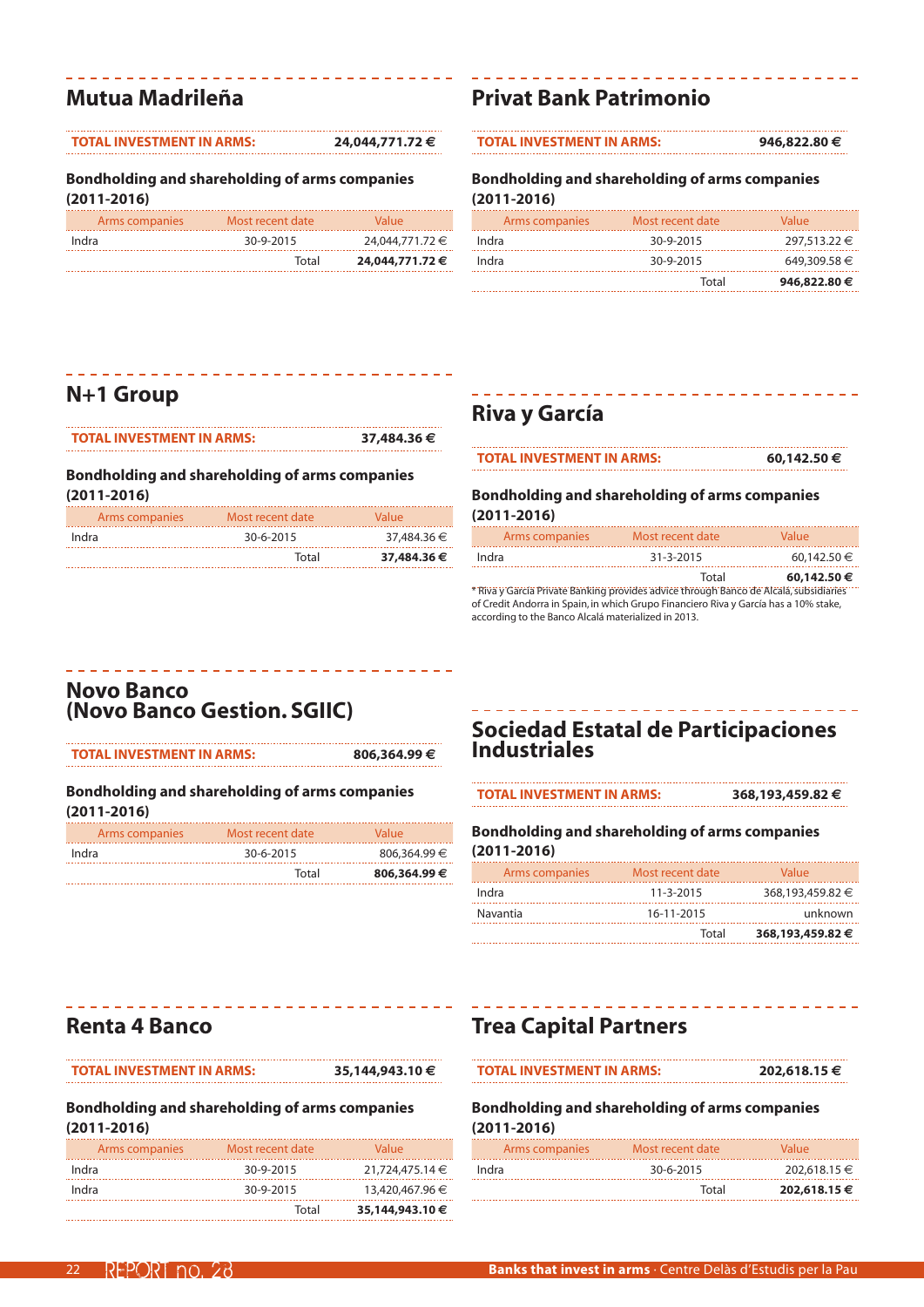## Mutua Madrileña

**TOTAL INVESTMENT IN ARMS:** **24,044,771.72 €**

### Bondholding and shareholding of arms companies (2011-2016)

| Arms companies | Most recent date | Value |
|---|---|---|
| Indra | 30-9-2015 | 24,044,771.72 € |
| | Total | **24,044,771.72 €** |

## N+1 Group

**TOTAL INVESTMENT IN ARMS:** **37,484.36 €**

### Bondholding and shareholding of arms companies (2011-2016)

| Arms companies | Most recent date | Value |
|---|---|---|
| Indra | 30-6-2015 | 37,484.36 € |
| | Total | **37,484.36 €** |

## Novo Banco (Novo Banco Gestion. SGIIC)

**TOTAL INVESTMENT IN ARMS:** **806,364.99 €**

### Bondholding and shareholding of arms companies (2011-2016)

| Arms companies | Most recent date | Value |
|---|---|---|
| Indra | 30-6-2015 | 806,364.99 € |
| | Total | **806,364.99 €** |

## Renta 4 Banco

**TOTAL INVESTMENT IN ARMS:** **35,144,943.10 €**

### Bondholding and shareholding of arms companies (2011-2016)

| Arms companies | Most recent date | Value |
|---|---|---|
| Indra | 30-9-2015 | 21,724,475.14 € |
| Indra | 30-9-2015 | 13,420,467.96 € |
| | Total | **35,144,943.10 €** |

## Privat Bank Patrimonio

**TOTAL INVESTMENT IN ARMS:** **946,822.80 €**

### Bondholding and shareholding of arms companies (2011-2016)

| Arms companies | Most recent date | Value |
|---|---|---|
| Indra | 30-9-2015 | 297,513.22 € |
| Indra | 30-9-2015 | 649,309.58 € |
| | Total | **946,822.80 €** |

## Riva y García

**TOTAL INVESTMENT IN ARMS:** **60,142.50 €**

### Bondholding and shareholding of arms companies (2011-2016)

| Arms companies | Most recent date | Value |
|---|---|---|
| Indra | 31-3-2015 | 60,142.50 € |
| | Total | **60,142.50 €** |

* Riva y García Private Banking provides advice through Banco de Alcalá, subsidiaries of Credit Andorra in Spain, in which Grupo Financiero Riva y García has a 10% stake, according to the Banco Alcalá materialized in 2013.

## Sociedad Estatal de Participaciones Industriales

**TOTAL INVESTMENT IN ARMS:** **368,193,459.82 €**

### Bondholding and shareholding of arms companies (2011-2016)

| Arms companies | Most recent date | Value |
|---|---|---|
| Indra | 11-3-2015 | 368,193,459.82 € |
| Navantia | 16-11-2015 | unknown |
| | Total | **368,193,459.82 €** |

## Trea Capital Partners

**TOTAL INVESTMENT IN ARMS:** **202,618.15 €**

### Bondholding and shareholding of arms companies (2011-2016)

| Arms companies | Most recent date | Value |
|---|---|---|
| Indra | 30-6-2015 | 202,618.15 € |
| | Total | **202,618.15 €** |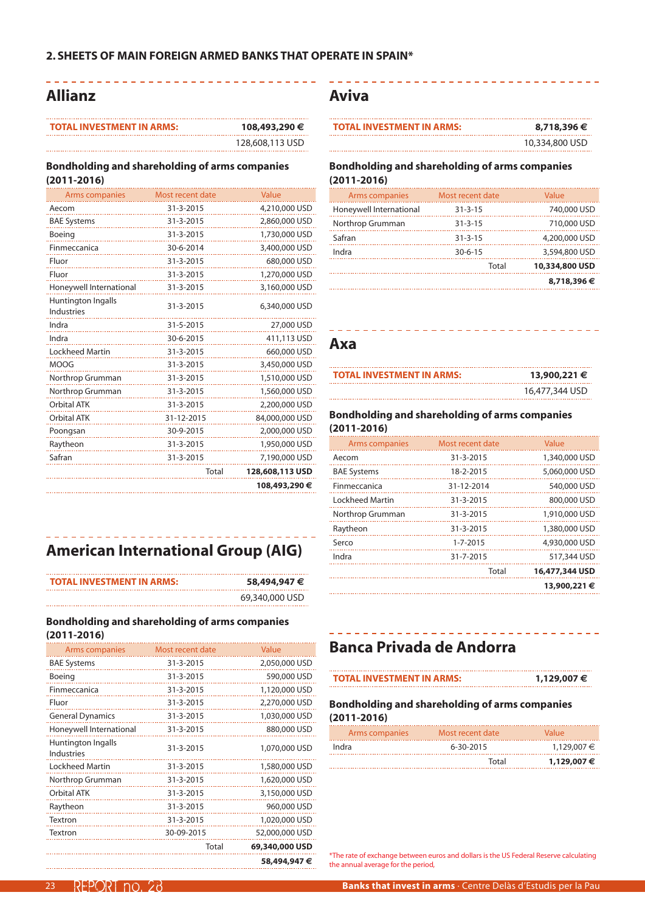## 2. SHEETS OF MAIN FOREIGN ARMED BANKS THAT OPERATE IN SPAIN*

## Allianz

| TOTAL INVESTMENT IN ARMS: | 108,493,290 € |
|---|---|
| | 128,608,113 USD |

### Bondholding and shareholding of arms companies (2011-2016)

| Arms companies | Most recent date | Value |
|---|---|---|
| Aecom | 31-3-2015 | 4,210,000 USD |
| BAE Systems | 31-3-2015 | 2,860,000 USD |
| Boeing | 31-3-2015 | 1,730,000 USD |
| Finmeccanica | 30-6-2014 | 3,400,000 USD |
| Fluor | 31-3-2015 | 680,000 USD |
| Fluor | 31-3-2015 | 1,270,000 USD |
| Honeywell International | 31-3-2015 | 3,160,000 USD |
| Huntington Ingalls Industries | 31-3-2015 | 6,340,000 USD |
| Indra | 31-5-2015 | 27,000 USD |
| Indra | 30-6-2015 | 411,113 USD |
| Lockheed Martin | 31-3-2015 | 660,000 USD |
| MOOG | 31-3-2015 | 3,450,000 USD |
| Northrop Grumman | 31-3-2015 | 1,510,000 USD |
| Northrop Grumman | 31-3-2015 | 1,560,000 USD |
| Orbital ATK | 31-3-2015 | 2,200,000 USD |
| Orbital ATK | 31-12-2015 | 84,000,000 USD |
| Poongsan | 30-9-2015 | 2,000,000 USD |
| Raytheon | 31-3-2015 | 1,950,000 USD |
| Safran | 31-3-2015 | 7,190,000 USD |
| | Total | **128,608,113 USD** |
| | | **108,493,290 €** |

## American International Group (AIG)

| TOTAL INVESTMENT IN ARMS: | 58,494,947 € |
|---|---|
| | 69,340,000 USD |

### Bondholding and shareholding of arms companies (2011-2016)

| Arms companies | Most recent date | Value |
|---|---|---|
| BAE Systems | 31-3-2015 | 2,050,000 USD |
| Boeing | 31-3-2015 | 590,000 USD |
| Finmeccanica | 31-3-2015 | 1,120,000 USD |
| Fluor | 31-3-2015 | 2,270,000 USD |
| General Dynamics | 31-3-2015 | 1,030,000 USD |
| Honeywell International | 31-3-2015 | 880,000 USD |
| Huntington Ingalls Industries | 31-3-2015 | 1,070,000 USD |
| Lockheed Martin | 31-3-2015 | 1,580,000 USD |
| Northrop Grumman | 31-3-2015 | 1,620,000 USD |
| Orbital ATK | 31-3-2015 | 3,150,000 USD |
| Raytheon | 31-3-2015 | 960,000 USD |
| Textron | 31-3-2015 | 1,020,000 USD |
| Textron | 30-09-2015 | 52,000,000 USD |
| | Total | **69,340,000 USD** |
| | | **58,494,947 €** |

## Aviva

| TOTAL INVESTMENT IN ARMS: | 8,718,396 € |
|---|---|
| | 10,334,800 USD |

### Bondholding and shareholding of arms companies (2011-2016)

| Arms companies | Most recent date | Value |
|---|---|---|
| Honeywell International | 31-3-15 | 740,000 USD |
| Northrop Grumman | 31-3-15 | 710,000 USD |
| Safran | 31-3-15 | 4,200,000 USD |
| Indra | 30-6-15 | 3,594,800 USD |
| | Total | **10,334,800 USD** |
| | | **8,718,396 €** |

## Axa

| TOTAL INVESTMENT IN ARMS: | 13,900,221 € |
|---|---|
| | 16,477,344 USD |

### Bondholding and shareholding of arms companies (2011-2016)

| Arms companies | Most recent date | Value |
|---|---|---|
| Aecom | 31-3-2015 | 1,340,000 USD |
| BAE Systems | 18-2-2015 | 5,060,000 USD |
| Finmeccanica | 31-12-2014 | 540,000 USD |
| Lockheed Martin | 31-3-2015 | 800,000 USD |
| Northrop Grumman | 31-3-2015 | 1,910,000 USD |
| Raytheon | 31-3-2015 | 1,380,000 USD |
| Serco | 1-7-2015 | 4,930,000 USD |
| Indra | 31-7-2015 | 517,344 USD |
| | Total | **16,477,344 USD** |
| | | **13,900,221 €** |

## Banca Privada de Andorra

| TOTAL INVESTMENT IN ARMS: | 1,129,007 € |
|---|---|

### Bondholding and shareholding of arms companies (2011-2016)

| Arms companies | Most recent date | Value |
|---|---|---|
| Indra | 6-30-2015 | 1,129,007 € |
| | Total | **1,129,007 €** |

*The rate of exchange between euros and dollars is the US Federal Reserve calculating the annual average for the period,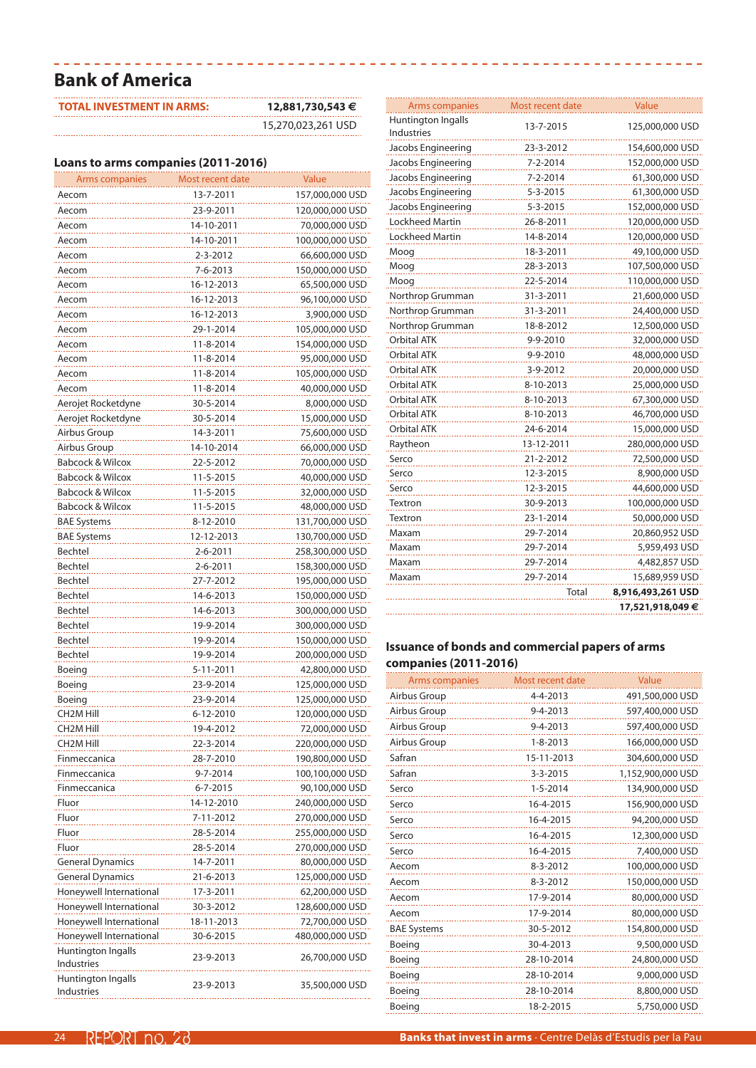## Bank of America

| TOTAL INVESTMENT IN ARMS: | 12,881,730,543 € |
|---|---|
| | 15,270,023,261 USD |

### Loans to arms companies (2011-2016)

| Arms companies | Most recent date | Value |
|---|---|---|
| Aecom | 13-7-2011 | 157,000,000 USD |
| Aecom | 23-9-2011 | 120,000,000 USD |
| Aecom | 14-10-2011 | 70,000,000 USD |
| Aecom | 14-10-2011 | 100,000,000 USD |
| Aecom | 2-3-2012 | 66,600,000 USD |
| Aecom | 7-6-2013 | 150,000,000 USD |
| Aecom | 16-12-2013 | 65,500,000 USD |
| Aecom | 16-12-2013 | 96,100,000 USD |
| Aecom | 16-12-2013 | 3,900,000 USD |
| Aecom | 29-1-2014 | 105,000,000 USD |
| Aecom | 11-8-2014 | 154,000,000 USD |
| Aecom | 11-8-2014 | 95,000,000 USD |
| Aecom | 11-8-2014 | 105,000,000 USD |
| Aecom | 11-8-2014 | 40,000,000 USD |
| Aerojet Rocketdyne | 30-5-2014 | 8,000,000 USD |
| Aerojet Rocketdyne | 30-5-2014 | 15,000,000 USD |
| Airbus Group | 14-3-2011 | 75,600,000 USD |
| Airbus Group | 14-10-2014 | 66,000,000 USD |
| Babcock & Wilcox | 22-5-2012 | 70,000,000 USD |
| Babcock & Wilcox | 11-5-2015 | 40,000,000 USD |
| Babcock & Wilcox | 11-5-2015 | 32,000,000 USD |
| Babcock & Wilcox | 11-5-2015 | 48,000,000 USD |
| BAE Systems | 8-12-2010 | 131,700,000 USD |
| BAE Systems | 12-12-2013 | 130,700,000 USD |
| Bechtel | 2-6-2011 | 258,300,000 USD |
| Bechtel | 2-6-2011 | 158,300,000 USD |
| Bechtel | 27-7-2012 | 195,000,000 USD |
| Bechtel | 14-6-2013 | 150,000,000 USD |
| Bechtel | 14-6-2013 | 300,000,000 USD |
| Bechtel | 19-9-2014 | 300,000,000 USD |
| Bechtel | 19-9-2014 | 150,000,000 USD |
| Bechtel | 19-9-2014 | 200,000,000 USD |
| Boeing | 5-11-2011 | 42,800,000 USD |
| Boeing | 23-9-2014 | 125,000,000 USD |
| Boeing | 23-9-2014 | 125,000,000 USD |
| CH2M Hill | 6-12-2010 | 120,000,000 USD |
| CH2M Hill | 19-4-2012 | 72,000,000 USD |
| CH2M Hill | 22-3-2014 | 220,000,000 USD |
| Finmeccanica | 28-7-2010 | 190,800,000 USD |
| Finmeccanica | 9-7-2014 | 100,100,000 USD |
| Finmeccanica | 6-7-2015 | 90,100,000 USD |
| Fluor | 14-12-2010 | 240,000,000 USD |
| Fluor | 7-11-2012 | 270,000,000 USD |
| Fluor | 28-5-2014 | 255,000,000 USD |
| Fluor | 28-5-2014 | 270,000,000 USD |
| General Dynamics | 14-7-2011 | 80,000,000 USD |
| General Dynamics | 21-6-2013 | 125,000,000 USD |
| Honeywell International | 17-3-2011 | 62,200,000 USD |
| Honeywell International | 30-3-2012 | 128,600,000 USD |
| Honeywell International | 18-11-2013 | 72,700,000 USD |
| Honeywell International | 30-6-2015 | 480,000,000 USD |
| Huntington Ingalls Industries | 23-9-2013 | 26,700,000 USD |
| Huntington Ingalls Industries | 23-9-2013 | 35,500,000 USD |
| Huntington Ingalls Industries | 13-7-2015 | 125,000,000 USD |
| Jacobs Engineering | 23-3-2012 | 154,600,000 USD |
| Jacobs Engineering | 7-2-2014 | 152,000,000 USD |
| Jacobs Engineering | 7-2-2014 | 61,300,000 USD |
| Jacobs Engineering | 5-3-2015 | 61,300,000 USD |
| Jacobs Engineering | 5-3-2015 | 152,000,000 USD |
| Lockheed Martin | 26-8-2011 | 120,000,000 USD |
| Lockheed Martin | 14-8-2014 | 120,000,000 USD |
| Moog | 18-3-2011 | 49,100,000 USD |
| Moog | 28-3-2013 | 107,500,000 USD |
| Moog | 22-5-2014 | 110,000,000 USD |
| Northrop Grumman | 31-3-2011 | 21,600,000 USD |
| Northrop Grumman | 31-3-2011 | 24,400,000 USD |
| Northrop Grumman | 18-8-2012 | 12,500,000 USD |
| Orbital ATK | 9-9-2010 | 32,000,000 USD |
| Orbital ATK | 9-9-2010 | 48,000,000 USD |
| Orbital ATK | 3-9-2012 | 20,000,000 USD |
| Orbital ATK | 8-10-2013 | 25,000,000 USD |
| Orbital ATK | 8-10-2013 | 67,300,000 USD |
| Orbital ATK | 8-10-2013 | 46,700,000 USD |
| Orbital ATK | 24-6-2014 | 15,000,000 USD |
| Raytheon | 13-12-2011 | 280,000,000 USD |
| Serco | 21-2-2012 | 72,500,000 USD |
| Serco | 12-3-2015 | 8,900,000 USD |
| Serco | 12-3-2015 | 44,600,000 USD |
| Textron | 30-9-2013 | 100,000,000 USD |
| Textron | 23-1-2014 | 50,000,000 USD |
| Maxam | 29-7-2014 | 20,860,952 USD |
| Maxam | 29-7-2014 | 5,959,493 USD |
| Maxam | 29-7-2014 | 4,482,857 USD |
| Maxam | 29-7-2014 | 15,689,959 USD |
| | Total | 8,916,493,261 USD |
| | | 17,521,918,049 € |

### Issuance of bonds and commercial papers of arms companies (2011-2016)

| Arms companies | Most recent date | Value |
|---|---|---|
| Airbus Group | 4-4-2013 | 491,500,000 USD |
| Airbus Group | 9-4-2013 | 597,400,000 USD |
| Airbus Group | 9-4-2013 | 597,400,000 USD |
| Airbus Group | 1-8-2013 | 166,000,000 USD |
| Safran | 15-11-2013 | 304,600,000 USD |
| Safran | 3-3-2015 | 1,152,900,000 USD |
| Serco | 1-5-2014 | 134,900,000 USD |
| Serco | 16-4-2015 | 156,900,000 USD |
| Serco | 16-4-2015 | 94,200,000 USD |
| Serco | 16-4-2015 | 12,300,000 USD |
| Serco | 16-4-2015 | 7,400,000 USD |
| Aecom | 8-3-2012 | 100,000,000 USD |
| Aecom | 8-3-2012 | 150,000,000 USD |
| Aecom | 17-9-2014 | 80,000,000 USD |
| Aecom | 17-9-2014 | 80,000,000 USD |
| BAE Systems | 30-5-2012 | 154,800,000 USD |
| Boeing | 30-4-2013 | 9,500,000 USD |
| Boeing | 28-10-2014 | 24,800,000 USD |
| Boeing | 28-10-2014 | 9,000,000 USD |
| Boeing | 28-10-2014 | 8,800,000 USD |
| Boeing | 18-2-2015 | 5,750,000 USD |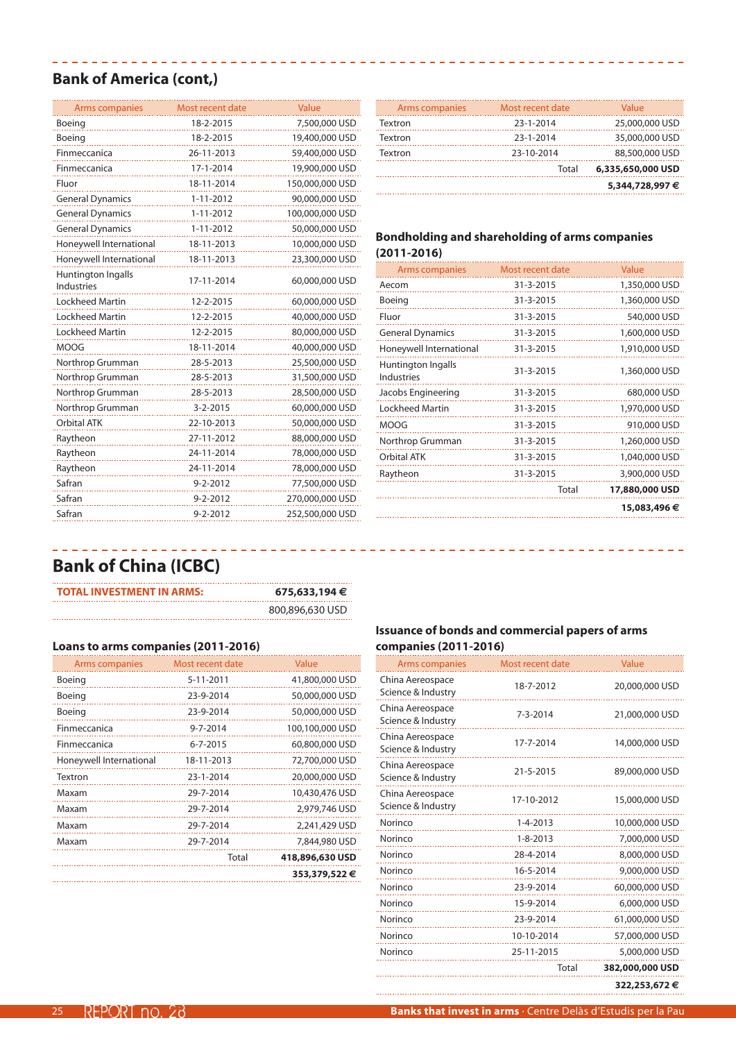## Bank of America (cont,)

| Arms companies | Most recent date | Value |
|---|---|---|
| Boeing | 18-2-2015 | 7,500,000 USD |
| Boeing | 18-2-2015 | 19,400,000 USD |
| Finmeccanica | 26-11-2013 | 59,400,000 USD |
| Finmeccanica | 17-1-2014 | 19,900,000 USD |
| Fluor | 18-11-2014 | 150,000,000 USD |
| General Dynamics | 1-11-2012 | 90,000,000 USD |
| General Dynamics | 1-11-2012 | 100,000,000 USD |
| General Dynamics | 1-11-2012 | 50,000,000 USD |
| Honeywell International | 18-11-2013 | 10,000,000 USD |
| Honeywell International | 18-11-2013 | 23,300,000 USD |
| Huntington Ingalls Industries | 17-11-2014 | 60,000,000 USD |
| Lockheed Martin | 12-2-2015 | 60,000,000 USD |
| Lockheed Martin | 12-2-2015 | 40,000,000 USD |
| Lockheed Martin | 12-2-2015 | 80,000,000 USD |
| MOOG | 18-11-2014 | 40,000,000 USD |
| Northrop Grumman | 28-5-2013 | 25,500,000 USD |
| Northrop Grumman | 28-5-2013 | 31,500,000 USD |
| Northrop Grumman | 28-5-2013 | 28,500,000 USD |
| Northrop Grumman | 3-2-2015 | 60,000,000 USD |
| Orbital ATK | 22-10-2013 | 50,000,000 USD |
| Raytheon | 27-11-2012 | 88,000,000 USD |
| Raytheon | 24-11-2014 | 78,000,000 USD |
| Raytheon | 24-11-2014 | 78,000,000 USD |
| Safran | 9-2-2012 | 77,500,000 USD |
| Safran | 9-2-2012 | 270,000,000 USD |
| Safran | 9-2-2012 | 252,500,000 USD |
| Textron | 23-1-2014 | 25,000,000 USD |
| Textron | 23-1-2014 | 35,000,000 USD |
| Textron | 23-10-2014 | 88,500,000 USD |
| | Total | **6,335,650,000 USD** |
| | | **5,344,728,997 €** |

### Bondholding and shareholding of arms companies (2011-2016)

| Arms companies | Most recent date | Value |
|---|---|---|
| Aecom | 31-3-2015 | 1,350,000 USD |
| Boeing | 31-3-2015 | 1,360,000 USD |
| Fluor | 31-3-2015 | 540,000 USD |
| General Dynamics | 31-3-2015 | 1,600,000 USD |
| Honeywell International | 31-3-2015 | 1,910,000 USD |
| Huntington Ingalls Industries | 31-3-2015 | 1,360,000 USD |
| Jacobs Engineering | 31-3-2015 | 680,000 USD |
| Lockheed Martin | 31-3-2015 | 1,970,000 USD |
| MOOG | 31-3-2015 | 910,000 USD |
| Northrop Grumman | 31-3-2015 | 1,260,000 USD |
| Orbital ATK | 31-3-2015 | 1,040,000 USD |
| Raytheon | 31-3-2015 | 3,900,000 USD |
| | Total | **17,880,000 USD** |
| | | **15,083,496 €** |

## Bank of China (ICBC)

| **TOTAL INVESTMENT IN ARMS:** | **675,633,194 €** |
|---|---|
| | 800,896,630 USD |

### Loans to arms companies (2011-2016)

| Arms companies | Most recent date | Value |
|---|---|---|
| Boeing | 5-11-2011 | 41,800,000 USD |
| Boeing | 23-9-2014 | 50,000,000 USD |
| Boeing | 23-9-2014 | 50,000,000 USD |
| Finmeccanica | 9-7-2014 | 100,100,000 USD |
| Finmeccanica | 6-7-2015 | 60,800,000 USD |
| Honeywell International | 18-11-2013 | 72,700,000 USD |
| Textron | 23-1-2014 | 20,000,000 USD |
| Maxam | 29-7-2014 | 10,430,476 USD |
| Maxam | 29-7-2014 | 2,979,746 USD |
| Maxam | 29-7-2014 | 2,241,429 USD |
| Maxam | 29-7-2014 | 7,844,980 USD |
| | Total | **418,896,630 USD** |
| | | **353,379,522 €** |

### Issuance of bonds and commercial papers of arms companies (2011-2016)

| Arms companies | Most recent date | Value |
|---|---|---|
| China Aereospace Science & Industry | 18-7-2012 | 20,000,000 USD |
| China Aereospace Science & Industry | 7-3-2014 | 21,000,000 USD |
| China Aereospace Science & Industry | 17-7-2014 | 14,000,000 USD |
| China Aereospace Science & Industry | 21-5-2015 | 89,000,000 USD |
| China Aereospace Science & Industry | 17-10-2012 | 15,000,000 USD |
| Norinco | 1-4-2013 | 10,000,000 USD |
| Norinco | 1-8-2013 | 7,000,000 USD |
| Norinco | 28-4-2014 | 8,000,000 USD |
| Norinco | 16-5-2014 | 9,000,000 USD |
| Norinco | 23-9-2014 | 60,000,000 USD |
| Norinco | 15-9-2014 | 6,000,000 USD |
| Norinco | 23-9-2014 | 61,000,000 USD |
| Norinco | 10-10-2014 | 57,000,000 USD |
| Norinco | 25-11-2015 | 5,000,000 USD |
| | Total | **382,000,000 USD** |
| | | **322,253,672 €** |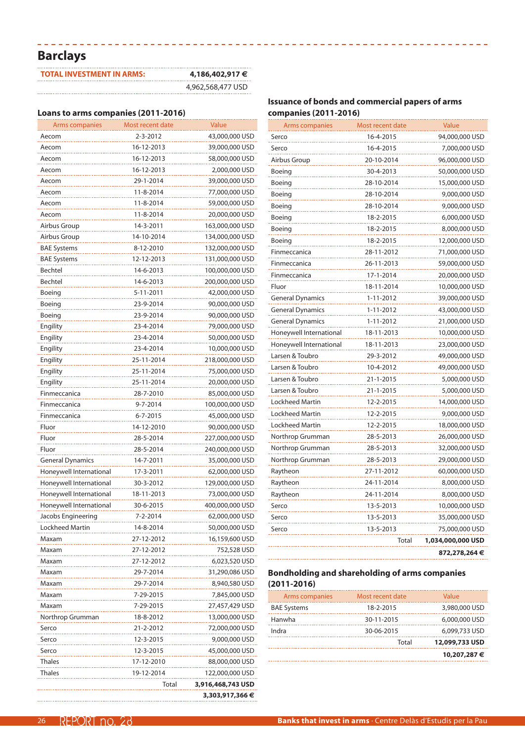## Barclays

| TOTAL INVESTMENT IN ARMS: | 4,186,402,917 € |
|---|---|
| | 4,962,568,477 USD |

### Loans to arms companies (2011-2016)

| Arms companies | Most recent date | Value |
|---|---|---|
| Aecom | 2-3-2012 | 43,000,000 USD |
| Aecom | 16-12-2013 | 39,000,000 USD |
| Aecom | 16-12-2013 | 58,000,000 USD |
| Aecom | 16-12-2013 | 2,000,000 USD |
| Aecom | 29-1-2014 | 39,000,000 USD |
| Aecom | 11-8-2014 | 77,000,000 USD |
| Aecom | 11-8-2014 | 59,000,000 USD |
| Aecom | 11-8-2014 | 20,000,000 USD |
| Airbus Group | 14-3-2011 | 163,000,000 USD |
| Airbus Group | 14-10-2014 | 134,000,000 USD |
| BAE Systems | 8-12-2010 | 132,000,000 USD |
| BAE Systems | 12-12-2013 | 131,000,000 USD |
| Bechtel | 14-6-2013 | 100,000,000 USD |
| Bechtel | 14-6-2013 | 200,000,000 USD |
| Boeing | 5-11-2011 | 42,000,000 USD |
| Boeing | 23-9-2014 | 90,000,000 USD |
| Boeing | 23-9-2014 | 90,000,000 USD |
| Engility | 23-4-2014 | 79,000,000 USD |
| Engility | 23-4-2014 | 50,000,000 USD |
| Engility | 23-4-2014 | 10,000,000 USD |
| Engility | 25-11-2014 | 218,000,000 USD |
| Engility | 25-11-2014 | 75,000,000 USD |
| Engility | 25-11-2014 | 20,000,000 USD |
| Finmeccanica | 28-7-2010 | 85,000,000 USD |
| Finmeccanica | 9-7-2014 | 100,000,000 USD |
| Finmeccanica | 6-7-2015 | 45,000,000 USD |
| Fluor | 14-12-2010 | 90,000,000 USD |
| Fluor | 28-5-2014 | 227,000,000 USD |
| Fluor | 28-5-2014 | 240,000,000 USD |
| General Dynamics | 14-7-2011 | 35,000,000 USD |
| Honeywell International | 17-3-2011 | 62,000,000 USD |
| Honeywell International | 30-3-2012 | 129,000,000 USD |
| Honeywell International | 18-11-2013 | 73,000,000 USD |
| Honeywell International | 30-6-2015 | 400,000,000 USD |
| Jacobs Engineering | 7-2-2014 | 62,000,000 USD |
| Lockheed Martin | 14-8-2014 | 50,000,000 USD |
| Maxam | 27-12-2012 | 16,159,600 USD |
| Maxam | 27-12-2012 | 752,528 USD |
| Maxam | 27-12-2012 | 6,023,520 USD |
| Maxam | 29-7-2014 | 31,290,086 USD |
| Maxam | 29-7-2014 | 8,940,580 USD |
| Maxam | 7-29-2015 | 7,845,000 USD |
| Maxam | 7-29-2015 | 27,457,429 USD |
| Northrop Grumman | 18-8-2012 | 13,000,000 USD |
| Serco | 21-2-2012 | 72,000,000 USD |
| Serco | 12-3-2015 | 9,000,000 USD |
| Serco | 12-3-2015 | 45,000,000 USD |
| Thales | 17-12-2010 | 88,000,000 USD |
| Thales | 19-12-2014 | 122,000,000 USD |
| | Total | **3,916,468,743 USD** |
| | | **3,303,917,366 €** |

### Issuance of bonds and commercial papers of arms companies (2011-2016)

| Arms companies | Most recent date | Value |
|---|---|---|
| Serco | 16-4-2015 | 94,000,000 USD |
| Serco | 16-4-2015 | 7,000,000 USD |
| Airbus Group | 20-10-2014 | 96,000,000 USD |
| Boeing | 30-4-2013 | 50,000,000 USD |
| Boeing | 28-10-2014 | 15,000,000 USD |
| Boeing | 28-10-2014 | 9,000,000 USD |
| Boeing | 28-10-2014 | 9,000,000 USD |
| Boeing | 18-2-2015 | 6,000,000 USD |
| Boeing | 18-2-2015 | 8,000,000 USD |
| Boeing | 18-2-2015 | 12,000,000 USD |
| Finmeccanica | 28-11-2012 | 71,000,000 USD |
| Finmeccanica | 26-11-2013 | 59,000,000 USD |
| Finmeccanica | 17-1-2014 | 20,000,000 USD |
| Fluor | 18-11-2014 | 10,000,000 USD |
| General Dynamics | 1-11-2012 | 39,000,000 USD |
| General Dynamics | 1-11-2012 | 43,000,000 USD |
| General Dynamics | 1-11-2012 | 21,000,000 USD |
| Honeywell International | 18-11-2013 | 10,000,000 USD |
| Honeywell International | 18-11-2013 | 23,000,000 USD |
| Larsen & Toubro | 29-3-2012 | 49,000,000 USD |
| Larsen & Toubro | 10-4-2012 | 49,000,000 USD |
| Larsen & Toubro | 21-1-2015 | 5,000,000 USD |
| Larsen & Toubro | 21-1-2015 | 5,000,000 USD |
| Lockheed Martin | 12-2-2015 | 14,000,000 USD |
| Lockheed Martin | 12-2-2015 | 9,000,000 USD |
| Lockheed Martin | 12-2-2015 | 18,000,000 USD |
| Northrop Grumman | 28-5-2013 | 26,000,000 USD |
| Northrop Grumman | 28-5-2013 | 32,000,000 USD |
| Northrop Grumman | 28-5-2013 | 29,000,000 USD |
| Raytheon | 27-11-2012 | 60,000,000 USD |
| Raytheon | 24-11-2014 | 8,000,000 USD |
| Raytheon | 24-11-2014 | 8,000,000 USD |
| Serco | 13-5-2013 | 10,000,000 USD |
| Serco | 13-5-2013 | 35,000,000 USD |
| Serco | 13-5-2013 | 75,000,000 USD |
| | Total | **1,034,000,000 USD** |
| | | **872,278,264 €** |

### Bondholding and shareholding of arms companies (2011-2016)

| Arms companies | Most recent date | Value |
|---|---|---|
| BAE Systems | 18-2-2015 | 3,980,000 USD |
| Hanwha | 30-11-2015 | 6,000,000 USD |
| Indra | 30-06-2015 | 6,099,733 USD |
| | Total | **12,099,733 USD** |
| | | **10,207,287 €** |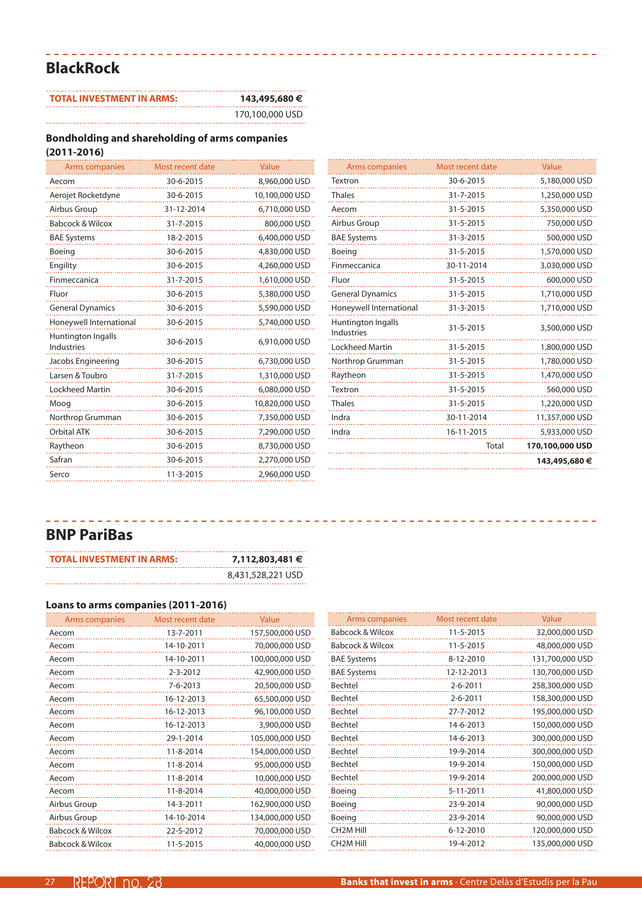## BlackRock

| TOTAL INVESTMENT IN ARMS: | 143,495,680 € |
|---|---|
| | 170,100,000 USD |

### Bondholding and shareholding of arms companies (2011-2016)

| Arms companies | Most recent date | Value |
|---|---|---|
| Aecom | 30-6-2015 | 8,960,000 USD |
| Aerojet Rocketdyne | 30-6-2015 | 10,100,000 USD |
| Airbus Group | 31-12-2014 | 6,710,000 USD |
| Babcock & Wilcox | 31-7-2015 | 800,000 USD |
| BAE Systems | 18-2-2015 | 6,400,000 USD |
| Boeing | 30-6-2015 | 4,830,000 USD |
| Engility | 30-6-2015 | 4,260,000 USD |
| Finmeccanica | 31-7-2015 | 1,610,000 USD |
| Fluor | 30-6-2015 | 5,380,000 USD |
| General Dynamics | 30-6-2015 | 5,590,000 USD |
| Honeywell International | 30-6-2015 | 5,740,000 USD |
| Huntington Ingalls Industries | 30-6-2015 | 6,910,000 USD |
| Jacobs Engineering | 30-6-2015 | 6,730,000 USD |
| Larsen & Toubro | 31-7-2015 | 1,310,000 USD |
| Lockheed Martin | 30-6-2015 | 6,080,000 USD |
| Moog | 30-6-2015 | 10,820,000 USD |
| Northrop Grumman | 30-6-2015 | 7,350,000 USD |
| Orbital ATK | 30-6-2015 | 7,290,000 USD |
| Raytheon | 30-6-2015 | 8,730,000 USD |
| Safran | 30-6-2015 | 2,270,000 USD |
| Serco | 11-3-2015 | 2,960,000 USD |
| Textron | 30-6-2015 | 5,180,000 USD |
| Thales | 31-7-2015 | 1,250,000 USD |
| Aecom | 31-5-2015 | 5,350,000 USD |
| Airbus Group | 31-5-2015 | 750,000 USD |
| BAE Systems | 31-3-2015 | 500,000 USD |
| Boeing | 31-5-2015 | 1,570,000 USD |
| Finmeccanica | 30-11-2014 | 3,030,000 USD |
| Fluor | 31-5-2015 | 600,000 USD |
| General Dynamics | 31-5-2015 | 1,710,000 USD |
| Honeywell International | 31-3-2015 | 1,710,000 USD |
| Huntington Ingalls Industries | 31-5-2015 | 3,500,000 USD |
| Lockheed Martin | 31-5-2015 | 1,800,000 USD |
| Northrop Grumman | 31-5-2015 | 1,780,000 USD |
| Raytheon | 31-5-2015 | 1,470,000 USD |
| Textron | 31-5-2015 | 560,000 USD |
| Thales | 31-5-2015 | 1,220,000 USD |
| Indra | 30-11-2014 | 11,357,000 USD |
| Indra | 16-11-2015 | 5,933,000 USD |
| | Total | **170,100,000 USD** |
| | | **143,495,680 €** |

## BNP PariBas

| TOTAL INVESTMENT IN ARMS: | 7,112,803,481 € |
|---|---|
| | 8,431,528,221 USD |

### Loans to arms companies (2011-2016)

| Arms companies | Most recent date | Value |
|---|---|---|
| Aecom | 13-7-2011 | 157,500,000 USD |
| Aecom | 14-10-2011 | 70,000,000 USD |
| Aecom | 14-10-2011 | 100,000,000 USD |
| Aecom | 2-3-2012 | 42,900,000 USD |
| Aecom | 7-6-2013 | 20,500,000 USD |
| Aecom | 16-12-2013 | 65,500,000 USD |
| Aecom | 16-12-2013 | 96,100,000 USD |
| Aecom | 16-12-2013 | 3,900,000 USD |
| Aecom | 29-1-2014 | 105,000,000 USD |
| Aecom | 11-8-2014 | 154,000,000 USD |
| Aecom | 11-8-2014 | 95,000,000 USD |
| Aecom | 11-8-2014 | 10,000,000 USD |
| Aecom | 11-8-2014 | 40,000,000 USD |
| Airbus Group | 14-3-2011 | 162,900,000 USD |
| Airbus Group | 14-10-2014 | 134,000,000 USD |
| Babcock & Wilcox | 22-5-2012 | 70,000,000 USD |
| Babcock & Wilcox | 11-5-2015 | 40,000,000 USD |
| Babcock & Wilcox | 11-5-2015 | 32,000,000 USD |
| Babcock & Wilcox | 11-5-2015 | 48,000,000 USD |
| BAE Systems | 8-12-2010 | 131,700,000 USD |
| BAE Systems | 12-12-2013 | 130,700,000 USD |
| Bechtel | 2-6-2011 | 258,300,000 USD |
| Bechtel | 2-6-2011 | 158,300,000 USD |
| Bechtel | 27-7-2012 | 195,000,000 USD |
| Bechtel | 14-6-2013 | 150,000,000 USD |
| Bechtel | 14-6-2013 | 300,000,000 USD |
| Bechtel | 19-9-2014 | 300,000,000 USD |
| Bechtel | 19-9-2014 | 150,000,000 USD |
| Bechtel | 19-9-2014 | 200,000,000 USD |
| Boeing | 5-11-2011 | 41,800,000 USD |
| Boeing | 23-9-2014 | 90,000,000 USD |
| Boeing | 23-9-2014 | 90,000,000 USD |
| CH2M Hill | 6-12-2010 | 120,000,000 USD |
| CH2M Hill | 19-4-2012 | 135,000,000 USD |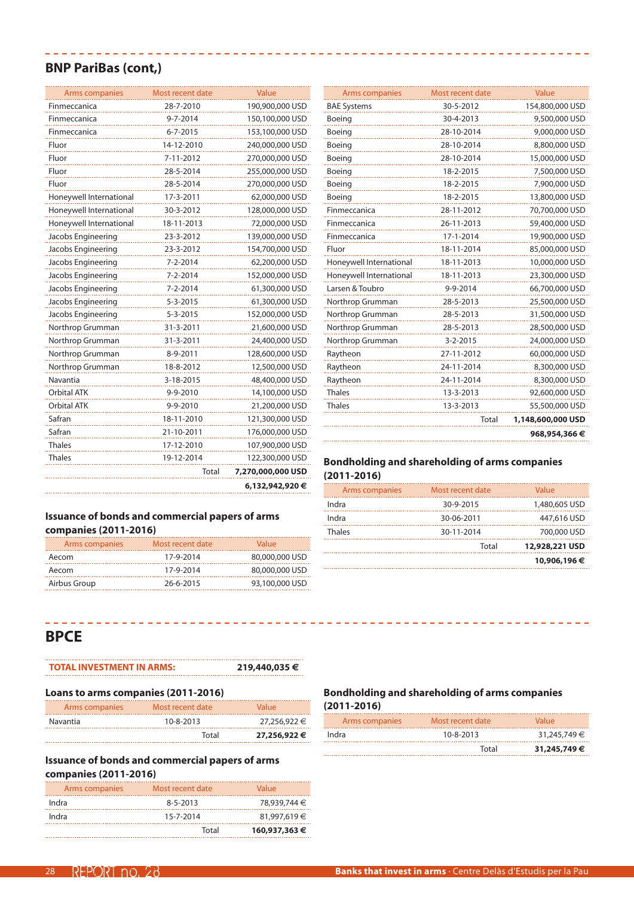## BNP PariBas (cont,)

| Arms companies | Most recent date | Value |
|---|---|---|
| Finmeccanica | 28-7-2010 | 190,900,000 USD |
| Finmeccanica | 9-7-2014 | 150,100,000 USD |
| Finmeccanica | 6-7-2015 | 153,100,000 USD |
| Fluor | 14-12-2010 | 240,000,000 USD |
| Fluor | 7-11-2012 | 270,000,000 USD |
| Fluor | 28-5-2014 | 255,000,000 USD |
| Fluor | 28-5-2014 | 270,000,000 USD |
| Honeywell International | 17-3-2011 | 62,000,000 USD |
| Honeywell International | 30-3-2012 | 128,000,000 USD |
| Honeywell International | 18-11-2013 | 72,000,000 USD |
| Jacobs Engineering | 23-3-2012 | 139,000,000 USD |
| Jacobs Engineering | 23-3-2012 | 154,700,000 USD |
| Jacobs Engineering | 7-2-2014 | 62,200,000 USD |
| Jacobs Engineering | 7-2-2014 | 152,000,000 USD |
| Jacobs Engineering | 7-2-2014 | 61,300,000 USD |
| Jacobs Engineering | 5-3-2015 | 61,300,000 USD |
| Jacobs Engineering | 5-3-2015 | 152,000,000 USD |
| Northrop Grumman | 31-3-2011 | 21,600,000 USD |
| Northrop Grumman | 31-3-2011 | 24,400,000 USD |
| Northrop Grumman | 8-9-2011 | 128,600,000 USD |
| Northrop Grumman | 18-8-2012 | 12,500,000 USD |
| Navantia | 3-18-2015 | 48,400,000 USD |
| Orbital ATK | 9-9-2010 | 14,100,000 USD |
| Orbital ATK | 9-9-2010 | 21,200,000 USD |
| Safran | 18-11-2010 | 121,300,000 USD |
| Safran | 21-10-2011 | 176,000,000 USD |
| Thales | 17-12-2010 | 107,900,000 USD |
| Thales | 19-12-2014 | 122,300,000 USD |
| | Total | **7,270,000,000 USD** |
| | | **6,132,942,920 €** |

### Issuance of bonds and commercial papers of arms companies (2011-2016)

| Arms companies | Most recent date | Value |
|---|---|---|
| Aecom | 17-9-2014 | 80,000,000 USD |
| Aecom | 17-9-2014 | 80,000,000 USD |
| Airbus Group | 26-6-2015 | 93,100,000 USD |
| BAE Systems | 30-5-2012 | 154,800,000 USD |
| Boeing | 30-4-2013 | 9,500,000 USD |
| Boeing | 28-10-2014 | 9,000,000 USD |
| Boeing | 28-10-2014 | 8,800,000 USD |
| Boeing | 28-10-2014 | 15,000,000 USD |
| Boeing | 18-2-2015 | 7,500,000 USD |
| Boeing | 18-2-2015 | 7,900,000 USD |
| Boeing | 18-2-2015 | 13,800,000 USD |
| Finmeccanica | 28-11-2012 | 70,700,000 USD |
| Finmeccanica | 26-11-2013 | 59,400,000 USD |
| Finmeccanica | 17-1-2014 | 19,900,000 USD |
| Fluor | 18-11-2014 | 85,000,000 USD |
| Honeywell International | 18-11-2013 | 10,000,000 USD |
| Honeywell International | 18-11-2013 | 23,300,000 USD |
| Larsen & Toubro | 9-9-2014 | 66,700,000 USD |
| Northrop Grumman | 28-5-2013 | 25,500,000 USD |
| Northrop Grumman | 28-5-2013 | 31,500,000 USD |
| Northrop Grumman | 28-5-2013 | 28,500,000 USD |
| Northrop Grumman | 3-2-2015 | 24,000,000 USD |
| Raytheon | 27-11-2012 | 60,000,000 USD |
| Raytheon | 24-11-2014 | 8,300,000 USD |
| Raytheon | 24-11-2014 | 8,300,000 USD |
| Thales | 13-3-2013 | 92,600,000 USD |
| Thales | 13-3-2013 | 55,500,000 USD |
| | Total | **1,148,600,000 USD** |
| | | **968,954,366 €** |

### Bondholding and shareholding of arms companies (2011-2016)

| Arms companies | Most recent date | Value |
|---|---|---|
| Indra | 30-9-2015 | 1,480,605 USD |
| Indra | 30-06-2011 | 447,616 USD |
| Thales | 30-11-2014 | 700,000 USD |
| | Total | **12,928,221 USD** |
| | | **10,906,196 €** |

## BPCE

| TOTAL INVESTMENT IN ARMS: | 219,440,035 € |
|---|---|

### Loans to arms companies (2011-2016)

| Arms companies | Most recent date | Value |
|---|---|---|
| Navantia | 10-8-2013 | 27,256,922 € |
| | Total | **27,256,922 €** |

### Issuance of bonds and commercial papers of arms companies (2011-2016)

| Arms companies | Most recent date | Value |
|---|---|---|
| Indra | 8-5-2013 | 78,939,744 € |
| Indra | 15-7-2014 | 81,997,619 € |
| | Total | **160,937,363 €** |

### Bondholding and shareholding of arms companies (2011-2016)

| Arms companies | Most recent date | Value |
|---|---|---|
| Indra | 10-8-2013 | 31,245,749 € |
| | Total | **31,245,749 €** |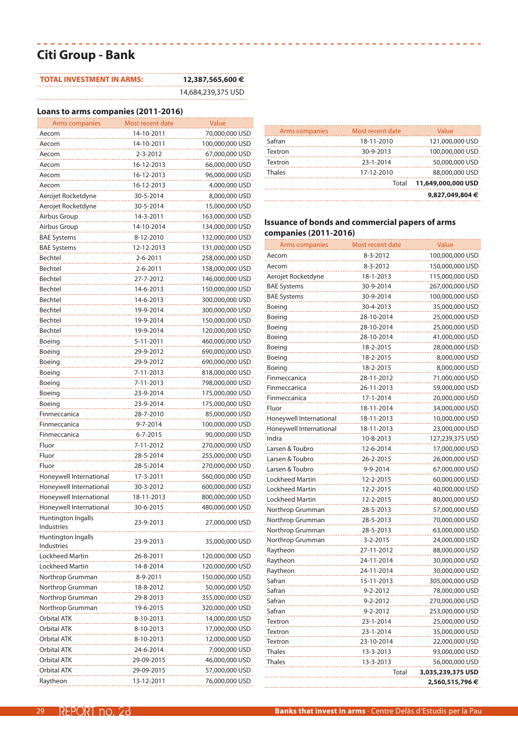## Citi Group - Bank

| TOTAL INVESTMENT IN ARMS: | 12,387,565,600 € |
|---|---|
| | 14,684,239,375 USD |

### Loans to arms companies (2011-2016)

| Arms companies | Most recent date | Value |
|---|---|---|
| Aecom | 14-10-2011 | 70,000,000 USD |
| Aecom | 14-10-2011 | 100,000,000 USD |
| Aecom | 2-3-2012 | 67,000,000 USD |
| Aecom | 16-12-2013 | 66,000,000 USD |
| Aecom | 16-12-2013 | 96,000,000 USD |
| Aecom | 16-12-2013 | 4,000,000 USD |
| Aerojet Rocketdyne | 30-5-2014 | 8,000,000 USD |
| Aerojet Rocketdyne | 30-5-2014 | 15,000,000 USD |
| Airbus Group | 14-3-2011 | 163,000,000 USD |
| Airbus Group | 14-10-2014 | 134,000,000 USD |
| BAE Systems | 8-12-2010 | 132,000,000 USD |
| BAE Systems | 12-12-2013 | 131,000,000 USD |
| Bechtel | 2-6-2011 | 258,000,000 USD |
| Bechtel | 2-6-2011 | 158,000,000 USD |
| Bechtel | 27-7-2012 | 146,000,000 USD |
| Bechtel | 14-6-2013 | 150,000,000 USD |
| Bechtel | 14-6-2013 | 300,000,000 USD |
| Bechtel | 19-9-2014 | 300,000,000 USD |
| Bechtel | 19-9-2014 | 150,000,000 USD |
| Bechtel | 19-9-2014 | 120,000,000 USD |
| Boeing | 5-11-2011 | 460,000,000 USD |
| Boeing | 29-9-2012 | 690,000,000 USD |
| Boeing | 29-9-2012 | 690,000,000 USD |
| Boeing | 7-11-2013 | 818,000,000 USD |
| Boeing | 7-11-2013 | 798,000,000 USD |
| Boeing | 23-9-2014 | 175,000,000 USD |
| Boeing | 23-9-2014 | 175,000,000 USD |
| Finmeccanica | 28-7-2010 | 85,000,000 USD |
| Finmeccanica | 9-7-2014 | 100,000,000 USD |
| Finmeccanica | 6-7-2015 | 90,000,000 USD |
| Fluor | 7-11-2012 | 270,000,000 USD |
| Fluor | 28-5-2014 | 255,000,000 USD |
| Fluor | 28-5-2014 | 270,000,000 USD |
| Honeywell International | 17-3-2011 | 560,000,000 USD |
| Honeywell International | 30-3-2012 | 600,000,000 USD |
| Honeywell International | 18-11-2013 | 800,000,000 USD |
| Honeywell International | 30-6-2015 | 480,000,000 USD |
| Huntington Ingalls Industries | 23-9-2013 | 27,000,000 USD |
| Huntington Ingalls Industries | 23-9-2013 | 35,000,000 USD |
| Lockheed Martin | 26-8-2011 | 120,000,000 USD |
| Lockheed Martin | 14-8-2014 | 120,000,000 USD |
| Northrop Grumman | 8-9-2011 | 150,000,000 USD |
| Northrop Grumman | 18-8-2012 | 50,000,000 USD |
| Northrop Grumman | 29-8-2013 | 355,000,000 USD |
| Northrop Grumman | 19-6-2015 | 320,000,000 USD |
| Orbital ATK | 8-10-2013 | 14,000,000 USD |
| Orbital ATK | 8-10-2013 | 17,000,000 USD |
| Orbital ATK | 8-10-2013 | 12,000,000 USD |
| Orbital ATK | 24-6-2014 | 7,000,000 USD |
| Orbital ATK | 29-09-2015 | 46,000,000 USD |
| Orbital ATK | 29-09-2015 | 57,000,000 USD |
| Raytheon | 13-12-2011 | 76,000,000 USD |
| Safran | 18-11-2010 | 121,000,000 USD |
| Textron | 30-9-2013 | 100,000,000 USD |
| Textron | 23-1-2014 | 50,000,000 USD |
| Thales | 17-12-2010 | 88,000,000 USD |
| | Total | **11,649,000,000 USD** |
| | | **9,827,049,804 €** |

### Issuance of bonds and commercial papers of arms companies (2011-2016)

| Arms companies | Most recent date | Value |
|---|---|---|
| Aecom | 8-3-2012 | 100,000,000 USD |
| Aecom | 8-3-2012 | 150,000,000 USD |
| Aerojet Rocketdyne | 18-1-2013 | 115,000,000 USD |
| BAE Systems | 30-9-2014 | 267,000,000 USD |
| BAE Systems | 30-9-2014 | 100,000,000 USD |
| Boeing | 30-4-2013 | 35,000,000 USD |
| Boeing | 28-10-2014 | 25,000,000 USD |
| Boeing | 28-10-2014 | 25,000,000 USD |
| Boeing | 28-10-2014 | 41,000,000 USD |
| Boeing | 18-2-2015 | 28,000,000 USD |
| Boeing | 18-2-2015 | 8,000,000 USD |
| Boeing | 18-2-2015 | 8,000,000 USD |
| Finmeccanica | 28-11-2012 | 71,000,000 USD |
| Finmeccanica | 26-11-2013 | 59,000,000 USD |
| Finmeccanica | 17-1-2014 | 20,000,000 USD |
| Fluor | 18-11-2014 | 34,000,000 USD |
| Honeywell International | 18-11-2013 | 10,000,000 USD |
| Honeywell International | 18-11-2013 | 23,000,000 USD |
| Indra | 10-8-2013 | 127,239,375 USD |
| Larsen & Toubro | 12-6-2014 | 17,000,000 USD |
| Larsen & Toubro | 26-2-2015 | 26,000,000 USD |
| Larsen & Toubro | 9-9-2014 | 67,000,000 USD |
| Lockheed Martin | 12-2-2015 | 60,000,000 USD |
| Lockheed Martin | 12-2-2015 | 40,000,000 USD |
| Lockheed Martin | 12-2-2015 | 80,000,000 USD |
| Northrop Grumman | 28-5-2013 | 57,000,000 USD |
| Northrop Grumman | 28-5-2013 | 70,000,000 USD |
| Northrop Grumman | 28-5-2013 | 63,000,000 USD |
| Northrop Grumman | 3-2-2015 | 24,000,000 USD |
| Raytheon | 27-11-2012 | 88,000,000 USD |
| Raytheon | 24-11-2014 | 30,000,000 USD |
| Raytheon | 24-11-2014 | 30,000,000 USD |
| Safran | 15-11-2013 | 305,000,000 USD |
| Safran | 9-2-2012 | 78,000,000 USD |
| Safran | 9-2-2012 | 270,000,000 USD |
| Safran | 9-2-2012 | 253,000,000 USD |
| Textron | 23-1-2014 | 25,000,000 USD |
| Textron | 23-1-2014 | 35,000,000 USD |
| Textron | 23-10-2014 | 22,000,000 USD |
| Thales | 13-3-2013 | 93,000,000 USD |
| Thales | 13-3-2013 | 56,000,000 USD |
| | Total | **3,035,239,375 USD** |
| | | **2,560,515,796 €** |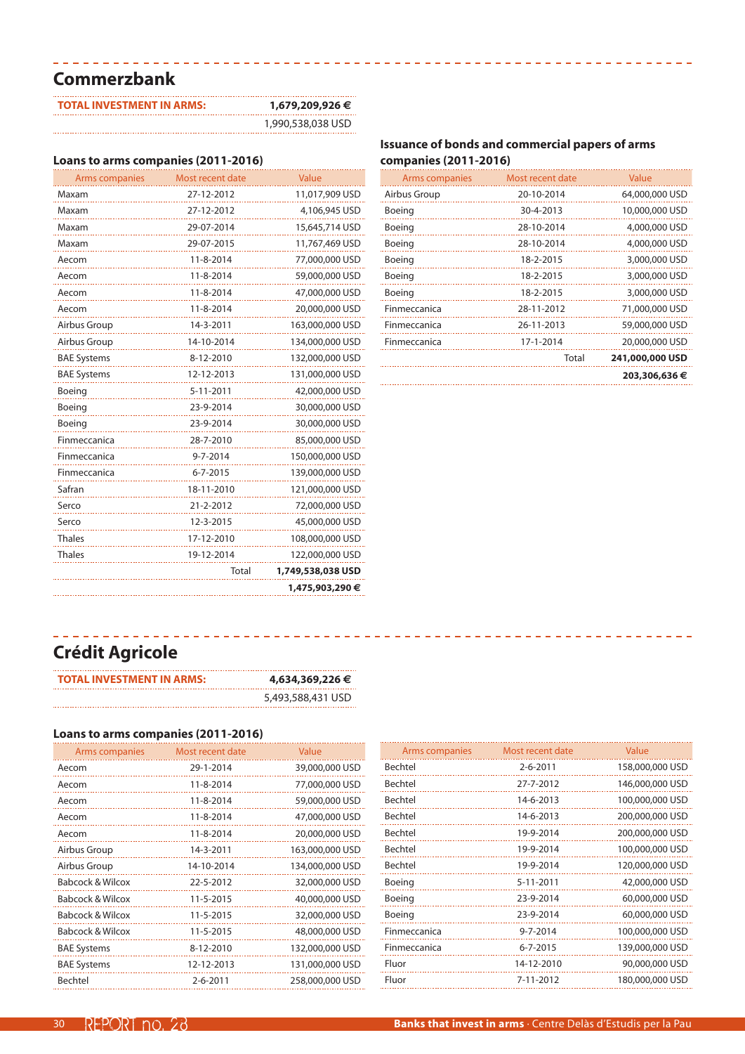## Commerzbank

| TOTAL INVESTMENT IN ARMS: | 1,679,209,926 € |
|---|---|
| | 1,990,538,038 USD |

### Loans to arms companies (2011-2016)

| Arms companies | Most recent date | Value |
|---|---|---|
| Maxam | 27-12-2012 | 11,017,909 USD |
| Maxam | 27-12-2012 | 4,106,945 USD |
| Maxam | 29-07-2014 | 15,645,714 USD |
| Maxam | 29-07-2015 | 11,767,469 USD |
| Aecom | 11-8-2014 | 77,000,000 USD |
| Aecom | 11-8-2014 | 59,000,000 USD |
| Aecom | 11-8-2014 | 47,000,000 USD |
| Aecom | 11-8-2014 | 20,000,000 USD |
| Airbus Group | 14-3-2011 | 163,000,000 USD |
| Airbus Group | 14-10-2014 | 134,000,000 USD |
| BAE Systems | 8-12-2010 | 132,000,000 USD |
| BAE Systems | 12-12-2013 | 131,000,000 USD |
| Boeing | 5-11-2011 | 42,000,000 USD |
| Boeing | 23-9-2014 | 30,000,000 USD |
| Boeing | 23-9-2014 | 30,000,000 USD |
| Finmeccanica | 28-7-2010 | 85,000,000 USD |
| Finmeccanica | 9-7-2014 | 150,000,000 USD |
| Finmeccanica | 6-7-2015 | 139,000,000 USD |
| Safran | 18-11-2010 | 121,000,000 USD |
| Serco | 21-2-2012 | 72,000,000 USD |
| Serco | 12-3-2015 | 45,000,000 USD |
| Thales | 17-12-2010 | 108,000,000 USD |
| Thales | 19-12-2014 | 122,000,000 USD |
| | Total | **1,749,538,038 USD** |
| | | **1,475,903,290 €** |

### Issuance of bonds and commercial papers of arms companies (2011-2016)

| Arms companies | Most recent date | Value |
|---|---|---|
| Airbus Group | 20-10-2014 | 64,000,000 USD |
| Boeing | 30-4-2013 | 10,000,000 USD |
| Boeing | 28-10-2014 | 4,000,000 USD |
| Boeing | 28-10-2014 | 4,000,000 USD |
| Boeing | 18-2-2015 | 3,000,000 USD |
| Boeing | 18-2-2015 | 3,000,000 USD |
| Boeing | 18-2-2015 | 3,000,000 USD |
| Finmeccanica | 28-11-2012 | 71,000,000 USD |
| Finmeccanica | 26-11-2013 | 59,000,000 USD |
| Finmeccanica | 17-1-2014 | 20,000,000 USD |
| | Total | **241,000,000 USD** |
| | | **203,306,636 €** |

## Crédit Agricole

| TOTAL INVESTMENT IN ARMS: | 4,634,369,226 € |
|---|---|
| | 5,493,588,431 USD |

### Loans to arms companies (2011-2016)

| Arms companies | Most recent date | Value |
|---|---|---|
| Aecom | 29-1-2014 | 39,000,000 USD |
| Aecom | 11-8-2014 | 77,000,000 USD |
| Aecom | 11-8-2014 | 59,000,000 USD |
| Aecom | 11-8-2014 | 47,000,000 USD |
| Aecom | 11-8-2014 | 20,000,000 USD |
| Airbus Group | 14-3-2011 | 163,000,000 USD |
| Airbus Group | 14-10-2014 | 134,000,000 USD |
| Babcock & Wilcox | 22-5-2012 | 32,000,000 USD |
| Babcock & Wilcox | 11-5-2015 | 40,000,000 USD |
| Babcock & Wilcox | 11-5-2015 | 32,000,000 USD |
| Babcock & Wilcox | 11-5-2015 | 48,000,000 USD |
| BAE Systems | 8-12-2010 | 132,000,000 USD |
| BAE Systems | 12-12-2013 | 131,000,000 USD |
| Bechtel | 2-6-2011 | 258,000,000 USD |
| Bechtel | 2-6-2011 | 158,000,000 USD |
| Bechtel | 27-7-2012 | 146,000,000 USD |
| Bechtel | 14-6-2013 | 100,000,000 USD |
| Bechtel | 14-6-2013 | 200,000,000 USD |
| Bechtel | 19-9-2014 | 200,000,000 USD |
| Bechtel | 19-9-2014 | 100,000,000 USD |
| Bechtel | 19-9-2014 | 120,000,000 USD |
| Boeing | 5-11-2011 | 42,000,000 USD |
| Boeing | 23-9-2014 | 60,000,000 USD |
| Boeing | 23-9-2014 | 60,000,000 USD |
| Finmeccanica | 9-7-2014 | 100,000,000 USD |
| Finmeccanica | 6-7-2015 | 139,000,000 USD |
| Fluor | 14-12-2010 | 90,000,000 USD |
| Fluor | 7-11-2012 | 180,000,000 USD |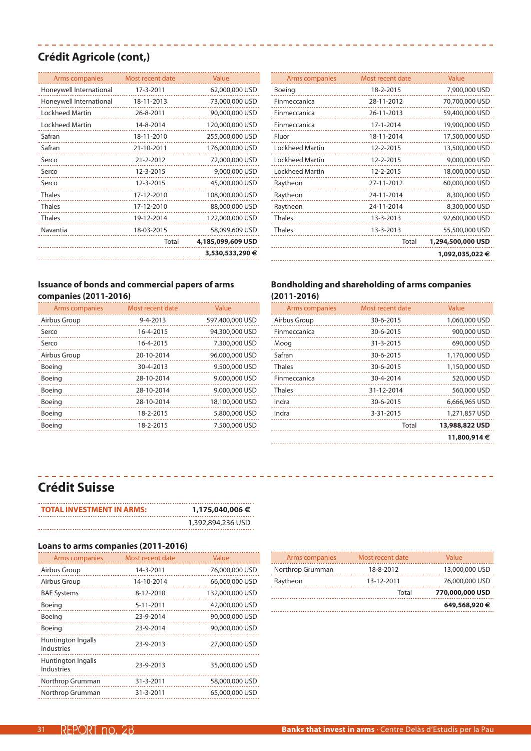## Crédit Agricole (cont,)

| Arms companies | Most recent date | Value |
|---|---|---|
| Honeywell International | 17-3-2011 | 62,000,000 USD |
| Honeywell International | 18-11-2013 | 73,000,000 USD |
| Lockheed Martin | 26-8-2011 | 90,000,000 USD |
| Lockheed Martin | 14-8-2014 | 120,000,000 USD |
| Safran | 18-11-2010 | 255,000,000 USD |
| Safran | 21-10-2011 | 176,000,000 USD |
| Serco | 21-2-2012 | 72,000,000 USD |
| Serco | 12-3-2015 | 9,000,000 USD |
| Serco | 12-3-2015 | 45,000,000 USD |
| Thales | 17-12-2010 | 108,000,000 USD |
| Thales | 17-12-2010 | 88,000,000 USD |
| Thales | 19-12-2014 | 122,000,000 USD |
| Navantia | 18-03-2015 | 58,099,609 USD |

| Arms companies | Most recent date | Value |
|---|---|---|
| Boeing | 18-2-2015 | 7,900,000 USD |
| Finmeccanica | 28-11-2012 | 70,700,000 USD |
| Finmeccanica | 26-11-2013 | 59,400,000 USD |
| Finmeccanica | 17-1-2014 | 19,900,000 USD |
| Fluor | 18-11-2014 | 17,500,000 USD |
| Lockheed Martin | 12-2-2015 | 13,500,000 USD |
| Lockheed Martin | 12-2-2015 | 9,000,000 USD |
| Lockheed Martin | 12-2-2015 | 18,000,000 USD |
| Raytheon | 27-11-2012 | 60,000,000 USD |
| Raytheon | 24-11-2014 | 8,300,000 USD |
| Raytheon | 24-11-2014 | 8,300,000 USD |
| Thales | 13-3-2013 | 92,600,000 USD |
| Thales | 13-3-2013 | 55,500,000 USD |
| | Total | **1,294,500,000 USD** |
| | | **1,092,035,022 €** |

Note: the left table above also shows: Total **4,185,099,609 USD** / **3,530,533,290 €**.

### Issuance of bonds and commercial papers of arms companies (2011-2016)

| Arms companies | Most recent date | Value |
|---|---|---|
| Airbus Group | 9-4-2013 | 597,400,000 USD |
| Serco | 16-4-2015 | 94,300,000 USD |
| Serco | 16-4-2015 | 7,300,000 USD |
| Airbus Group | 20-10-2014 | 96,000,000 USD |
| Boeing | 30-4-2013 | 9,500,000 USD |
| Boeing | 28-10-2014 | 9,000,000 USD |
| Boeing | 28-10-2014 | 9,000,000 USD |
| Boeing | 28-10-2014 | 18,100,000 USD |
| Boeing | 18-2-2015 | 5,800,000 USD |
| Boeing | 18-2-2015 | 7,500,000 USD |

### Bondholding and shareholding of arms companies (2011-2016)

| Arms companies | Most recent date | Value |
|---|---|---|
| Airbus Group | 30-6-2015 | 1,060,000 USD |
| Finmeccanica | 30-6-2015 | 900,000 USD |
| Moog | 31-3-2015 | 690,000 USD |
| Safran | 30-6-2015 | 1,170,000 USD |
| Thales | 30-6-2015 | 1,150,000 USD |
| Finmeccanica | 30-4-2014 | 520,000 USD |
| Thales | 31-12-2014 | 560,000 USD |
| Indra | 30-6-2015 | 6,666,965 USD |
| Indra | 3-31-2015 | 1,271,857 USD |
| | Total | **13,988,822 USD** |
| | | **11,800,914 €** |

## Crédit Suisse

| **TOTAL INVESTMENT IN ARMS:** | **1,175,040,006 €** |
|---|---|
| | 1,392,894,236 USD |

### Loans to arms companies (2011-2016)

| Arms companies | Most recent date | Value |
|---|---|---|
| Airbus Group | 14-3-2011 | 76,000,000 USD |
| Airbus Group | 14-10-2014 | 66,000,000 USD |
| BAE Systems | 8-12-2010 | 132,000,000 USD |
| Boeing | 5-11-2011 | 42,000,000 USD |
| Boeing | 23-9-2014 | 90,000,000 USD |
| Boeing | 23-9-2014 | 90,000,000 USD |
| Huntington Ingalls Industries | 23-9-2013 | 27,000,000 USD |
| Huntington Ingalls Industries | 23-9-2013 | 35,000,000 USD |
| Northrop Grumman | 31-3-2011 | 58,000,000 USD |
| Northrop Grumman | 31-3-2011 | 65,000,000 USD |
| Northrop Grumman | 18-8-2012 | 13,000,000 USD |
| Raytheon | 13-12-2011 | 76,000,000 USD |
| | Total | **770,000,000 USD** |
| | | **649,568,920 €** |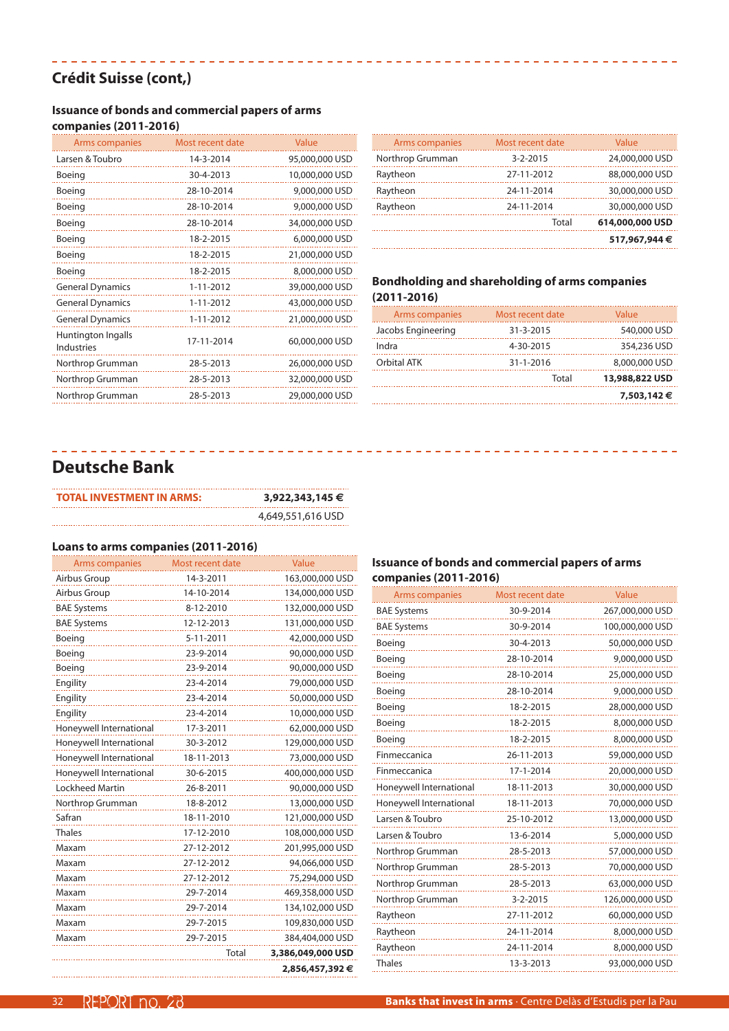## Crédit Suisse (cont,)

### Issuance of bonds and commercial papers of arms companies (2011-2016)

| Arms companies | Most recent date | Value |
|---|---|---|
| Larsen & Toubro | 14-3-2014 | 95,000,000 USD |
| Boeing | 30-4-2013 | 10,000,000 USD |
| Boeing | 28-10-2014 | 9,000,000 USD |
| Boeing | 28-10-2014 | 9,000,000 USD |
| Boeing | 28-10-2014 | 34,000,000 USD |
| Boeing | 18-2-2015 | 6,000,000 USD |
| Boeing | 18-2-2015 | 21,000,000 USD |
| Boeing | 18-2-2015 | 8,000,000 USD |
| General Dynamics | 1-11-2012 | 39,000,000 USD |
| General Dynamics | 1-11-2012 | 43,000,000 USD |
| General Dynamics | 1-11-2012 | 21,000,000 USD |
| Huntington Ingalls Industries | 17-11-2014 | 60,000,000 USD |
| Northrop Grumman | 28-5-2013 | 26,000,000 USD |
| Northrop Grumman | 28-5-2013 | 32,000,000 USD |
| Northrop Grumman | 28-5-2013 | 29,000,000 USD |
| Northrop Grumman | 3-2-2015 | 24,000,000 USD |
| Raytheon | 27-11-2012 | 88,000,000 USD |
| Raytheon | 24-11-2014 | 30,000,000 USD |
| Raytheon | 24-11-2014 | 30,000,000 USD |
| | Total | **614,000,000 USD** |
| | | **517,967,944 €** |

### Bondholding and shareholding of arms companies (2011-2016)

| Arms companies | Most recent date | Value |
|---|---|---|
| Jacobs Engineering | 31-3-2015 | 540,000 USD |
| Indra | 4-30-2015 | 354,236 USD |
| Orbital ATK | 31-1-2016 | 8,000,000 USD |
| | Total | **13,988,822 USD** |
| | | **7,503,142 €** |

## Deutsche Bank

| **TOTAL INVESTMENT IN ARMS:** | **3,922,343,145 €** |
|---|---|
| | 4,649,551,616 USD |

### Loans to arms companies (2011-2016)

| Arms companies | Most recent date | Value |
|---|---|---|
| Airbus Group | 14-3-2011 | 163,000,000 USD |
| Airbus Group | 14-10-2014 | 134,000,000 USD |
| BAE Systems | 8-12-2010 | 132,000,000 USD |
| BAE Systems | 12-12-2013 | 131,000,000 USD |
| Boeing | 5-11-2011 | 42,000,000 USD |
| Boeing | 23-9-2014 | 90,000,000 USD |
| Boeing | 23-9-2014 | 90,000,000 USD |
| Engility | 23-4-2014 | 79,000,000 USD |
| Engility | 23-4-2014 | 50,000,000 USD |
| Engility | 23-4-2014 | 10,000,000 USD |
| Honeywell International | 17-3-2011 | 62,000,000 USD |
| Honeywell International | 30-3-2012 | 129,000,000 USD |
| Honeywell International | 18-11-2013 | 73,000,000 USD |
| Honeywell International | 30-6-2015 | 400,000,000 USD |
| Lockheed Martin | 26-8-2011 | 90,000,000 USD |
| Northrop Grumman | 18-8-2012 | 13,000,000 USD |
| Safran | 18-11-2010 | 121,000,000 USD |
| Thales | 17-12-2010 | 108,000,000 USD |
| Maxam | 27-12-2012 | 201,995,000 USD |
| Maxam | 27-12-2012 | 94,066,000 USD |
| Maxam | 27-12-2012 | 75,294,000 USD |
| Maxam | 29-7-2014 | 469,358,000 USD |
| Maxam | 29-7-2014 | 134,102,000 USD |
| Maxam | 29-7-2015 | 109,830,000 USD |
| Maxam | 29-7-2015 | 384,404,000 USD |
| | Total | **3,386,049,000 USD** |
| | | **2,856,457,392 €** |

### Issuance of bonds and commercial papers of arms companies (2011-2016)

| Arms companies | Most recent date | Value |
|---|---|---|
| BAE Systems | 30-9-2014 | 267,000,000 USD |
| BAE Systems | 30-9-2014 | 100,000,000 USD |
| Boeing | 30-4-2013 | 50,000,000 USD |
| Boeing | 28-10-2014 | 9,000,000 USD |
| Boeing | 28-10-2014 | 25,000,000 USD |
| Boeing | 28-10-2014 | 9,000,000 USD |
| Boeing | 18-2-2015 | 28,000,000 USD |
| Boeing | 18-2-2015 | 8,000,000 USD |
| Boeing | 18-2-2015 | 8,000,000 USD |
| Finmeccanica | 26-11-2013 | 59,000,000 USD |
| Finmeccanica | 17-1-2014 | 20,000,000 USD |
| Honeywell International | 18-11-2013 | 30,000,000 USD |
| Honeywell International | 18-11-2013 | 70,000,000 USD |
| Larsen & Toubro | 25-10-2012 | 13,000,000 USD |
| Larsen & Toubro | 13-6-2014 | 5,000,000 USD |
| Northrop Grumman | 28-5-2013 | 57,000,000 USD |
| Northrop Grumman | 28-5-2013 | 70,000,000 USD |
| Northrop Grumman | 28-5-2013 | 63,000,000 USD |
| Northrop Grumman | 3-2-2015 | 126,000,000 USD |
| Raytheon | 27-11-2012 | 60,000,000 USD |
| Raytheon | 24-11-2014 | 8,000,000 USD |
| Raytheon | 24-11-2014 | 8,000,000 USD |
| Thales | 13-3-2013 | 93,000,000 USD |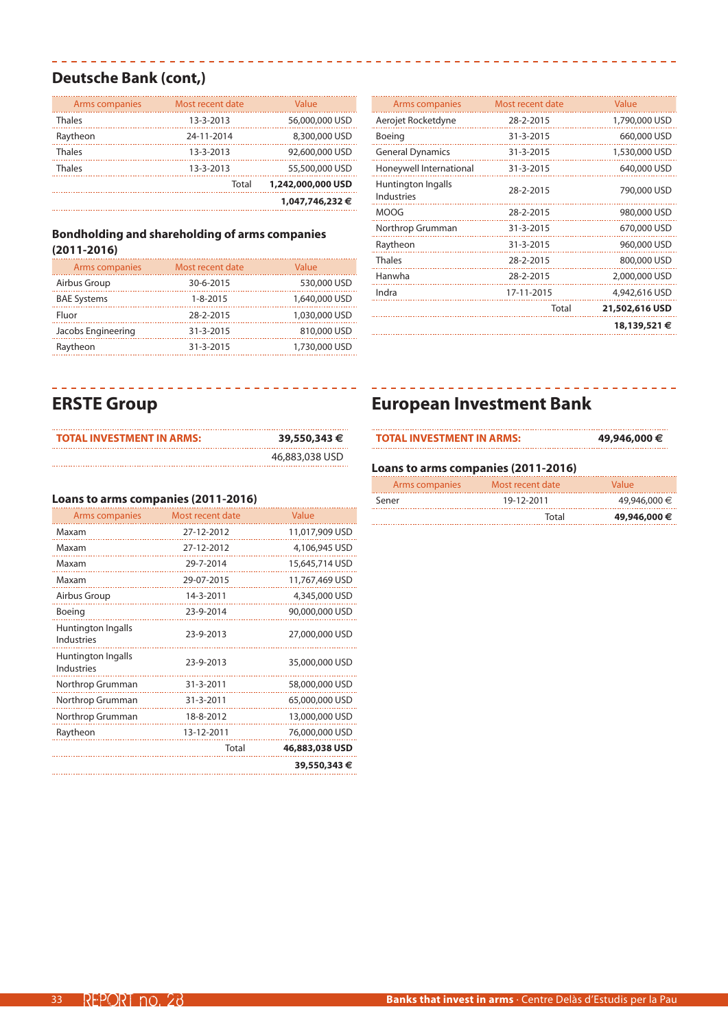## Deutsche Bank (cont,)

| Arms companies | Most recent date | Value |
|---|---|---|
| Thales | 13-3-2013 | 56,000,000 USD |
| Raytheon | 24-11-2014 | 8,300,000 USD |
| Thales | 13-3-2013 | 92,600,000 USD |
| Thales | 13-3-2013 | 55,500,000 USD |
| | Total | **1,242,000,000 USD** |
| | | **1,047,746,232 €** |

### Bondholding and shareholding of arms companies (2011-2016)

| Arms companies | Most recent date | Value |
|---|---|---|
| Airbus Group | 30-6-2015 | 530,000 USD |
| BAE Systems | 1-8-2015 | 1,640,000 USD |
| Fluor | 28-2-2015 | 1,030,000 USD |
| Jacobs Engineering | 31-3-2015 | 810,000 USD |
| Raytheon | 31-3-2015 | 1,730,000 USD |
| Aerojet Rocketdyne | 28-2-2015 | 1,790,000 USD |
| Boeing | 31-3-2015 | 660,000 USD |
| General Dynamics | 31-3-2015 | 1,530,000 USD |
| Honeywell International | 31-3-2015 | 640,000 USD |
| Huntington Ingalls Industries | 28-2-2015 | 790,000 USD |
| MOOG | 28-2-2015 | 980,000 USD |
| Northrop Grumman | 31-3-2015 | 670,000 USD |
| Raytheon | 31-3-2015 | 960,000 USD |
| Thales | 28-2-2015 | 800,000 USD |
| Hanwha | 28-2-2015 | 2,000,000 USD |
| Indra | 17-11-2015 | 4,942,616 USD |
| | Total | **21,502,616 USD** |
| | | **18,139,521 €** |

# ERSTE Group

| **TOTAL INVESTMENT IN ARMS:** | **39,550,343 €** |
|---|---|
| | 46,883,038 USD |

### Loans to arms companies (2011-2016)

| Arms companies | Most recent date | Value |
|---|---|---|
| Maxam | 27-12-2012 | 11,017,909 USD |
| Maxam | 27-12-2012 | 4,106,945 USD |
| Maxam | 29-7-2014 | 15,645,714 USD |
| Maxam | 29-07-2015 | 11,767,469 USD |
| Airbus Group | 14-3-2011 | 4,345,000 USD |
| Boeing | 23-9-2014 | 90,000,000 USD |
| Huntington Ingalls Industries | 23-9-2013 | 27,000,000 USD |
| Huntington Ingalls Industries | 23-9-2013 | 35,000,000 USD |
| Northrop Grumman | 31-3-2011 | 58,000,000 USD |
| Northrop Grumman | 31-3-2011 | 65,000,000 USD |
| Northrop Grumman | 18-8-2012 | 13,000,000 USD |
| Raytheon | 13-12-2011 | 76,000,000 USD |
| | Total | **46,883,038 USD** |
| | | **39,550,343 €** |

# European Investment Bank

| **TOTAL INVESTMENT IN ARMS:** | **49,946,000 €** |
|---|---|

### Loans to arms companies (2011-2016)

| Arms companies | Most recent date | Value |
|---|---|---|
| Sener | 19-12-2011 | 49,946,000 € |
| | Total | **49,946,000 €** |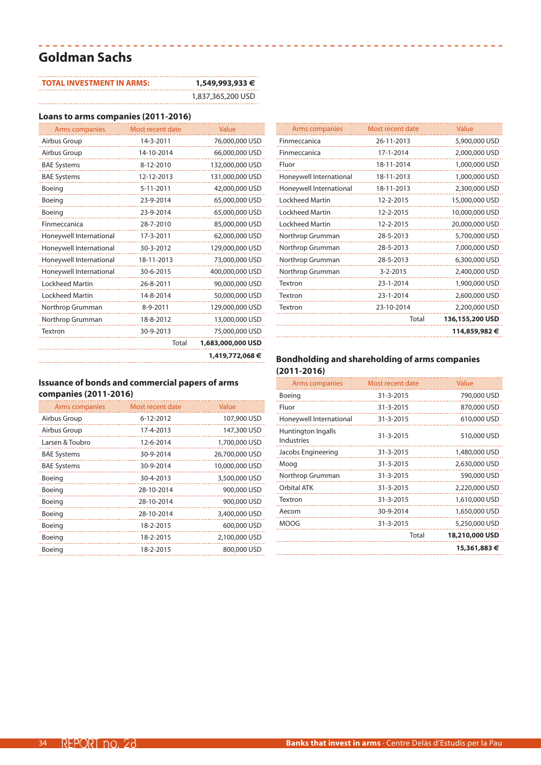## Goldman Sachs

| TOTAL INVESTMENT IN ARMS: | 1,549,993,933 € |
|---|---|
| | 1,837,365,200 USD |

### Loans to arms companies (2011-2016)

| Arms companies | Most recent date | Value |
|---|---|---|
| Airbus Group | 14-3-2011 | 76,000,000 USD |
| Airbus Group | 14-10-2014 | 66,000,000 USD |
| BAE Systems | 8-12-2010 | 132,000,000 USD |
| BAE Systems | 12-12-2013 | 131,000,000 USD |
| Boeing | 5-11-2011 | 42,000,000 USD |
| Boeing | 23-9-2014 | 65,000,000 USD |
| Boeing | 23-9-2014 | 65,000,000 USD |
| Finmeccanica | 28-7-2010 | 85,000,000 USD |
| Honeywell International | 17-3-2011 | 62,000,000 USD |
| Honeywell International | 30-3-2012 | 129,000,000 USD |
| Honeywell International | 18-11-2013 | 73,000,000 USD |
| Honeywell International | 30-6-2015 | 400,000,000 USD |
| Lockheed Martin | 26-8-2011 | 90,000,000 USD |
| Lockheed Martin | 14-8-2014 | 50,000,000 USD |
| Northrop Grumman | 8-9-2011 | 129,000,000 USD |
| Northrop Grumman | 18-8-2012 | 13,000,000 USD |
| Textron | 30-9-2013 | 75,000,000 USD |
| | Total | **1,683,000,000 USD** |
| | | **1,419,772,068 €** |

### Issuance of bonds and commercial papers of arms companies (2011-2016)

| Arms companies | Most recent date | Value |
|---|---|---|
| Airbus Group | 6-12-2012 | 107,900 USD |
| Airbus Group | 17-4-2013 | 147,300 USD |
| Larsen & Toubro | 12-6-2014 | 1,700,000 USD |
| BAE Systems | 30-9-2014 | 26,700,000 USD |
| BAE Systems | 30-9-2014 | 10,000,000 USD |
| Boeing | 30-4-2013 | 3,500,000 USD |
| Boeing | 28-10-2014 | 900,000 USD |
| Boeing | 28-10-2014 | 900,000 USD |
| Boeing | 28-10-2014 | 3,400,000 USD |
| Boeing | 18-2-2015 | 600,000 USD |
| Boeing | 18-2-2015 | 2,100,000 USD |
| Boeing | 18-2-2015 | 800,000 USD |
| Finmeccanica | 26-11-2013 | 5,900,000 USD |
| Finmeccanica | 17-1-2014 | 2,000,000 USD |
| Fluor | 18-11-2014 | 1,000,000 USD |
| Honeywell International | 18-11-2013 | 1,000,000 USD |
| Honeywell International | 18-11-2013 | 2,300,000 USD |
| Lockheed Martin | 12-2-2015 | 15,000,000 USD |
| Lockheed Martin | 12-2-2015 | 10,000,000 USD |
| Lockheed Martin | 12-2-2015 | 20,000,000 USD |
| Northrop Grumman | 28-5-2013 | 5,700,000 USD |
| Northrop Grumman | 28-5-2013 | 7,000,000 USD |
| Northrop Grumman | 28-5-2013 | 6,300,000 USD |
| Northrop Grumman | 3-2-2015 | 2,400,000 USD |
| Textron | 23-1-2014 | 1,900,000 USD |
| Textron | 23-1-2014 | 2,600,000 USD |
| Textron | 23-10-2014 | 2,200,000 USD |
| | Total | **136,155,200 USD** |
| | | **114,859,982 €** |

### Bondholding and shareholding of arms companies (2011-2016)

| Arms companies | Most recent date | Value |
|---|---|---|
| Boeing | 31-3-2015 | 790,000 USD |
| Fluor | 31-3-2015 | 870,000 USD |
| Honeywell International | 31-3-2015 | 610,000 USD |
| Huntington Ingalls Industries | 31-3-2015 | 510,000 USD |
| Jacobs Engineering | 31-3-2015 | 1,480,000 USD |
| Moog | 31-3-2015 | 2,630,000 USD |
| Northrop Grumman | 31-3-2015 | 590,000 USD |
| Orbital ATK | 31-3-2015 | 2,220,000 USD |
| Textron | 31-3-2015 | 1,610,000 USD |
| Aecom | 30-9-2014 | 1,650,000 USD |
| MOOG | 31-3-2015 | 5,250,000 USD |
| | Total | **18,210,000 USD** |
| | | **15,361,883 €** |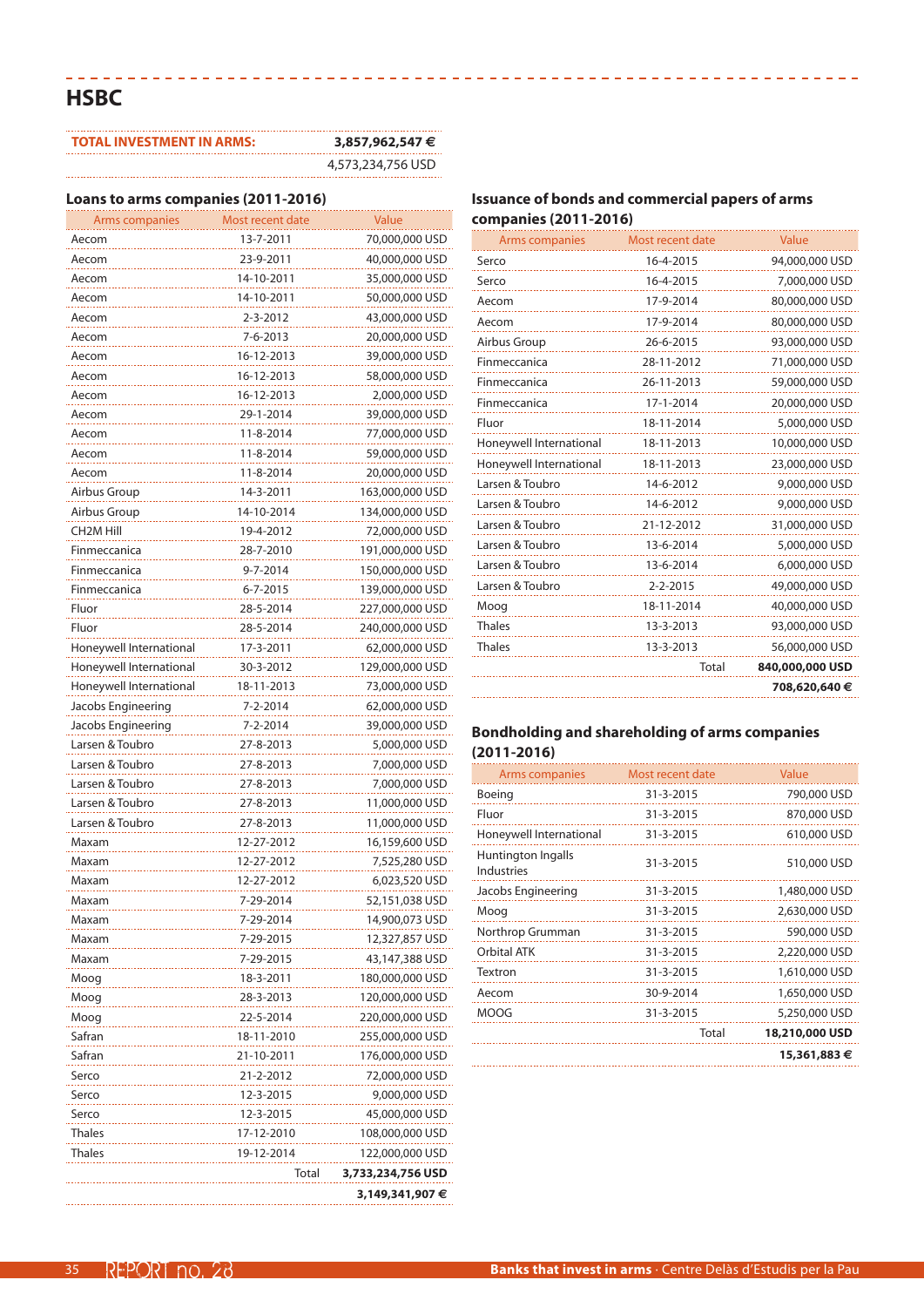## HSBC

| TOTAL INVESTMENT IN ARMS: | 3,857,962,547 € |
|---|---|
| | 4,573,234,756 USD |

### Loans to arms companies (2011-2016)

| Arms companies | Most recent date | Value |
|---|---|---|
| Aecom | 13-7-2011 | 70,000,000 USD |
| Aecom | 23-9-2011 | 40,000,000 USD |
| Aecom | 14-10-2011 | 35,000,000 USD |
| Aecom | 14-10-2011 | 50,000,000 USD |
| Aecom | 2-3-2012 | 43,000,000 USD |
| Aecom | 7-6-2013 | 20,000,000 USD |
| Aecom | 16-12-2013 | 39,000,000 USD |
| Aecom | 16-12-2013 | 58,000,000 USD |
| Aecom | 16-12-2013 | 2,000,000 USD |
| Aecom | 29-1-2014 | 39,000,000 USD |
| Aecom | 11-8-2014 | 77,000,000 USD |
| Aecom | 11-8-2014 | 59,000,000 USD |
| Aecom | 11-8-2014 | 20,000,000 USD |
| Airbus Group | 14-3-2011 | 163,000,000 USD |
| Airbus Group | 14-10-2014 | 134,000,000 USD |
| CH2M Hill | 19-4-2012 | 72,000,000 USD |
| Finmeccanica | 28-7-2010 | 191,000,000 USD |
| Finmeccanica | 9-7-2014 | 150,000,000 USD |
| Finmeccanica | 6-7-2015 | 139,000,000 USD |
| Fluor | 28-5-2014 | 227,000,000 USD |
| Fluor | 28-5-2014 | 240,000,000 USD |
| Honeywell International | 17-3-2011 | 62,000,000 USD |
| Honeywell International | 30-3-2012 | 129,000,000 USD |
| Honeywell International | 18-11-2013 | 73,000,000 USD |
| Jacobs Engineering | 7-2-2014 | 62,000,000 USD |
| Jacobs Engineering | 7-2-2014 | 39,000,000 USD |
| Larsen & Toubro | 27-8-2013 | 5,000,000 USD |
| Larsen & Toubro | 27-8-2013 | 7,000,000 USD |
| Larsen & Toubro | 27-8-2013 | 7,000,000 USD |
| Larsen & Toubro | 27-8-2013 | 11,000,000 USD |
| Larsen & Toubro | 27-8-2013 | 11,000,000 USD |
| Maxam | 12-27-2012 | 16,159,600 USD |
| Maxam | 12-27-2012 | 7,525,280 USD |
| Maxam | 12-27-2012 | 6,023,520 USD |
| Maxam | 7-29-2014 | 52,151,038 USD |
| Maxam | 7-29-2014 | 14,900,073 USD |
| Maxam | 7-29-2015 | 12,327,857 USD |
| Maxam | 7-29-2015 | 43,147,388 USD |
| Moog | 18-3-2011 | 180,000,000 USD |
| Moog | 28-3-2013 | 120,000,000 USD |
| Moog | 22-5-2014 | 220,000,000 USD |
| Safran | 18-11-2010 | 255,000,000 USD |
| Safran | 21-10-2011 | 176,000,000 USD |
| Serco | 21-2-2012 | 72,000,000 USD |
| Serco | 12-3-2015 | 9,000,000 USD |
| Serco | 12-3-2015 | 45,000,000 USD |
| Thales | 17-12-2010 | 108,000,000 USD |
| Thales | 19-12-2014 | 122,000,000 USD |
| | Total | **3,733,234,756 USD** |
| | | **3,149,341,907 €** |

### Issuance of bonds and commercial papers of arms companies (2011-2016)

| Arms companies | Most recent date | Value |
|---|---|---|
| Serco | 16-4-2015 | 94,000,000 USD |
| Serco | 16-4-2015 | 7,000,000 USD |
| Aecom | 17-9-2014 | 80,000,000 USD |
| Aecom | 17-9-2014 | 80,000,000 USD |
| Airbus Group | 26-6-2015 | 93,000,000 USD |
| Finmeccanica | 28-11-2012 | 71,000,000 USD |
| Finmeccanica | 26-11-2013 | 59,000,000 USD |
| Finmeccanica | 17-1-2014 | 20,000,000 USD |
| Fluor | 18-11-2014 | 5,000,000 USD |
| Honeywell International | 18-11-2013 | 10,000,000 USD |
| Honeywell International | 18-11-2013 | 23,000,000 USD |
| Larsen & Toubro | 14-6-2012 | 9,000,000 USD |
| Larsen & Toubro | 14-6-2012 | 9,000,000 USD |
| Larsen & Toubro | 21-12-2012 | 31,000,000 USD |
| Larsen & Toubro | 13-6-2014 | 5,000,000 USD |
| Larsen & Toubro | 13-6-2014 | 6,000,000 USD |
| Larsen & Toubro | 2-2-2015 | 49,000,000 USD |
| Moog | 18-11-2014 | 40,000,000 USD |
| Thales | 13-3-2013 | 93,000,000 USD |
| Thales | 13-3-2013 | 56,000,000 USD |
| | Total | **840,000,000 USD** |
| | | **708,620,640 €** |

### Bondholding and shareholding of arms companies (2011-2016)

| Arms companies | Most recent date | Value |
|---|---|---|
| Boeing | 31-3-2015 | 790,000 USD |
| Fluor | 31-3-2015 | 870,000 USD |
| Honeywell International | 31-3-2015 | 610,000 USD |
| Huntington Ingalls Industries | 31-3-2015 | 510,000 USD |
| Jacobs Engineering | 31-3-2015 | 1,480,000 USD |
| Moog | 31-3-2015 | 2,630,000 USD |
| Northrop Grumman | 31-3-2015 | 590,000 USD |
| Orbital ATK | 31-3-2015 | 2,220,000 USD |
| Textron | 31-3-2015 | 1,610,000 USD |
| Aecom | 30-9-2014 | 1,650,000 USD |
| MOOG | 31-3-2015 | 5,250,000 USD |
| | Total | **18,210,000 USD** |
| | | **15,361,883 €** |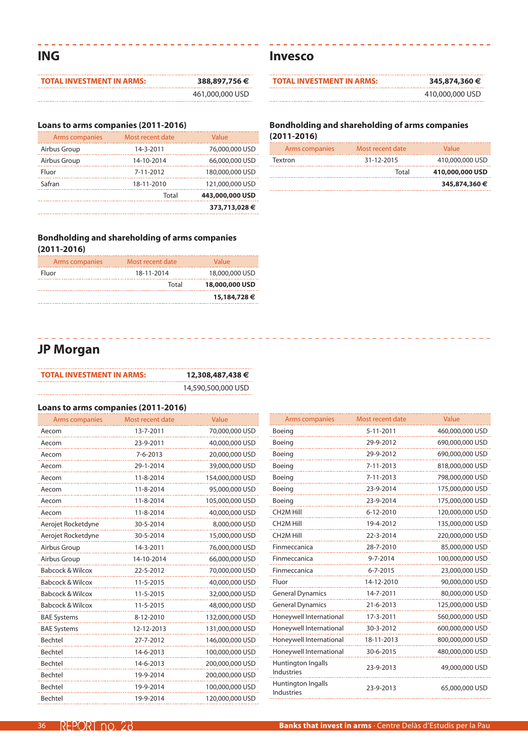## ING

| TOTAL INVESTMENT IN ARMS: | 388,897,756 € |
|---|---|
| | 461,000,000 USD |

### Loans to arms companies (2011-2016)

| Arms companies | Most recent date | Value |
|---|---|---|
| Airbus Group | 14-3-2011 | 76,000,000 USD |
| Airbus Group | 14-10-2014 | 66,000,000 USD |
| Fluor | 7-11-2012 | 180,000,000 USD |
| Safran | 18-11-2010 | 121,000,000 USD |
| | Total | **443,000,000 USD** |
| | | **373,713,028 €** |

### Bondholding and shareholding of arms companies (2011-2016)

| Arms companies | Most recent date | Value |
|---|---|---|
| Fluor | 18-11-2014 | 18,000,000 USD |
| | Total | **18,000,000 USD** |
| | | **15,184,728 €** |

## Invesco

| TOTAL INVESTMENT IN ARMS: | 345,874,360 € |
|---|---|
| | 410,000,000 USD |

### Bondholding and shareholding of arms companies (2011-2016)

| Arms companies | Most recent date | Value |
|---|---|---|
| Textron | 31-12-2015 | 410,000,000 USD |
| | Total | **410,000,000 USD** |
| | | **345,874,360 €** |

## JP Morgan

| TOTAL INVESTMENT IN ARMS: | 12,308,487,438 € |
|---|---|
| | 14,590,500,000 USD |

### Loans to arms companies (2011-2016)

| Arms companies | Most recent date | Value |
|---|---|---|
| Aecom | 13-7-2011 | 70,000,000 USD |
| Aecom | 23-9-2011 | 40,000,000 USD |
| Aecom | 7-6-2013 | 20,000,000 USD |
| Aecom | 29-1-2014 | 39,000,000 USD |
| Aecom | 11-8-2014 | 154,000,000 USD |
| Aecom | 11-8-2014 | 95,000,000 USD |
| Aecom | 11-8-2014 | 105,000,000 USD |
| Aecom | 11-8-2014 | 40,000,000 USD |
| Aerojet Rocketdyne | 30-5-2014 | 8,000,000 USD |
| Aerojet Rocketdyne | 30-5-2014 | 15,000,000 USD |
| Airbus Group | 14-3-2011 | 76,000,000 USD |
| Airbus Group | 14-10-2014 | 66,000,000 USD |
| Babcock & Wilcox | 22-5-2012 | 70,000,000 USD |
| Babcock & Wilcox | 11-5-2015 | 40,000,000 USD |
| Babcock & Wilcox | 11-5-2015 | 32,000,000 USD |
| Babcock & Wilcox | 11-5-2015 | 48,000,000 USD |
| BAE Systems | 8-12-2010 | 132,000,000 USD |
| BAE Systems | 12-12-2013 | 131,000,000 USD |
| Bechtel | 27-7-2012 | 146,000,000 USD |
| Bechtel | 14-6-2013 | 100,000,000 USD |
| Bechtel | 14-6-2013 | 200,000,000 USD |
| Bechtel | 19-9-2014 | 200,000,000 USD |
| Bechtel | 19-9-2014 | 100,000,000 USD |
| Bechtel | 19-9-2014 | 120,000,000 USD |
| Boeing | 5-11-2011 | 460,000,000 USD |
| Boeing | 29-9-2012 | 690,000,000 USD |
| Boeing | 29-9-2012 | 690,000,000 USD |
| Boeing | 7-11-2013 | 818,000,000 USD |
| Boeing | 7-11-2013 | 798,000,000 USD |
| Boeing | 23-9-2014 | 175,000,000 USD |
| Boeing | 23-9-2014 | 175,000,000 USD |
| CH2M Hill | 6-12-2010 | 120,000,000 USD |
| CH2M Hill | 19-4-2012 | 135,000,000 USD |
| CH2M Hill | 22-3-2014 | 220,000,000 USD |
| Finmeccanica | 28-7-2010 | 85,000,000 USD |
| Finmeccanica | 9-7-2014 | 100,000,000 USD |
| Finmeccanica | 6-7-2015 | 23,000,000 USD |
| Fluor | 14-12-2010 | 90,000,000 USD |
| General Dynamics | 14-7-2011 | 80,000,000 USD |
| General Dynamics | 21-6-2013 | 125,000,000 USD |
| Honeywell International | 17-3-2011 | 560,000,000 USD |
| Honeywell International | 30-3-2012 | 600,000,000 USD |
| Honeywell International | 18-11-2013 | 800,000,000 USD |
| Honeywell International | 30-6-2015 | 480,000,000 USD |
| Huntington Ingalls Industries | 23-9-2013 | 49,000,000 USD |
| Huntington Ingalls Industries | 23-9-2013 | 65,000,000 USD |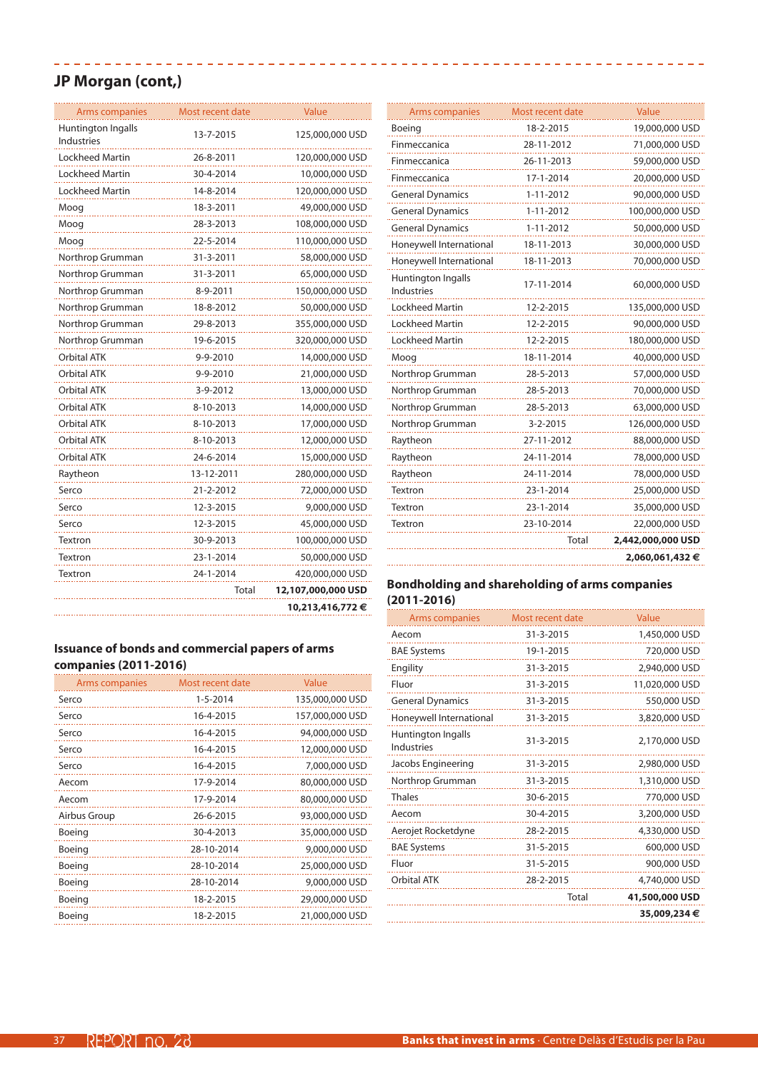## JP Morgan (cont,)

| Arms companies | Most recent date | Value |
|---|---|---|
| Huntington Ingalls Industries | 13-7-2015 | 125,000,000 USD |
| Lockheed Martin | 26-8-2011 | 120,000,000 USD |
| Lockheed Martin | 30-4-2014 | 10,000,000 USD |
| Lockheed Martin | 14-8-2014 | 120,000,000 USD |
| Moog | 18-3-2011 | 49,000,000 USD |
| Moog | 28-3-2013 | 108,000,000 USD |
| Moog | 22-5-2014 | 110,000,000 USD |
| Northrop Grumman | 31-3-2011 | 58,000,000 USD |
| Northrop Grumman | 31-3-2011 | 65,000,000 USD |
| Northrop Grumman | 8-9-2011 | 150,000,000 USD |
| Northrop Grumman | 18-8-2012 | 50,000,000 USD |
| Northrop Grumman | 29-8-2013 | 355,000,000 USD |
| Northrop Grumman | 19-6-2015 | 320,000,000 USD |
| Orbital ATK | 9-9-2010 | 14,000,000 USD |
| Orbital ATK | 9-9-2010 | 21,000,000 USD |
| Orbital ATK | 3-9-2012 | 13,000,000 USD |
| Orbital ATK | 8-10-2013 | 14,000,000 USD |
| Orbital ATK | 8-10-2013 | 17,000,000 USD |
| Orbital ATK | 8-10-2013 | 12,000,000 USD |
| Orbital ATK | 24-6-2014 | 15,000,000 USD |
| Raytheon | 13-12-2011 | 280,000,000 USD |
| Serco | 21-2-2012 | 72,000,000 USD |
| Serco | 12-3-2015 | 9,000,000 USD |
| Serco | 12-3-2015 | 45,000,000 USD |
| Textron | 30-9-2013 | 100,000,000 USD |
| Textron | 23-1-2014 | 50,000,000 USD |
| Textron | 24-1-2014 | 420,000,000 USD |
| | Total | **12,107,000,000 USD** |
| | | **10,213,416,772 €** |

### Issuance of bonds and commercial papers of arms companies (2011-2016)

| Arms companies | Most recent date | Value |
|---|---|---|
| Serco | 1-5-2014 | 135,000,000 USD |
| Serco | 16-4-2015 | 157,000,000 USD |
| Serco | 16-4-2015 | 94,000,000 USD |
| Serco | 16-4-2015 | 12,000,000 USD |
| Serco | 16-4-2015 | 7,000,000 USD |
| Aecom | 17-9-2014 | 80,000,000 USD |
| Aecom | 17-9-2014 | 80,000,000 USD |
| Airbus Group | 26-6-2015 | 93,000,000 USD |
| Boeing | 30-4-2013 | 35,000,000 USD |
| Boeing | 28-10-2014 | 9,000,000 USD |
| Boeing | 28-10-2014 | 25,000,000 USD |
| Boeing | 28-10-2014 | 9,000,000 USD |
| Boeing | 18-2-2015 | 29,000,000 USD |
| Boeing | 18-2-2015 | 21,000,000 USD |
| Boeing | 18-2-2015 | 19,000,000 USD |
| Finmeccanica | 28-11-2012 | 71,000,000 USD |
| Finmeccanica | 26-11-2013 | 59,000,000 USD |
| Finmeccanica | 17-1-2014 | 20,000,000 USD |
| General Dynamics | 1-11-2012 | 90,000,000 USD |
| General Dynamics | 1-11-2012 | 100,000,000 USD |
| General Dynamics | 1-11-2012 | 50,000,000 USD |
| Honeywell International | 18-11-2013 | 30,000,000 USD |
| Honeywell International | 18-11-2013 | 70,000,000 USD |
| Huntington Ingalls Industries | 17-11-2014 | 60,000,000 USD |
| Lockheed Martin | 12-2-2015 | 135,000,000 USD |
| Lockheed Martin | 12-2-2015 | 90,000,000 USD |
| Lockheed Martin | 12-2-2015 | 180,000,000 USD |
| Moog | 18-11-2014 | 40,000,000 USD |
| Northrop Grumman | 28-5-2013 | 57,000,000 USD |
| Northrop Grumman | 28-5-2013 | 70,000,000 USD |
| Northrop Grumman | 28-5-2013 | 63,000,000 USD |
| Northrop Grumman | 3-2-2015 | 126,000,000 USD |
| Raytheon | 27-11-2012 | 88,000,000 USD |
| Raytheon | 24-11-2014 | 78,000,000 USD |
| Raytheon | 24-11-2014 | 78,000,000 USD |
| Textron | 23-1-2014 | 25,000,000 USD |
| Textron | 23-1-2014 | 35,000,000 USD |
| Textron | 23-10-2014 | 22,000,000 USD |
| | Total | **2,442,000,000 USD** |
| | | **2,060,061,432 €** |

### Bondholding and shareholding of arms companies (2011-2016)

| Arms companies | Most recent date | Value |
|---|---|---|
| Aecom | 31-3-2015 | 1,450,000 USD |
| BAE Systems | 19-1-2015 | 720,000 USD |
| Engility | 31-3-2015 | 2,940,000 USD |
| Fluor | 31-3-2015 | 11,020,000 USD |
| General Dynamics | 31-3-2015 | 550,000 USD |
| Honeywell International | 31-3-2015 | 3,820,000 USD |
| Huntington Ingalls Industries | 31-3-2015 | 2,170,000 USD |
| Jacobs Engineering | 31-3-2015 | 2,980,000 USD |
| Northrop Grumman | 31-3-2015 | 1,310,000 USD |
| Thales | 30-6-2015 | 770,000 USD |
| Aecom | 30-4-2015 | 3,200,000 USD |
| Aerojet Rocketdyne | 28-2-2015 | 4,330,000 USD |
| BAE Systems | 31-5-2015 | 600,000 USD |
| Fluor | 31-5-2015 | 900,000 USD |
| Orbital ATK | 28-2-2015 | 4,740,000 USD |
| | Total | **41,500,000 USD** |
| | | **35,009,234 €** |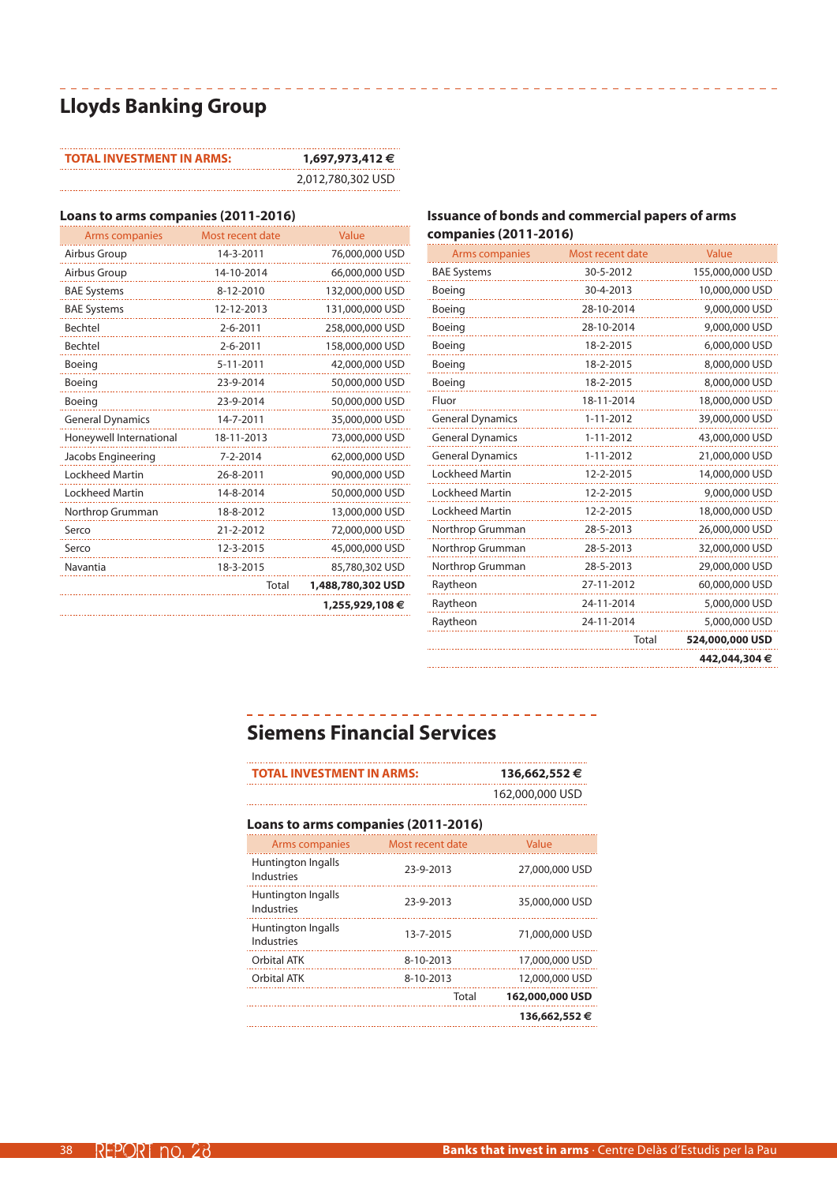## Lloyds Banking Group

| TOTAL INVESTMENT IN ARMS: | 1,697,973,412 € |
|---|---|
| | 2,012,780,302 USD |

### Loans to arms companies (2011-2016)

| Arms companies | Most recent date | Value |
|---|---|---|
| Airbus Group | 14-3-2011 | 76,000,000 USD |
| Airbus Group | 14-10-2014 | 66,000,000 USD |
| BAE Systems | 8-12-2010 | 132,000,000 USD |
| BAE Systems | 12-12-2013 | 131,000,000 USD |
| Bechtel | 2-6-2011 | 258,000,000 USD |
| Bechtel | 2-6-2011 | 158,000,000 USD |
| Boeing | 5-11-2011 | 42,000,000 USD |
| Boeing | 23-9-2014 | 50,000,000 USD |
| Boeing | 23-9-2014 | 50,000,000 USD |
| General Dynamics | 14-7-2011 | 35,000,000 USD |
| Honeywell International | 18-11-2013 | 73,000,000 USD |
| Jacobs Engineering | 7-2-2014 | 62,000,000 USD |
| Lockheed Martin | 26-8-2011 | 90,000,000 USD |
| Lockheed Martin | 14-8-2014 | 50,000,000 USD |
| Northrop Grumman | 18-8-2012 | 13,000,000 USD |
| Serco | 21-2-2012 | 72,000,000 USD |
| Serco | 12-3-2015 | 45,000,000 USD |
| Navantia | 18-3-2015 | 85,780,302 USD |
| | Total | **1,488,780,302 USD** |
| | | **1,255,929,108 €** |

### Issuance of bonds and commercial papers of arms companies (2011-2016)

| Arms companies | Most recent date | Value |
|---|---|---|
| BAE Systems | 30-5-2012 | 155,000,000 USD |
| Boeing | 30-4-2013 | 10,000,000 USD |
| Boeing | 28-10-2014 | 9,000,000 USD |
| Boeing | 28-10-2014 | 9,000,000 USD |
| Boeing | 18-2-2015 | 6,000,000 USD |
| Boeing | 18-2-2015 | 8,000,000 USD |
| Boeing | 18-2-2015 | 8,000,000 USD |
| Fluor | 18-11-2014 | 18,000,000 USD |
| General Dynamics | 1-11-2012 | 39,000,000 USD |
| General Dynamics | 1-11-2012 | 43,000,000 USD |
| General Dynamics | 1-11-2012 | 21,000,000 USD |
| Lockheed Martin | 12-2-2015 | 14,000,000 USD |
| Lockheed Martin | 12-2-2015 | 9,000,000 USD |
| Lockheed Martin | 12-2-2015 | 18,000,000 USD |
| Northrop Grumman | 28-5-2013 | 26,000,000 USD |
| Northrop Grumman | 28-5-2013 | 32,000,000 USD |
| Northrop Grumman | 28-5-2013 | 29,000,000 USD |
| Raytheon | 27-11-2012 | 60,000,000 USD |
| Raytheon | 24-11-2014 | 5,000,000 USD |
| Raytheon | 24-11-2014 | 5,000,000 USD |
| | Total | **524,000,000 USD** |
| | | **442,044,304 €** |

## Siemens Financial Services

| TOTAL INVESTMENT IN ARMS: | 136,662,552 € |
|---|---|
| | 162,000,000 USD |

### Loans to arms companies (2011-2016)

| Arms companies | Most recent date | Value |
|---|---|---|
| Huntington Ingalls Industries | 23-9-2013 | 27,000,000 USD |
| Huntington Ingalls Industries | 23-9-2013 | 35,000,000 USD |
| Huntington Ingalls Industries | 13-7-2015 | 71,000,000 USD |
| Orbital ATK | 8-10-2013 | 17,000,000 USD |
| Orbital ATK | 8-10-2013 | 12,000,000 USD |
| | Total | **162,000,000 USD** |
| | | **136,662,552 €** |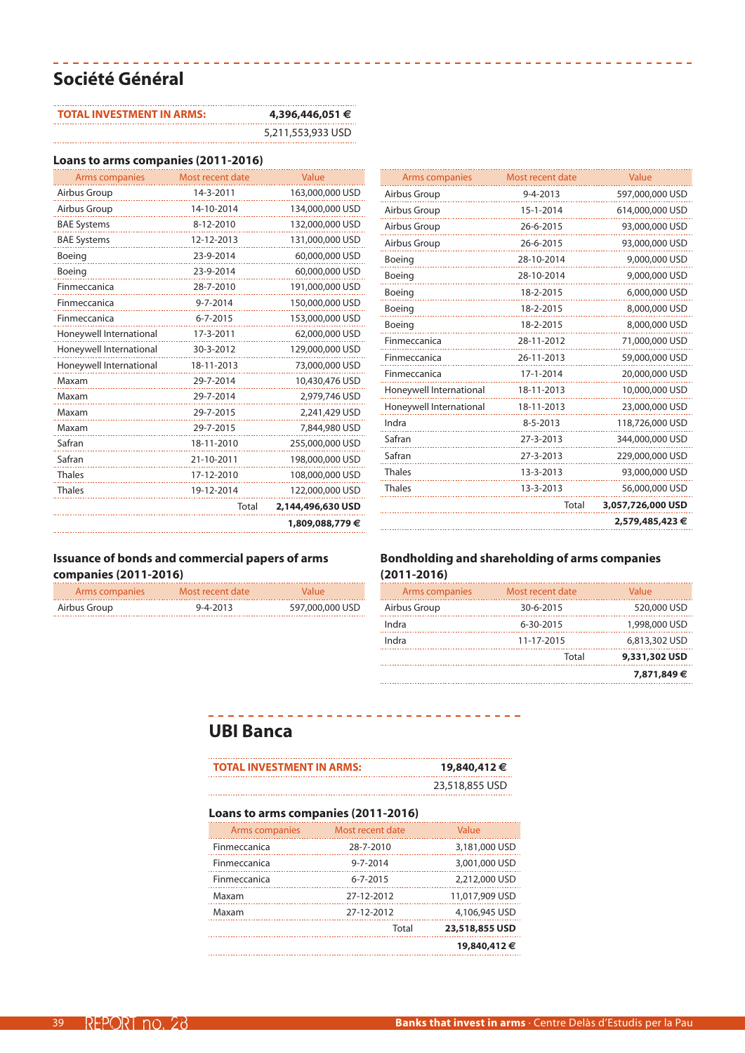## Société Général

| TOTAL INVESTMENT IN ARMS: | 4,396,446,051 € |
|---|---|
| | 5,211,553,933 USD |

### Loans to arms companies (2011-2016)

| Arms companies | Most recent date | Value |
|---|---|---|
| Airbus Group | 14-3-2011 | 163,000,000 USD |
| Airbus Group | 14-10-2014 | 134,000,000 USD |
| BAE Systems | 8-12-2010 | 132,000,000 USD |
| BAE Systems | 12-12-2013 | 131,000,000 USD |
| Boeing | 23-9-2014 | 60,000,000 USD |
| Boeing | 23-9-2014 | 60,000,000 USD |
| Finmeccanica | 28-7-2010 | 191,000,000 USD |
| Finmeccanica | 9-7-2014 | 150,000,000 USD |
| Finmeccanica | 6-7-2015 | 153,000,000 USD |
| Honeywell International | 17-3-2011 | 62,000,000 USD |
| Honeywell International | 30-3-2012 | 129,000,000 USD |
| Honeywell International | 18-11-2013 | 73,000,000 USD |
| Maxam | 29-7-2014 | 10,430,476 USD |
| Maxam | 29-7-2014 | 2,979,746 USD |
| Maxam | 29-7-2015 | 2,241,429 USD |
| Maxam | 29-7-2015 | 7,844,980 USD |
| Safran | 18-11-2010 | 255,000,000 USD |
| Safran | 21-10-2011 | 198,000,000 USD |
| Thales | 17-12-2010 | 108,000,000 USD |
| Thales | 19-12-2014 | 122,000,000 USD |
| | Total | **2,144,496,630 USD** |
| | | **1,809,088,779 €** |

| Arms companies | Most recent date | Value |
|---|---|---|
| Airbus Group | 9-4-2013 | 597,000,000 USD |
| Airbus Group | 15-1-2014 | 614,000,000 USD |
| Airbus Group | 26-6-2015 | 93,000,000 USD |
| Airbus Group | 26-6-2015 | 93,000,000 USD |
| Boeing | 28-10-2014 | 9,000,000 USD |
| Boeing | 28-10-2014 | 9,000,000 USD |
| Boeing | 18-2-2015 | 6,000,000 USD |
| Boeing | 18-2-2015 | 8,000,000 USD |
| Boeing | 18-2-2015 | 8,000,000 USD |
| Finmeccanica | 28-11-2012 | 71,000,000 USD |
| Finmeccanica | 26-11-2013 | 59,000,000 USD |
| Finmeccanica | 17-1-2014 | 20,000,000 USD |
| Honeywell International | 18-11-2013 | 10,000,000 USD |
| Honeywell International | 18-11-2013 | 23,000,000 USD |
| Indra | 8-5-2013 | 118,726,000 USD |
| Safran | 27-3-2013 | 344,000,000 USD |
| Safran | 27-3-2013 | 229,000,000 USD |
| Thales | 13-3-2013 | 93,000,000 USD |
| Thales | 13-3-2013 | 56,000,000 USD |
| | Total | **3,057,726,000 USD** |
| | | **2,579,485,423 €** |

### Issuance of bonds and commercial papers of arms companies (2011-2016)

| Arms companies | Most recent date | Value |
|---|---|---|
| Airbus Group | 9-4-2013 | 597,000,000 USD |

### Bondholding and shareholding of arms companies (2011-2016)

| Arms companies | Most recent date | Value |
|---|---|---|
| Airbus Group | 30-6-2015 | 520,000 USD |
| Indra | 6-30-2015 | 1,998,000 USD |
| Indra | 11-17-2015 | 6,813,302 USD |
| | Total | **9,331,302 USD** |
| | | **7,871,849 €** |

## UBI Banca

| TOTAL INVESTMENT IN ARMS: | 19,840,412 € |
|---|---|
| | 23,518,855 USD |

### Loans to arms companies (2011-2016)

| Arms companies | Most recent date | Value |
|---|---|---|
| Finmeccanica | 28-7-2010 | 3,181,000 USD |
| Finmeccanica | 9-7-2014 | 3,001,000 USD |
| Finmeccanica | 6-7-2015 | 2,212,000 USD |
| Maxam | 27-12-2012 | 11,017,909 USD |
| Maxam | 27-12-2012 | 4,106,945 USD |
| | Total | **23,518,855 USD** |
| | | **19,840,412 €** |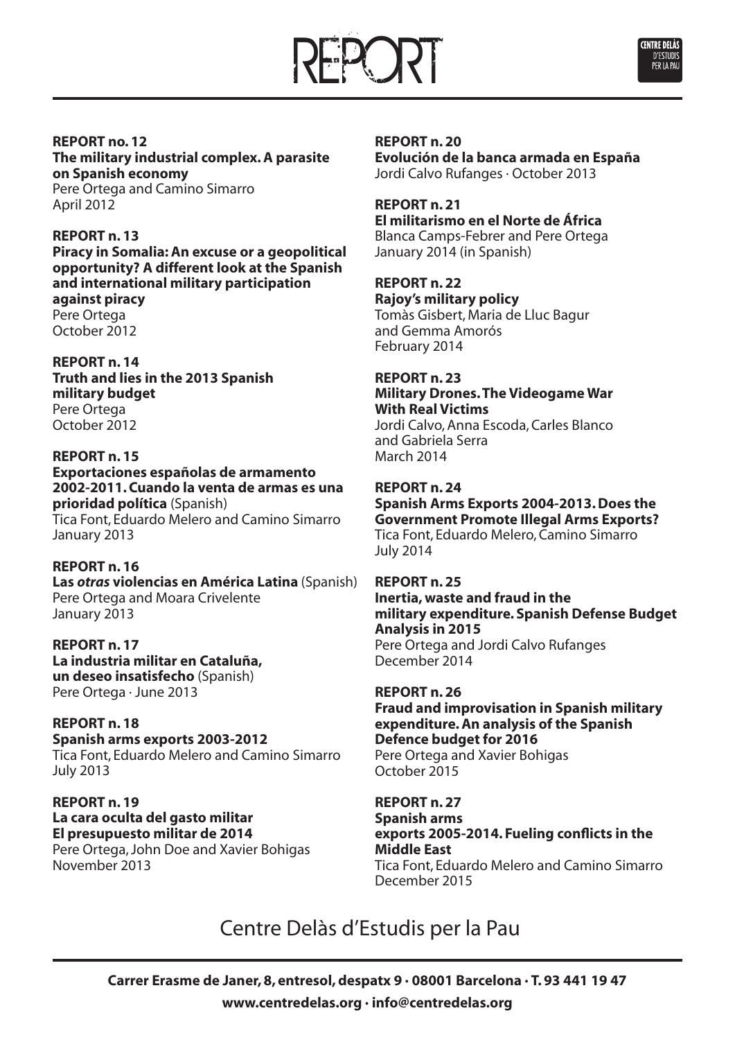# REPORT

**REPORT no. 12**
**The military industrial complex. A parasite on Spanish economy**
Pere Ortega and Camino Simarro
April 2012

**REPORT n. 13**
**Piracy in Somalia: An excuse or a geopolitical opportunity? A different look at the Spanish and international military participation against piracy**
Pere Ortega
October 2012

**REPORT n. 14**
**Truth and lies in the 2013 Spanish military budget**
Pere Ortega
October 2012

**REPORT n. 15**
**Exportaciones españolas de armamento 2002-2011. Cuando la venta de armas es una prioridad política** (Spanish)
Tica Font, Eduardo Melero and Camino Simarro
January 2013

**REPORT n. 16**
**Las *otras* violencias en América Latina** (Spanish)
Pere Ortega and Moara Crivelente
January 2013

**REPORT n. 17**
**La industria militar en Cataluña, un deseo insatisfecho** (Spanish)
Pere Ortega · June 2013

**REPORT n. 18**
**Spanish arms exports 2003-2012**
Tica Font, Eduardo Melero and Camino Simarro
July 2013

**REPORT n. 19**
**La cara oculta del gasto militar El presupuesto militar de 2014**
Pere Ortega, John Doe and Xavier Bohigas
November 2013

**REPORT n. 20**
**Evolución de la banca armada en España**
Jordi Calvo Rufanges · October 2013

**REPORT n. 21**
**El militarismo en el Norte de África**
Blanca Camps-Febrer and Pere Ortega
January 2014 (in Spanish)

**REPORT n. 22**
**Rajoy's military policy**
Tomàs Gisbert, Maria de Lluc Bagur and Gemma Amorós
February 2014

**REPORT n. 23**
**Military Drones. The Videogame War With Real Victims**
Jordi Calvo, Anna Escoda, Carles Blanco and Gabriela Serra
March 2014

**REPORT n. 24**
**Spanish Arms Exports 2004-2013. Does the Government Promote Illegal Arms Exports?**
Tica Font, Eduardo Melero, Camino Simarro
July 2014

**REPORT n. 25**
**Inertia, waste and fraud in the military expenditure. Spanish Defense Budget Analysis in 2015**
Pere Ortega and Jordi Calvo Rufanges
December 2014

**REPORT n. 26**
**Fraud and improvisation in Spanish military expenditure. An analysis of the Spanish Defence budget for 2016**
Pere Ortega and Xavier Bohigas
October 2015

**REPORT n. 27**
**Spanish arms exports 2005-2014. Fueling conflicts in the Middle East**
Tica Font, Eduardo Melero and Camino Simarro
December 2015

Centre Delàs d'Estudis per la Pau

**Carrer Erasme de Janer, 8, entresol, despatx 9 · 08001 Barcelona · T. 93 441 19 47**
**www.centredelas.org · info@centredelas.org**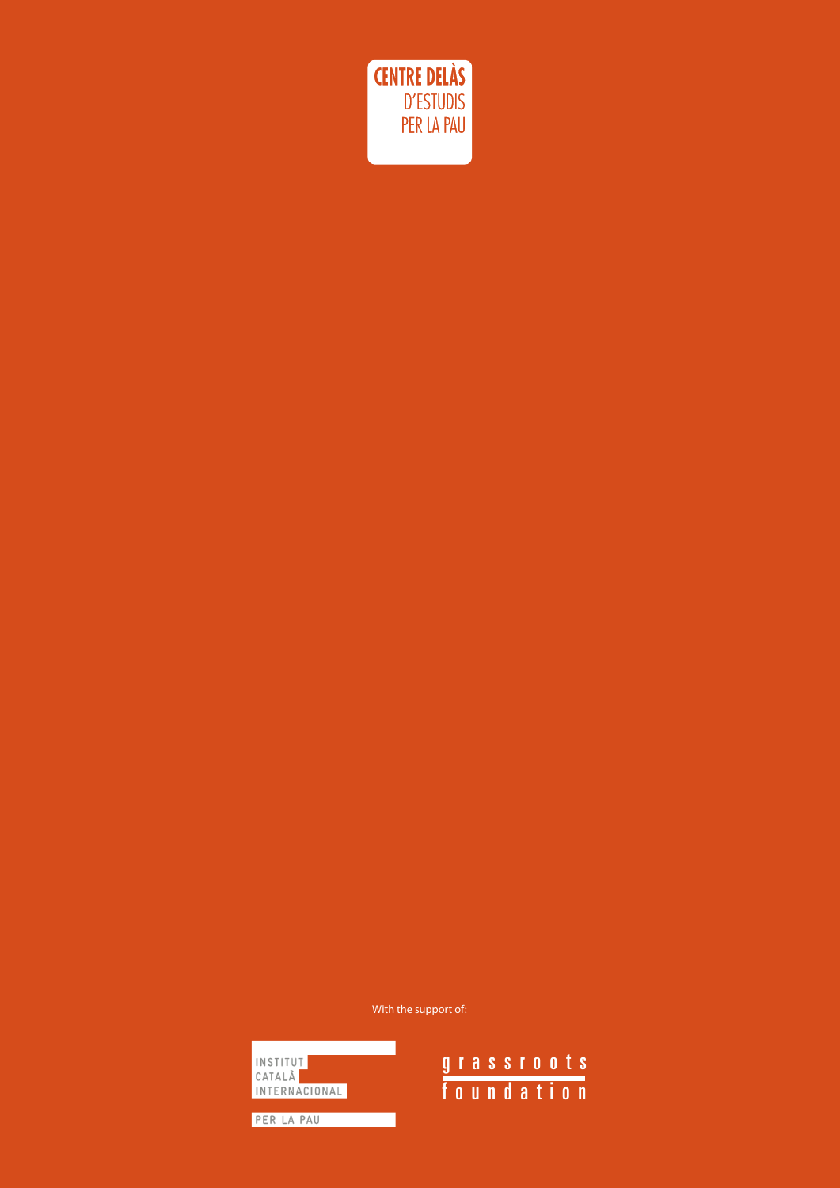CENTRE DELÀS
D'ESTUDIS
PER LA PAU

With the support of:

INSTITUT
CATALÀ
INTERNACIONAL
PER LA PAU

grassroots
foundation